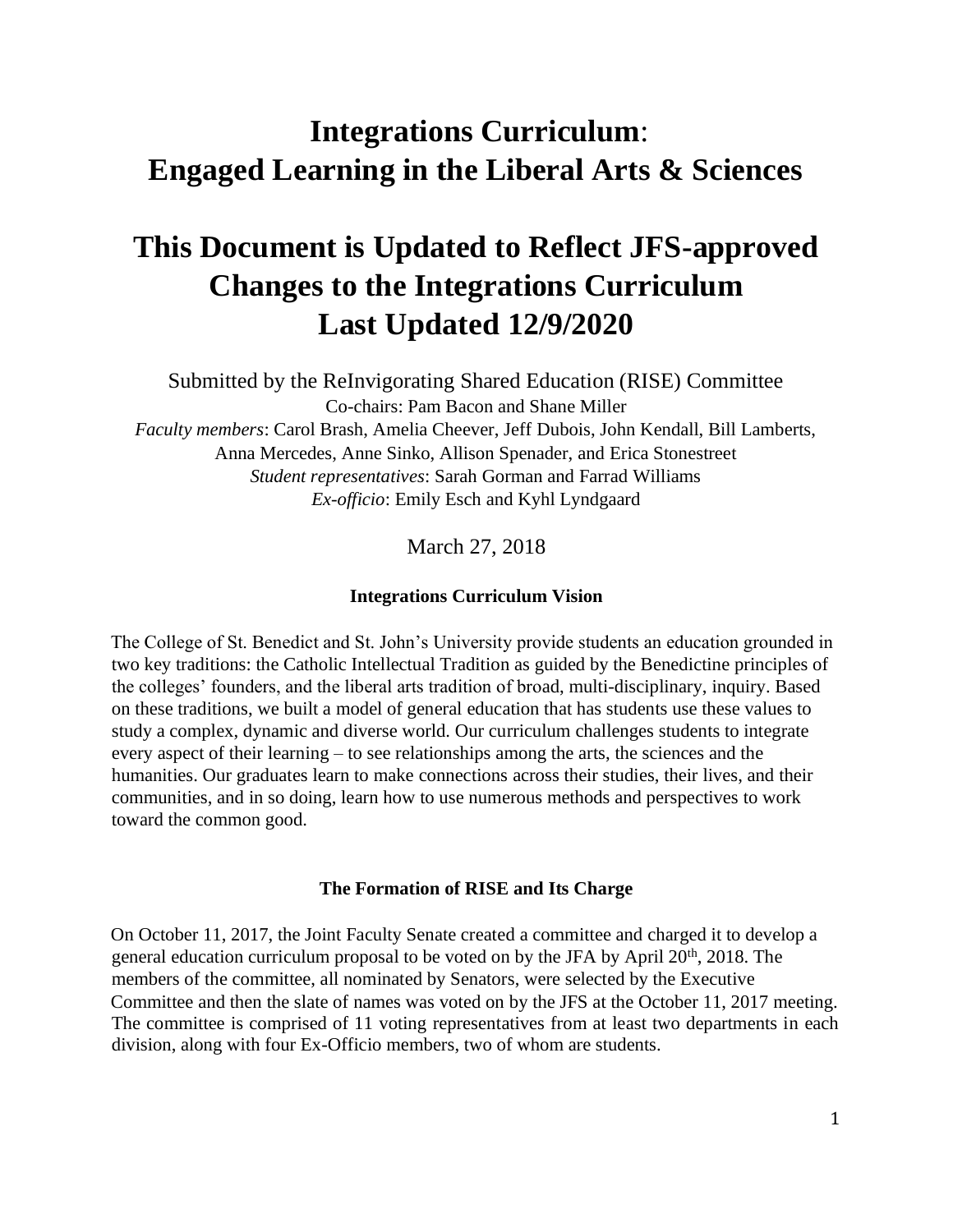# Integrations Curriculum: Engaged Learning in the Liberal Arts & Sciences

# This Document is Updated to Reflect JFS-approved Changes to the Integrations Curriculum Last Updated 12/9/2020

Submitted by the ReInvigorating Shared Education (RISE) Committee

Co-chairs: Pam Bacon and Shane Miller

*Faculty members*: Carol Brash, Amelia Cheever, Jeff Dubois, John Kendall, Bill Lamberts, Anna Mercedes, Anne Sinko, Allison Spenader, and Erica Stonestreet

*Student representatives*: Sarah Gorman and Farrad Williams

*Ex-officio*: Emily Esch and Kyhl Lyndgaard

March 27, 2018

### Integrations Curriculum Vision

The College of St. Benedict and St. John's University provide students an education grounded in two key traditions: the Catholic Intellectual Tradition as guided by the Benedictine principles of the colleges' founders, and the liberal arts tradition of broad, multi-disciplinary, inquiry. Based on these traditions, we built a model of general education that has students use these values to study a complex, dynamic and diverse world. Our curriculum challenges students to integrate every aspect of their learning – to see relationships among the arts, the sciences and the humanities. Our graduates learn to make connections across their studies, their lives, and their communities, and in so doing, learn how to use numerous methods and perspectives to work toward the common good.

### The Formation of RISE and Its Charge

On October 11, 2017, the Joint Faculty Senate created a committee and charged it to develop a general education curriculum proposal to be voted on by the JFA by April 20th, 2018. The members of the committee, all nominated by Senators, were selected by the Executive Committee and then the slate of names was voted on by the JFS at the October 11, 2017 meeting. The committee is comprised of 11 voting representatives from at least two departments in each division, along with four Ex-Officio members, two of whom are students.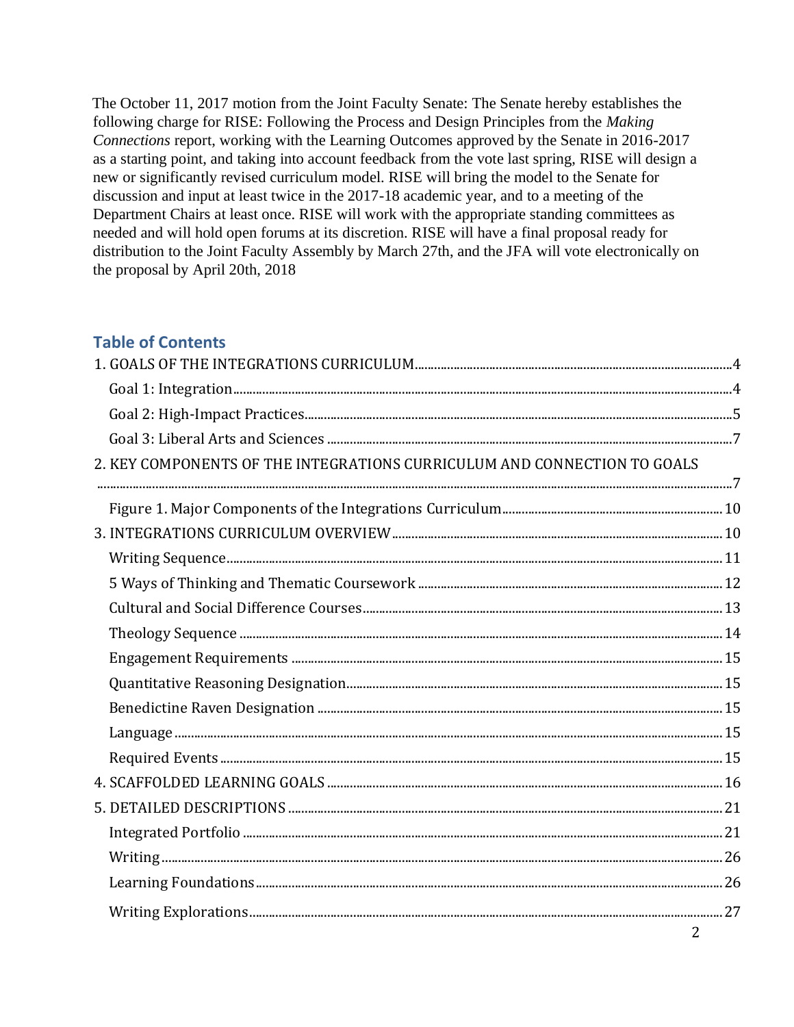The October 11, 2017 motion from the Joint Faculty Senate: The Senate hereby establishes the following charge for RISE: Following the Process and Design Principles from the *Making Connections* report, working with the Learning Outcomes approved by the Senate in 2016-2017 as a starting point, and taking into account feedback from the vote last spring, RISE will design a new or significantly revised curriculum model. RISE will bring the model to the Senate for discussion and input at least twice in the 2017-18 academic year, and to a meeting of the Department Chairs at least once. RISE will work with the appropriate standing committees as needed and will hold open forums at its discretion. RISE will have a final proposal ready for distribution to the Joint Faculty Assembly by March 27th, and the JFA will vote electronically on the proposal by April 20th, 2018

## Table of Contents

1. GOALS OF THE INTEGRATIONS CURRICULUM ....................................................... 4
   - Goal 1: Integration ....................................................... 4
   - Goal 2: High-Impact Practices ....................................................... 5
   - Goal 3: Liberal Arts and Sciences ....................................................... 7
2. KEY COMPONENTS OF THE INTEGRATIONS CURRICULUM AND CONNECTION TO GOALS ....................................................... 7
   - Figure 1. Major Components of the Integrations Curriculum ....................................................... 10
3. INTEGRATIONS CURRICULUM OVERVIEW ....................................................... 10
   - Writing Sequence ....................................................... 11
   - 5 Ways of Thinking and Thematic Coursework ....................................................... 12
   - Cultural and Social Difference Courses ....................................................... 13
   - Theology Sequence ....................................................... 14
   - Engagement Requirements ....................................................... 15
   - Quantitative Reasoning Designation ....................................................... 15
   - Benedictine Raven Designation ....................................................... 15
   - Language ....................................................... 15
   - Required Events ....................................................... 15
4. SCAFFOLDED LEARNING GOALS ....................................................... 16
5. DETAILED DESCRIPTIONS ....................................................... 21
   - Integrated Portfolio ....................................................... 21
   - Writing ....................................................... 26
   - Learning Foundations ....................................................... 26
   - Writing Explorations ....................................................... 27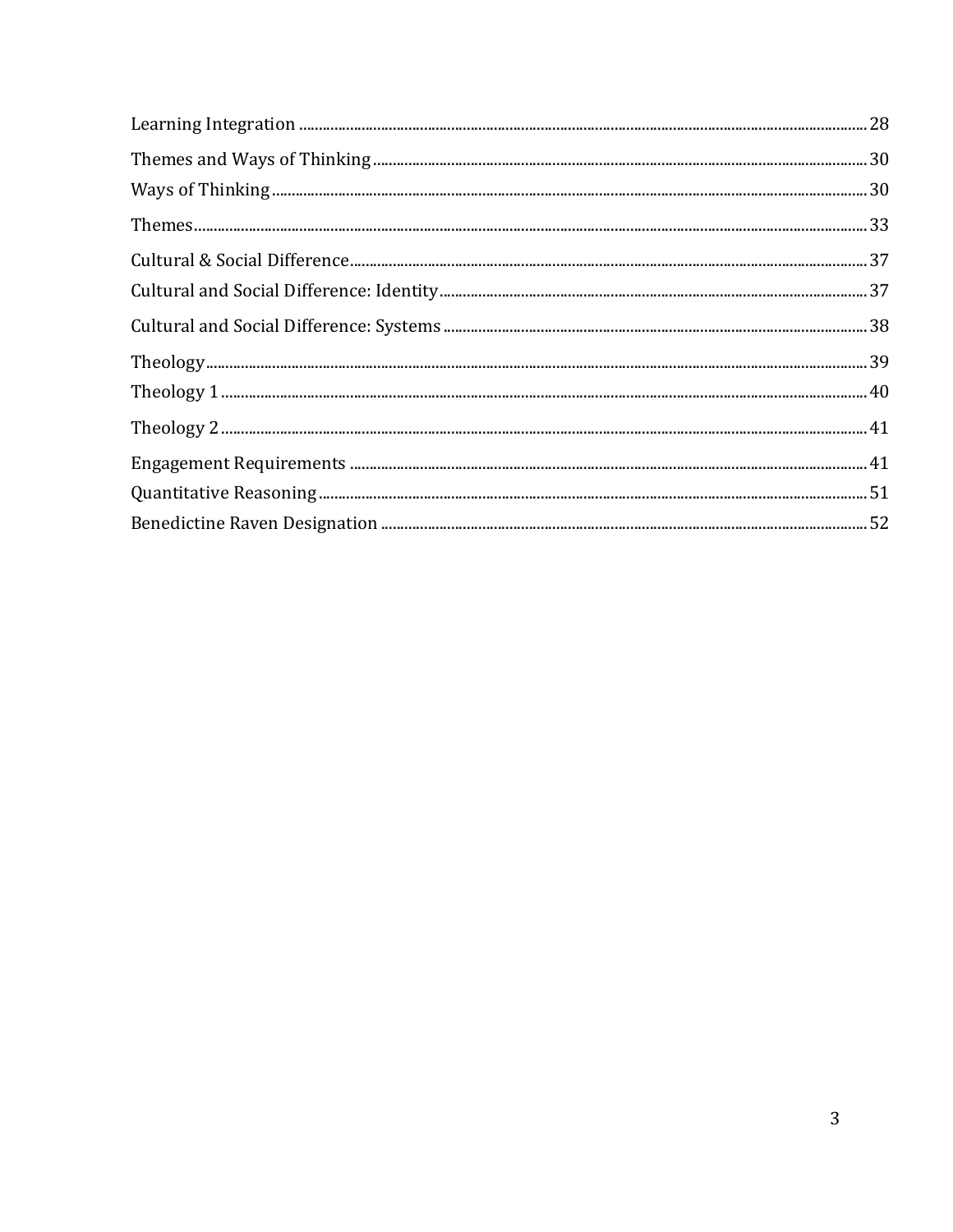Learning Integration ........ 28

Themes and Ways of Thinking ........ 30

Ways of Thinking ........ 30

Themes ........ 33

Cultural & Social Difference ........ 37

Cultural and Social Difference: Identity ........ 37

Cultural and Social Difference: Systems ........ 38

Theology ........ 39

Theology 1 ........ 40

Theology 2 ........ 41

Engagement Requirements ........ 41

Quantitative Reasoning ........ 51

Benedictine Raven Designation ........ 52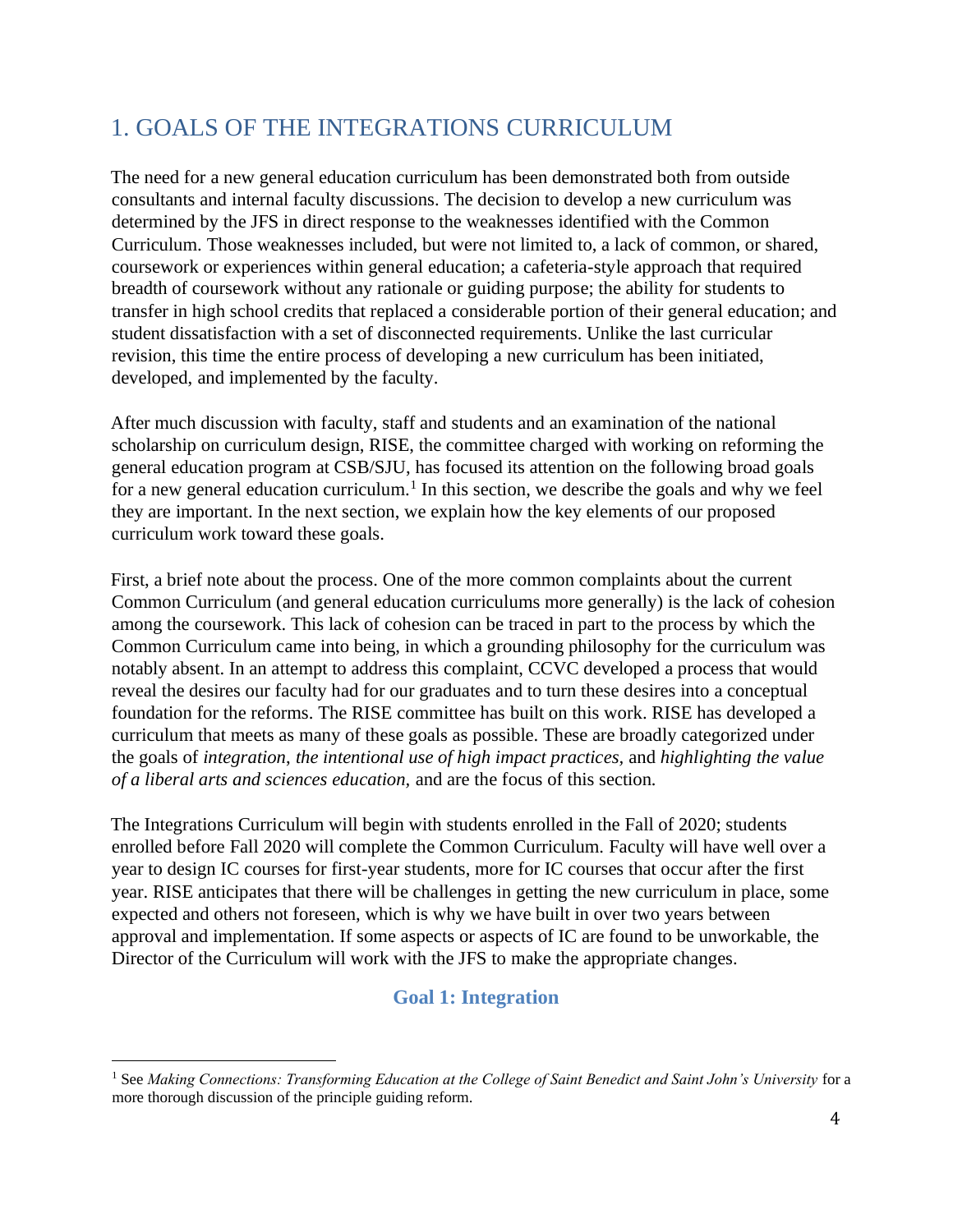# 1. GOALS OF THE INTEGRATIONS CURRICULUM

The need for a new general education curriculum has been demonstrated both from outside consultants and internal faculty discussions. The decision to develop a new curriculum was determined by the JFS in direct response to the weaknesses identified with the Common Curriculum. Those weaknesses included, but were not limited to, a lack of common, or shared, coursework or experiences within general education; a cafeteria-style approach that required breadth of coursework without any rationale or guiding purpose; the ability for students to transfer in high school credits that replaced a considerable portion of their general education; and student dissatisfaction with a set of disconnected requirements. Unlike the last curricular revision, this time the entire process of developing a new curriculum has been initiated, developed, and implemented by the faculty.

After much discussion with faculty, staff and students and an examination of the national scholarship on curriculum design, RISE, the committee charged with working on reforming the general education program at CSB/SJU, has focused its attention on the following broad goals for a new general education curriculum.[1] In this section, we describe the goals and why we feel they are important. In the next section, we explain how the key elements of our proposed curriculum work toward these goals.

First, a brief note about the process. One of the more common complaints about the current Common Curriculum (and general education curriculums more generally) is the lack of cohesion among the coursework. This lack of cohesion can be traced in part to the process by which the Common Curriculum came into being, in which a grounding philosophy for the curriculum was notably absent. In an attempt to address this complaint, CCVC developed a process that would reveal the desires our faculty had for our graduates and to turn these desires into a conceptual foundation for the reforms. The RISE committee has built on this work. RISE has developed a curriculum that meets as many of these goals as possible. These are broadly categorized under the goals of *integration*, *the intentional use of high impact practices,* and *highlighting the value of a liberal arts and sciences education,* and are the focus of this section.

The Integrations Curriculum will begin with students enrolled in the Fall of 2020; students enrolled before Fall 2020 will complete the Common Curriculum. Faculty will have well over a year to design IC courses for first-year students, more for IC courses that occur after the first year. RISE anticipates that there will be challenges in getting the new curriculum in place, some expected and others not foreseen, which is why we have built in over two years between approval and implementation. If some aspects or aspects of IC are found to be unworkable, the Director of the Curriculum will work with the JFS to make the appropriate changes.

### Goal 1: Integration

[1] See *Making Connections: Transforming Education at the College of Saint Benedict and Saint John's University* for a more thorough discussion of the principle guiding reform.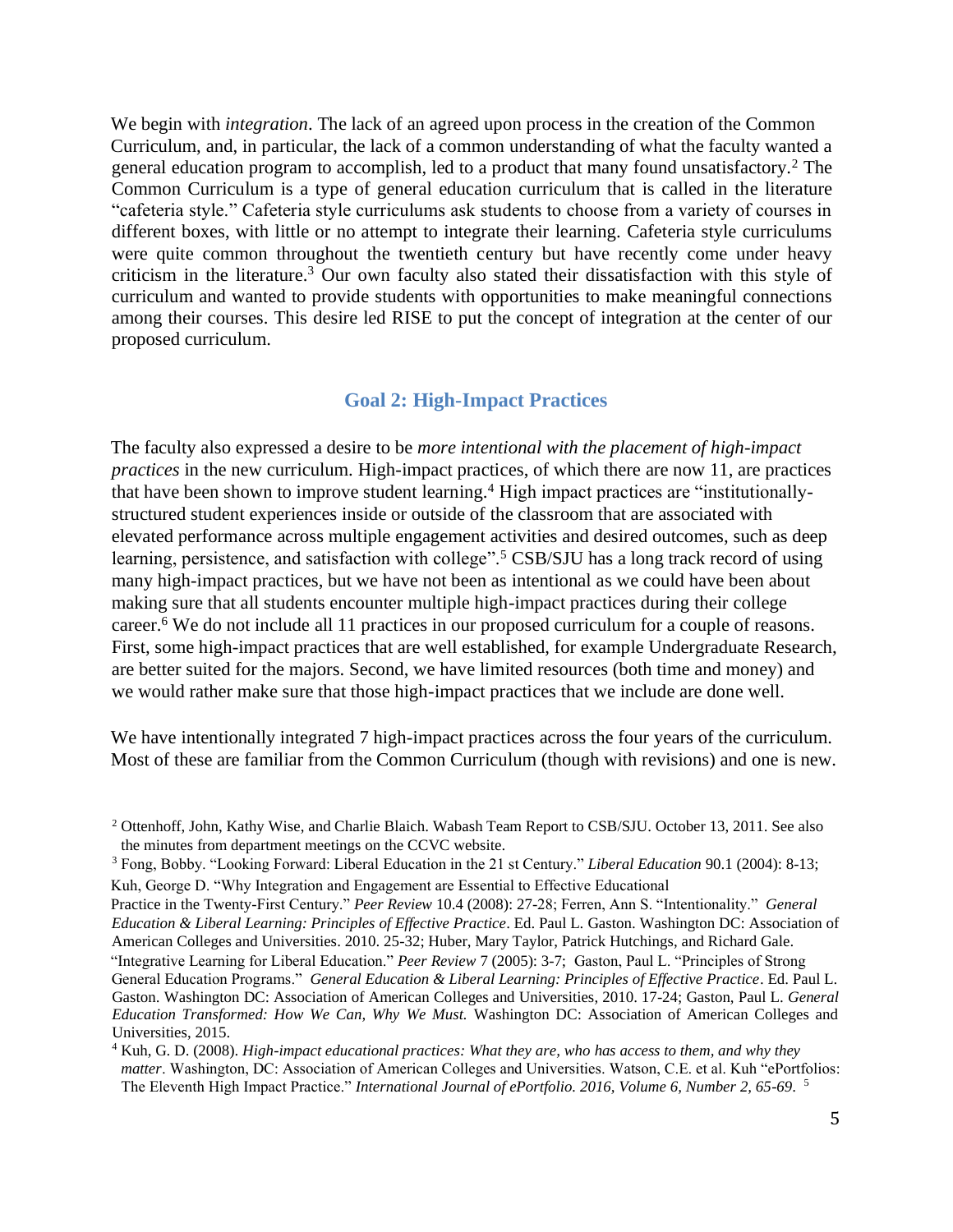We begin with *integration*. The lack of an agreed upon process in the creation of the Common Curriculum, and, in particular, the lack of a common understanding of what the faculty wanted a general education program to accomplish, led to a product that many found unsatisfactory.[2] The Common Curriculum is a type of general education curriculum that is called in the literature "cafeteria style." Cafeteria style curriculums ask students to choose from a variety of courses in different boxes, with little or no attempt to integrate their learning. Cafeteria style curriculums were quite common throughout the twentieth century but have recently come under heavy criticism in the literature.[3] Our own faculty also stated their dissatisfaction with this style of curriculum and wanted to provide students with opportunities to make meaningful connections among their courses. This desire led RISE to put the concept of integration at the center of our proposed curriculum.

## Goal 2: High-Impact Practices

The faculty also expressed a desire to be *more intentional with the placement of high-impact practices* in the new curriculum. High-impact practices, of which there are now 11, are practices that have been shown to improve student learning.[4] High impact practices are "institutionally-structured student experiences inside or outside of the classroom that are associated with elevated performance across multiple engagement activities and desired outcomes, such as deep learning, persistence, and satisfaction with college".[5] CSB/SJU has a long track record of using many high-impact practices, but we have not been as intentional as we could have been about making sure that all students encounter multiple high-impact practices during their college career.[6] We do not include all 11 practices in our proposed curriculum for a couple of reasons. First, some high-impact practices that are well established, for example Undergraduate Research, are better suited for the majors. Second, we have limited resources (both time and money) and we would rather make sure that those high-impact practices that we include are done well.

We have intentionally integrated 7 high-impact practices across the four years of the curriculum. Most of these are familiar from the Common Curriculum (though with revisions) and one is new.

---

[2] Ottenhoff, John, Kathy Wise, and Charlie Blaich. Wabash Team Report to CSB/SJU. October 13, 2011. See also the minutes from department meetings on the CCVC website.

[3] Fong, Bobby. "Looking Forward: Liberal Education in the 21 st Century." *Liberal Education* 90.1 (2004): 8-13; Kuh, George D. "Why Integration and Engagement are Essential to Effective Educational Practice in the Twenty-First Century." *Peer Review* 10.4 (2008): 27-28; Ferren, Ann S. "Intentionality." *General Education & Liberal Learning: Principles of Effective Practice*. Ed. Paul L. Gaston. Washington DC: Association of American Colleges and Universities. 2010. 25-32; Huber, Mary Taylor, Patrick Hutchings, and Richard Gale. "Integrative Learning for Liberal Education." *Peer Review* 7 (2005): 3-7; Gaston, Paul L. "Principles of Strong General Education Programs." *General Education & Liberal Learning: Principles of Effective Practice*. Ed. Paul L. Gaston. Washington DC: Association of American Colleges and Universities, 2010. 17-24; Gaston, Paul L. *General Education Transformed: How We Can, Why We Must.* Washington DC: Association of American Colleges and Universities, 2015.

[4] Kuh, G. D. (2008). *High-impact educational practices: What they are, who has access to them, and why they matter*. Washington, DC: Association of American Colleges and Universities. Watson, C.E. et al. Kuh "ePortfolios: The Eleventh High Impact Practice." *International Journal of ePortfolio. 2016, Volume 6, Number 2, 65-69*. [5]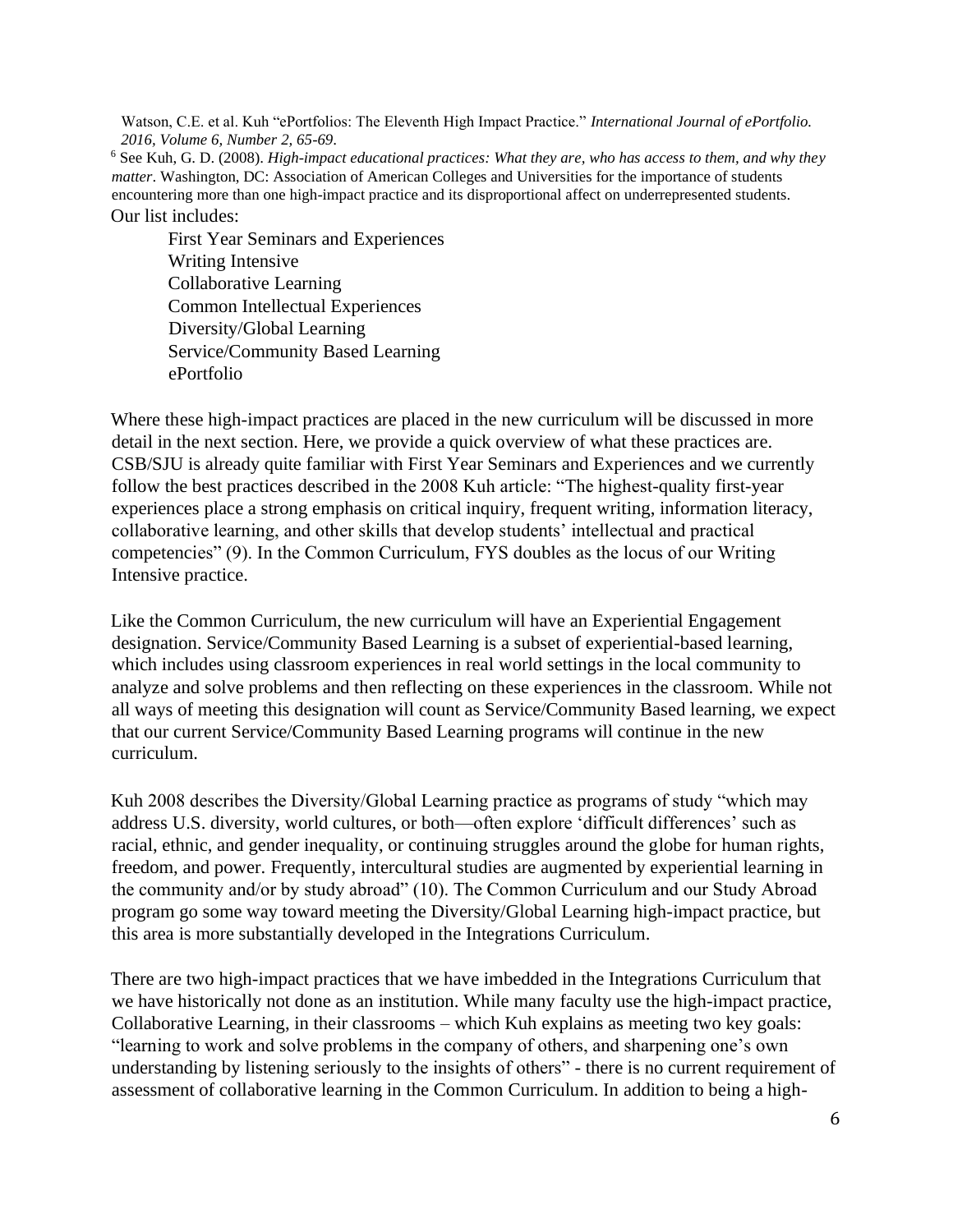Watson, C.E. et al. Kuh "ePortfolios: The Eleventh High Impact Practice." *International Journal of ePortfolio. 2016, Volume 6, Number 2, 65-69*.

[6] See Kuh, G. D. (2008). *High-impact educational practices: What they are, who has access to them, and why they matter*. Washington, DC: Association of American Colleges and Universities for the importance of students encountering more than one high-impact practice and its disproportional affect on underrepresented students.

Our list includes:

- First Year Seminars and Experiences
- Writing Intensive
- Collaborative Learning
- Common Intellectual Experiences
- Diversity/Global Learning
- Service/Community Based Learning
- ePortfolio

Where these high-impact practices are placed in the new curriculum will be discussed in more detail in the next section. Here, we provide a quick overview of what these practices are. CSB/SJU is already quite familiar with First Year Seminars and Experiences and we currently follow the best practices described in the 2008 Kuh article: "The highest-quality first-year experiences place a strong emphasis on critical inquiry, frequent writing, information literacy, collaborative learning, and other skills that develop students' intellectual and practical competencies" (9). In the Common Curriculum, FYS doubles as the locus of our Writing Intensive practice.

Like the Common Curriculum, the new curriculum will have an Experiential Engagement designation. Service/Community Based Learning is a subset of experiential-based learning, which includes using classroom experiences in real world settings in the local community to analyze and solve problems and then reflecting on these experiences in the classroom. While not all ways of meeting this designation will count as Service/Community Based learning, we expect that our current Service/Community Based Learning programs will continue in the new curriculum.

Kuh 2008 describes the Diversity/Global Learning practice as programs of study "which may address U.S. diversity, world cultures, or both—often explore 'difficult differences' such as racial, ethnic, and gender inequality, or continuing struggles around the globe for human rights, freedom, and power. Frequently, intercultural studies are augmented by experiential learning in the community and/or by study abroad" (10). The Common Curriculum and our Study Abroad program go some way toward meeting the Diversity/Global Learning high-impact practice, but this area is more substantially developed in the Integrations Curriculum.

There are two high-impact practices that we have imbedded in the Integrations Curriculum that we have historically not done as an institution. While many faculty use the high-impact practice, Collaborative Learning, in their classrooms – which Kuh explains as meeting two key goals: "learning to work and solve problems in the company of others, and sharpening one's own understanding by listening seriously to the insights of others" - there is no current requirement of assessment of collaborative learning in the Common Curriculum. In addition to being a high-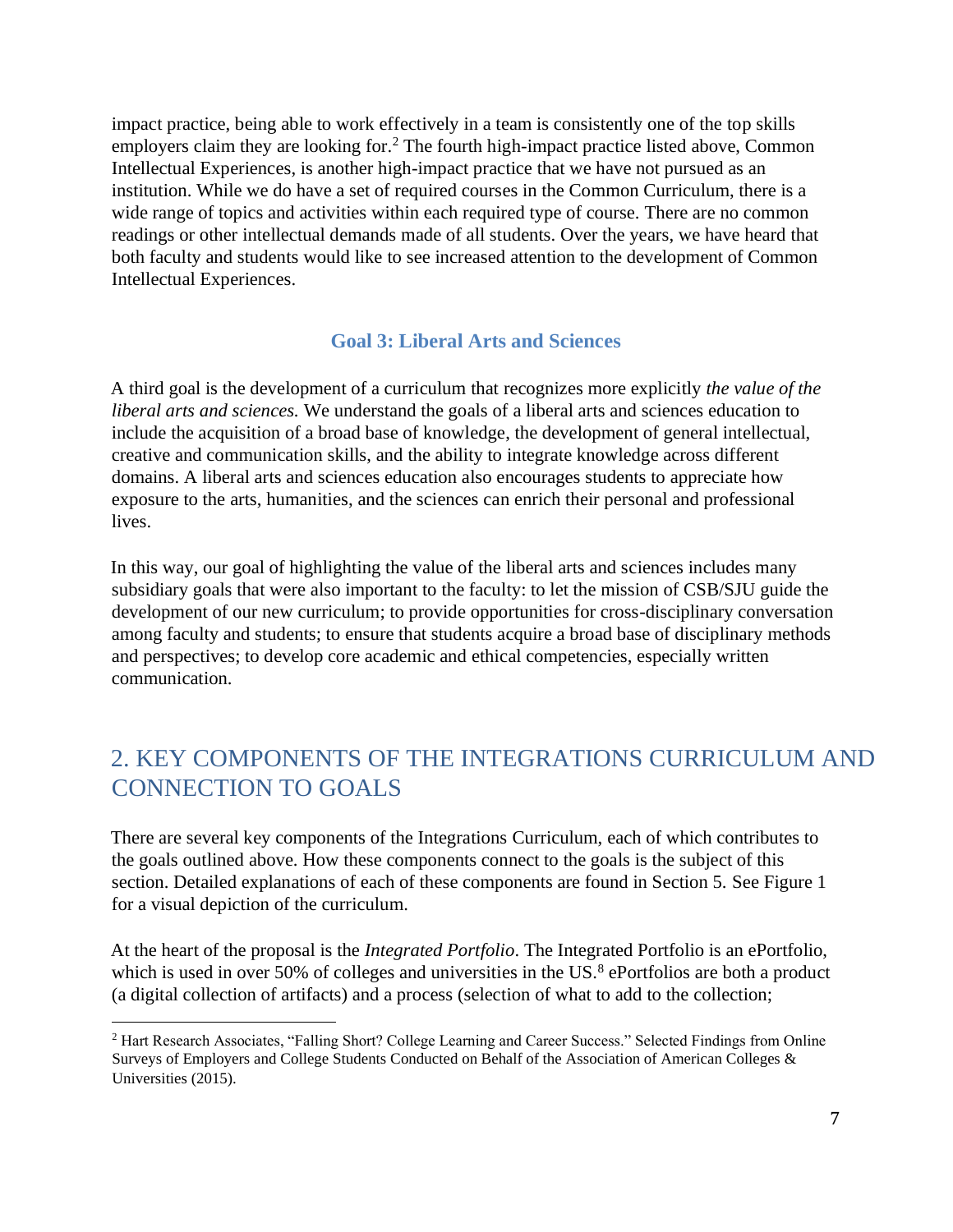impact practice, being able to work effectively in a team is consistently one of the top skills employers claim they are looking for.[2] The fourth high-impact practice listed above, Common Intellectual Experiences, is another high-impact practice that we have not pursued as an institution. While we do have a set of required courses in the Common Curriculum, there is a wide range of topics and activities within each required type of course. There are no common readings or other intellectual demands made of all students. Over the years, we have heard that both faculty and students would like to see increased attention to the development of Common Intellectual Experiences.

### Goal 3: Liberal Arts and Sciences

A third goal is the development of a curriculum that recognizes more explicitly *the value of the liberal arts and sciences.* We understand the goals of a liberal arts and sciences education to include the acquisition of a broad base of knowledge, the development of general intellectual, creative and communication skills, and the ability to integrate knowledge across different domains. A liberal arts and sciences education also encourages students to appreciate how exposure to the arts, humanities, and the sciences can enrich their personal and professional lives.

In this way, our goal of highlighting the value of the liberal arts and sciences includes many subsidiary goals that were also important to the faculty: to let the mission of CSB/SJU guide the development of our new curriculum; to provide opportunities for cross-disciplinary conversation among faculty and students; to ensure that students acquire a broad base of disciplinary methods and perspectives; to develop core academic and ethical competencies, especially written communication.

## 2. KEY COMPONENTS OF THE INTEGRATIONS CURRICULUM AND CONNECTION TO GOALS

There are several key components of the Integrations Curriculum, each of which contributes to the goals outlined above. How these components connect to the goals is the subject of this section. Detailed explanations of each of these components are found in Section 5. See Figure 1 for a visual depiction of the curriculum.

At the heart of the proposal is the *Integrated Portfolio*. The Integrated Portfolio is an ePortfolio, which is used in over 50% of colleges and universities in the US.[8] ePortfolios are both a product (a digital collection of artifacts) and a process (selection of what to add to the collection;

[2] Hart Research Associates, "Falling Short? College Learning and Career Success." Selected Findings from Online Surveys of Employers and College Students Conducted on Behalf of the Association of American Colleges & Universities (2015).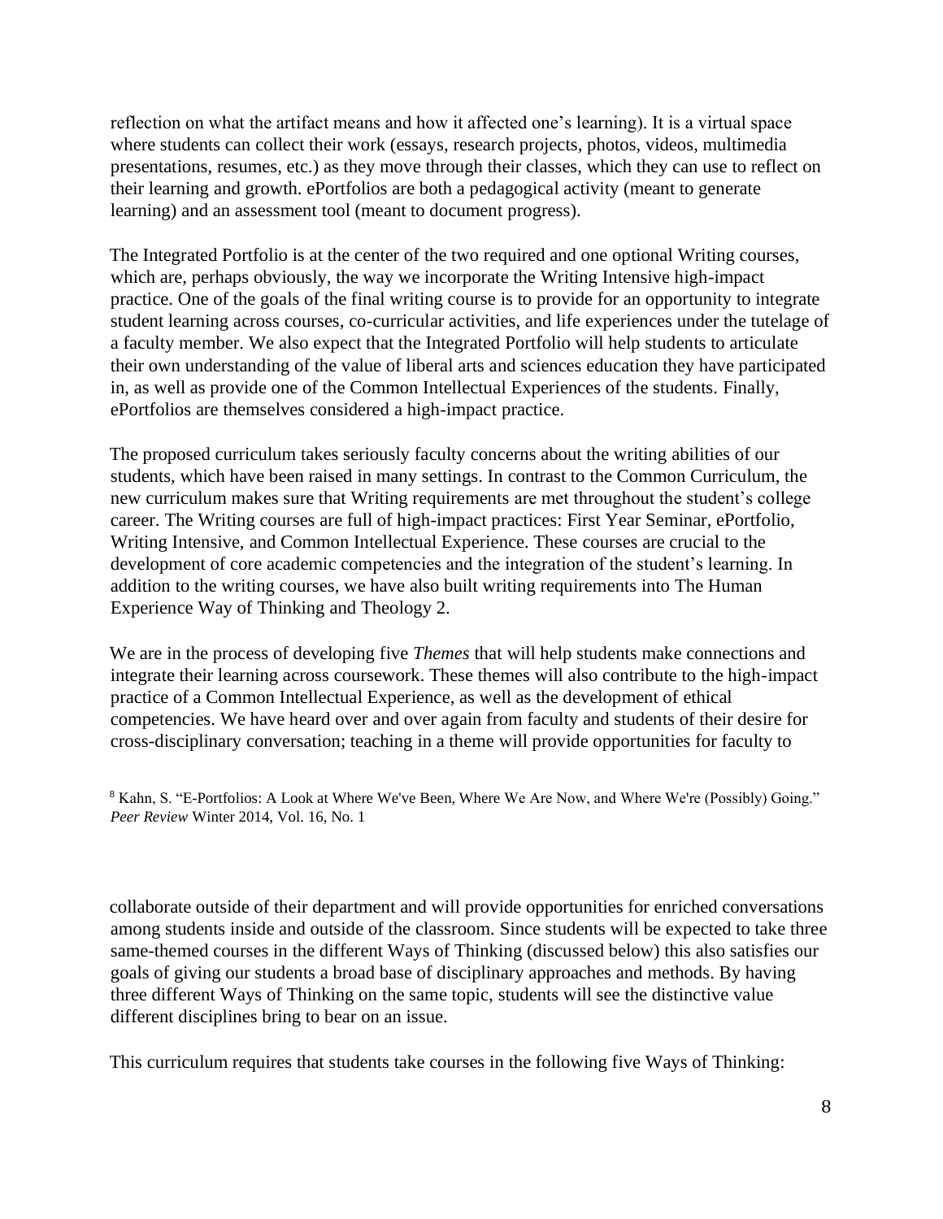reflection on what the artifact means and how it affected one's learning). It is a virtual space where students can collect their work (essays, research projects, photos, videos, multimedia presentations, resumes, etc.) as they move through their classes, which they can use to reflect on their learning and growth. ePortfolios are both a pedagogical activity (meant to generate learning) and an assessment tool (meant to document progress).

The Integrated Portfolio is at the center of the two required and one optional Writing courses, which are, perhaps obviously, the way we incorporate the Writing Intensive high-impact practice. One of the goals of the final writing course is to provide for an opportunity to integrate student learning across courses, co-curricular activities, and life experiences under the tutelage of a faculty member. We also expect that the Integrated Portfolio will help students to articulate their own understanding of the value of liberal arts and sciences education they have participated in, as well as provide one of the Common Intellectual Experiences of the students. Finally, ePortfolios are themselves considered a high-impact practice.

The proposed curriculum takes seriously faculty concerns about the writing abilities of our students, which have been raised in many settings. In contrast to the Common Curriculum, the new curriculum makes sure that Writing requirements are met throughout the student's college career. The Writing courses are full of high-impact practices: First Year Seminar, ePortfolio, Writing Intensive, and Common Intellectual Experience. These courses are crucial to the development of core academic competencies and the integration of the student's learning. In addition to the writing courses, we have also built writing requirements into The Human Experience Way of Thinking and Theology 2.

We are in the process of developing five *Themes* that will help students make connections and integrate their learning across coursework. These themes will also contribute to the high-impact practice of a Common Intellectual Experience, as well as the development of ethical competencies. We have heard over and over again from faculty and students of their desire for cross-disciplinary conversation; teaching in a theme will provide opportunities for faculty to collaborate outside of their department and will provide opportunities for enriched conversations among students inside and outside of the classroom. Since students will be expected to take three same-themed courses in the different Ways of Thinking (discussed below) this also satisfies our goals of giving our students a broad base of disciplinary approaches and methods. By having three different Ways of Thinking on the same topic, students will see the distinctive value different disciplines bring to bear on an issue.

This curriculum requires that students take courses in the following five Ways of Thinking:

[8] Kahn, S. "E-Portfolios: A Look at Where We've Been, Where We Are Now, and Where We're (Possibly) Going." *Peer Review* Winter 2014, Vol. 16, No. 1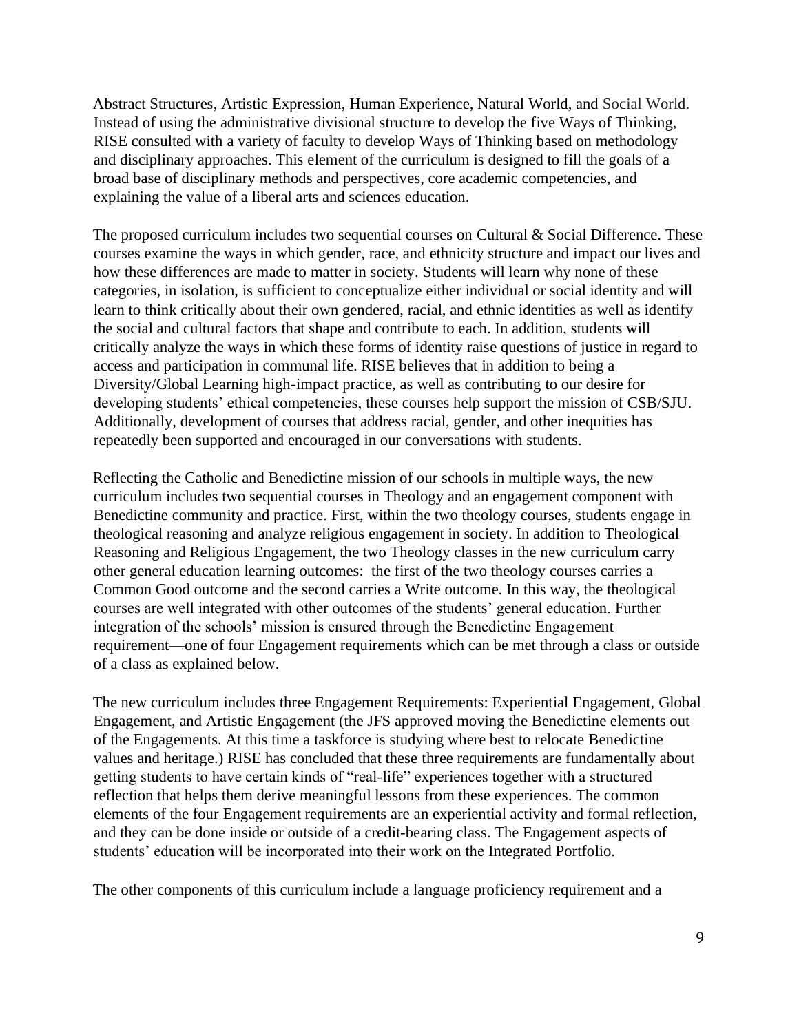Abstract Structures, Artistic Expression, Human Experience, Natural World, and Social World. Instead of using the administrative divisional structure to develop the five Ways of Thinking, RISE consulted with a variety of faculty to develop Ways of Thinking based on methodology and disciplinary approaches. This element of the curriculum is designed to fill the goals of a broad base of disciplinary methods and perspectives, core academic competencies, and explaining the value of a liberal arts and sciences education.

The proposed curriculum includes two sequential courses on Cultural & Social Difference. These courses examine the ways in which gender, race, and ethnicity structure and impact our lives and how these differences are made to matter in society. Students will learn why none of these categories, in isolation, is sufficient to conceptualize either individual or social identity and will learn to think critically about their own gendered, racial, and ethnic identities as well as identify the social and cultural factors that shape and contribute to each. In addition, students will critically analyze the ways in which these forms of identity raise questions of justice in regard to access and participation in communal life. RISE believes that in addition to being a Diversity/Global Learning high-impact practice, as well as contributing to our desire for developing students' ethical competencies, these courses help support the mission of CSB/SJU. Additionally, development of courses that address racial, gender, and other inequities has repeatedly been supported and encouraged in our conversations with students.

Reflecting the Catholic and Benedictine mission of our schools in multiple ways, the new curriculum includes two sequential courses in Theology and an engagement component with Benedictine community and practice. First, within the two theology courses, students engage in theological reasoning and analyze religious engagement in society. In addition to Theological Reasoning and Religious Engagement, the two Theology classes in the new curriculum carry other general education learning outcomes: the first of the two theology courses carries a Common Good outcome and the second carries a Write outcome. In this way, the theological courses are well integrated with other outcomes of the students' general education. Further integration of the schools' mission is ensured through the Benedictine Engagement requirement—one of four Engagement requirements which can be met through a class or outside of a class as explained below.

The new curriculum includes three Engagement Requirements: Experiential Engagement, Global Engagement, and Artistic Engagement (the JFS approved moving the Benedictine elements out of the Engagements. At this time a taskforce is studying where best to relocate Benedictine values and heritage.) RISE has concluded that these three requirements are fundamentally about getting students to have certain kinds of "real-life" experiences together with a structured reflection that helps them derive meaningful lessons from these experiences. The common elements of the four Engagement requirements are an experiential activity and formal reflection, and they can be done inside or outside of a credit-bearing class. The Engagement aspects of students' education will be incorporated into their work on the Integrated Portfolio.

The other components of this curriculum include a language proficiency requirement and a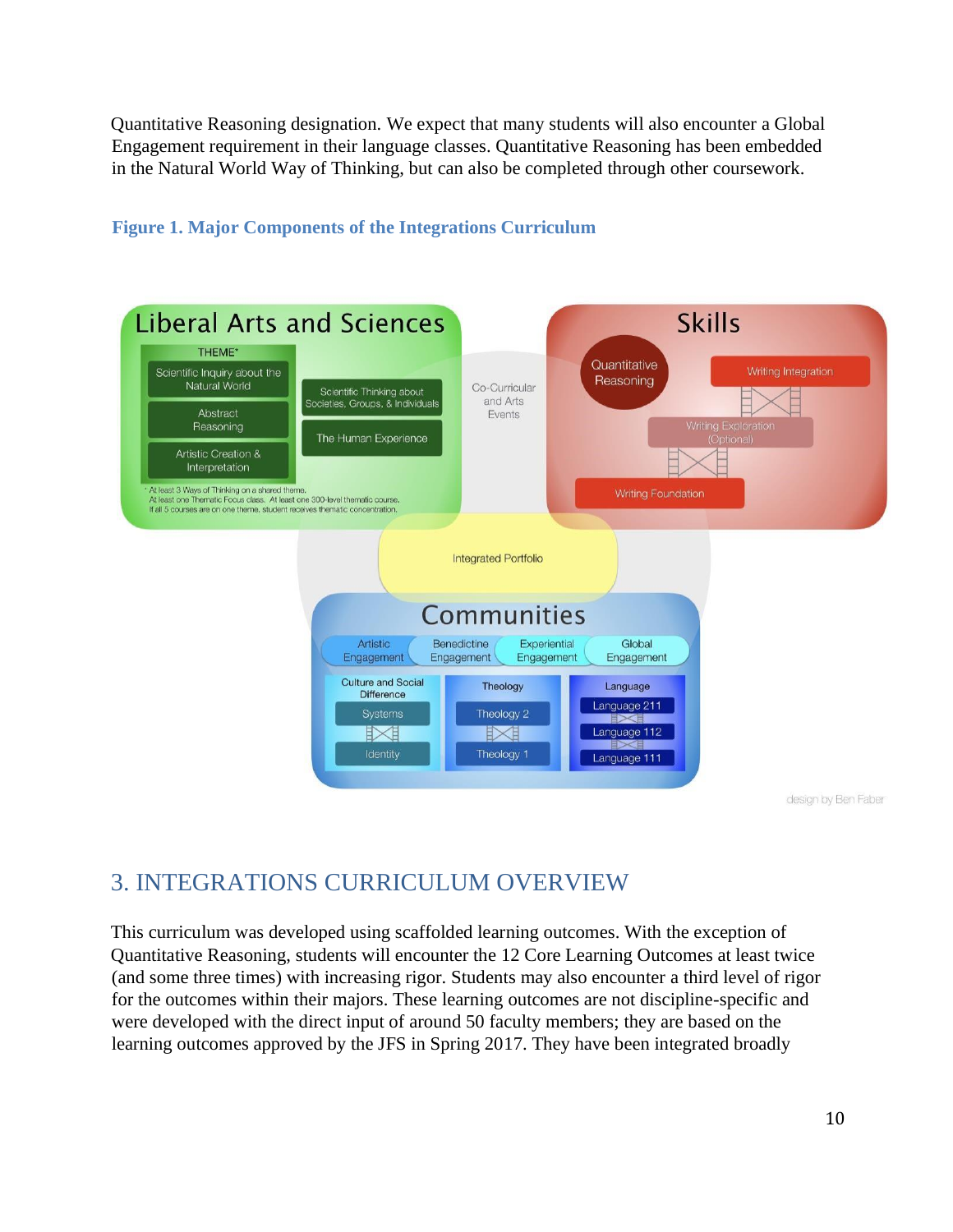Quantitative Reasoning designation. We expect that many students will also encounter a Global Engagement requirement in their language classes. Quantitative Reasoning has been embedded in the Natural World Way of Thinking, but can also be completed through other coursework.

**Figure 1. Major Components of the Integrations Curriculum**

Liberal Arts and Sciences

THEME*

Scientific Inquiry about the Natural World

Abstract Reasoning

Artistic Creation & Interpretation

Scientific Thinking about Societies, Groups, & Individuals

The Human Experience

* At least 3 Ways of Thinking on a shared theme.
At least one Thematic Focus class. At least one 300-level thematic course.
If all 5 courses are on one theme, student receives thematic concentration.

Co-Curricular and Arts Events

Skills

Quantitative Reasoning

Writing Integration

Writing Exploration (Optional)

Writing Foundation

Integrated Portfolio

Communities

Artistic Engagement

Benedictine Engagement

Experiential Engagement

Global Engagement

Culture and Social Difference

Systems

Identity

Theology

Theology 2

Theology 1

Language

Language 211

Language 112

Language 111

design by Ben Faber

## 3. INTEGRATIONS CURRICULUM OVERVIEW

This curriculum was developed using scaffolded learning outcomes. With the exception of Quantitative Reasoning, students will encounter the 12 Core Learning Outcomes at least twice (and some three times) with increasing rigor. Students may also encounter a third level of rigor for the outcomes within their majors. These learning outcomes are not discipline-specific and were developed with the direct input of around 50 faculty members; they are based on the learning outcomes approved by the JFS in Spring 2017. They have been integrated broadly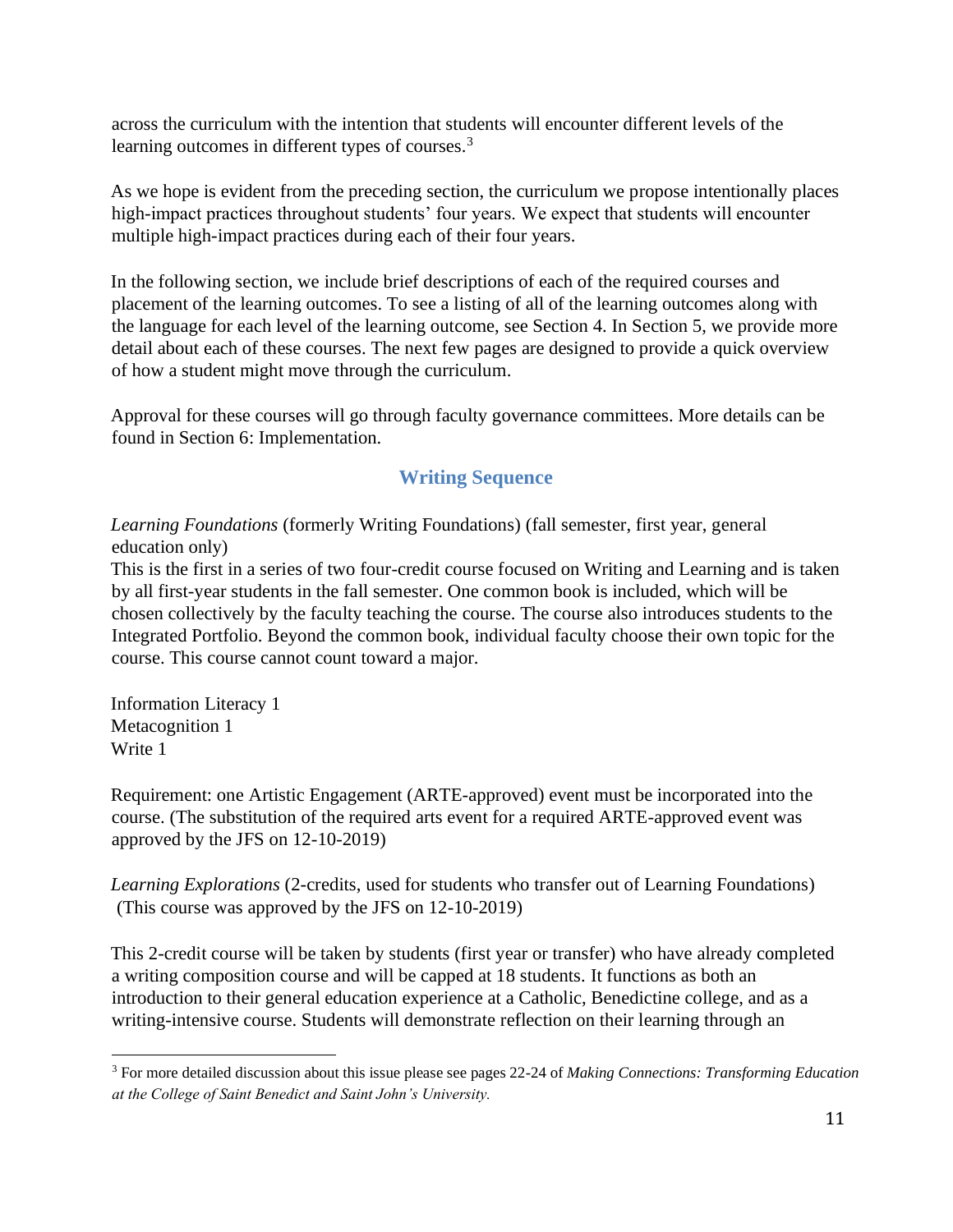across the curriculum with the intention that students will encounter different levels of the learning outcomes in different types of courses.[3]

As we hope is evident from the preceding section, the curriculum we propose intentionally places high-impact practices throughout students' four years. We expect that students will encounter multiple high-impact practices during each of their four years.

In the following section, we include brief descriptions of each of the required courses and placement of the learning outcomes. To see a listing of all of the learning outcomes along with the language for each level of the learning outcome, see Section 4. In Section 5, we provide more detail about each of these courses. The next few pages are designed to provide a quick overview of how a student might move through the curriculum.

Approval for these courses will go through faculty governance committees. More details can be found in Section 6: Implementation.

## Writing Sequence

*Learning Foundations* (formerly Writing Foundations) (fall semester, first year, general education only)
This is the first in a series of two four-credit course focused on Writing and Learning and is taken by all first-year students in the fall semester. One common book is included, which will be chosen collectively by the faculty teaching the course. The course also introduces students to the Integrated Portfolio. Beyond the common book, individual faculty choose their own topic for the course. This course cannot count toward a major.

Information Literacy 1
Metacognition 1
Write 1

Requirement: one Artistic Engagement (ARTE-approved) event must be incorporated into the course. (The substitution of the required arts event for a required ARTE-approved event was approved by the JFS on 12-10-2019)

*Learning Explorations* (2-credits, used for students who transfer out of Learning Foundations) (This course was approved by the JFS on 12-10-2019)

This 2-credit course will be taken by students (first year or transfer) who have already completed a writing composition course and will be capped at 18 students. It functions as both an introduction to their general education experience at a Catholic, Benedictine college, and as a writing-intensive course. Students will demonstrate reflection on their learning through an

[3] For more detailed discussion about this issue please see pages 22-24 of *Making Connections: Transforming Education at the College of Saint Benedict and Saint John's University.*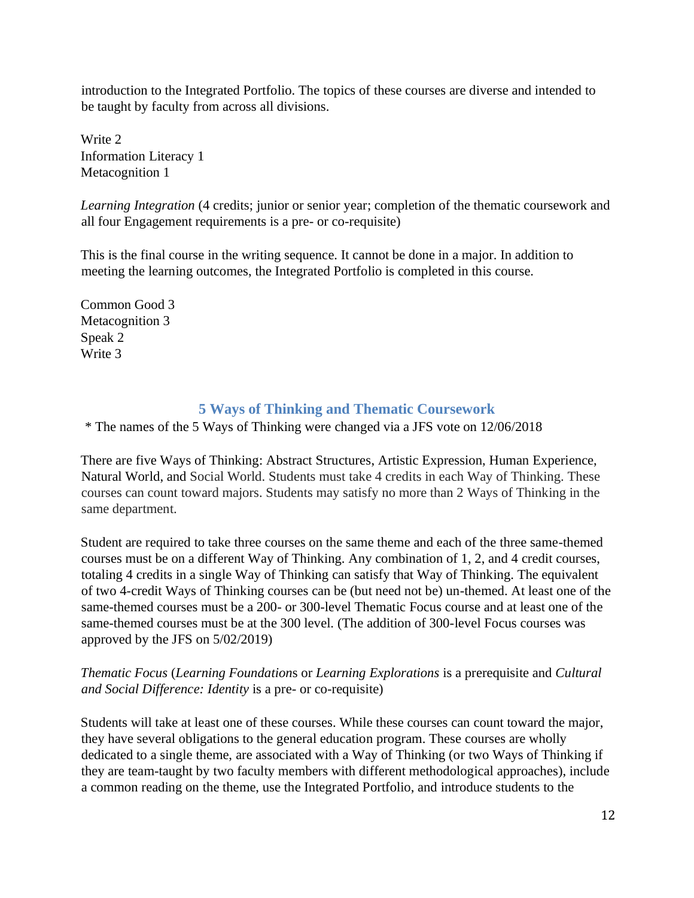introduction to the Integrated Portfolio. The topics of these courses are diverse and intended to be taught by faculty from across all divisions.

Write 2
Information Literacy 1
Metacognition 1

*Learning Integration* (4 credits; junior or senior year; completion of the thematic coursework and all four Engagement requirements is a pre- or co-requisite)

This is the final course in the writing sequence. It cannot be done in a major. In addition to meeting the learning outcomes, the Integrated Portfolio is completed in this course.

Common Good 3
Metacognition 3
Speak 2
Write 3

## 5 Ways of Thinking and Thematic Coursework

\* The names of the 5 Ways of Thinking were changed via a JFS vote on 12/06/2018

There are five Ways of Thinking: Abstract Structures, Artistic Expression, Human Experience, Natural World, and Social World. Students must take 4 credits in each Way of Thinking. These courses can count toward majors. Students may satisfy no more than 2 Ways of Thinking in the same department.

Student are required to take three courses on the same theme and each of the three same-themed courses must be on a different Way of Thinking. Any combination of 1, 2, and 4 credit courses, totaling 4 credits in a single Way of Thinking can satisfy that Way of Thinking. The equivalent of two 4-credit Ways of Thinking courses can be (but need not be) un-themed. At least one of the same-themed courses must be a 200- or 300-level Thematic Focus course and at least one of the same-themed courses must be at the 300 level. (The addition of 300-level Focus courses was approved by the JFS on 5/02/2019)

*Thematic Focus* (*Learning Foundation*s or *Learning Explorations* is a prerequisite and *Cultural and Social Difference: Identity* is a pre- or co-requisite)

Students will take at least one of these courses. While these courses can count toward the major, they have several obligations to the general education program. These courses are wholly dedicated to a single theme, are associated with a Way of Thinking (or two Ways of Thinking if they are team-taught by two faculty members with different methodological approaches), include a common reading on the theme, use the Integrated Portfolio, and introduce students to the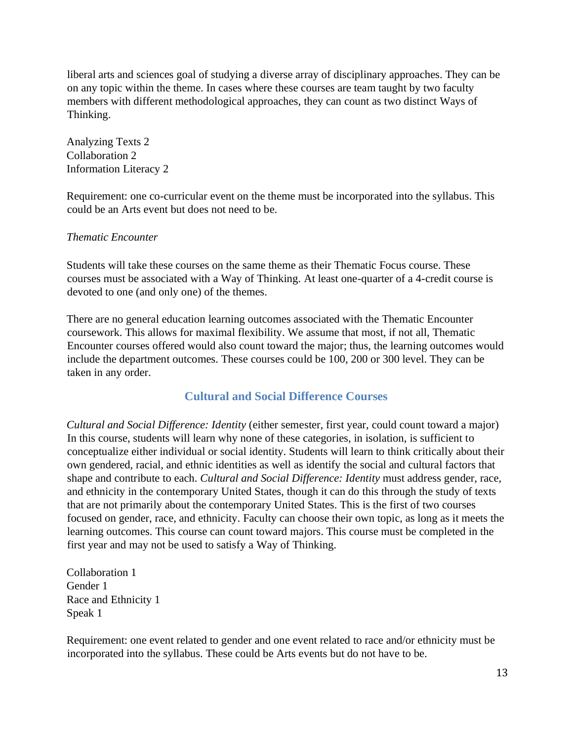liberal arts and sciences goal of studying a diverse array of disciplinary approaches. They can be on any topic within the theme. In cases where these courses are team taught by two faculty members with different methodological approaches, they can count as two distinct Ways of Thinking.

Analyzing Texts 2
Collaboration 2
Information Literacy 2

Requirement: one co-curricular event on the theme must be incorporated into the syllabus. This could be an Arts event but does not need to be.

*Thematic Encounter*

Students will take these courses on the same theme as their Thematic Focus course. These courses must be associated with a Way of Thinking. At least one-quarter of a 4-credit course is devoted to one (and only one) of the themes.

There are no general education learning outcomes associated with the Thematic Encounter coursework. This allows for maximal flexibility. We assume that most, if not all, Thematic Encounter courses offered would also count toward the major; thus, the learning outcomes would include the department outcomes. These courses could be 100, 200 or 300 level. They can be taken in any order.

## Cultural and Social Difference Courses

*Cultural and Social Difference: Identity* (either semester, first year, could count toward a major) In this course, students will learn why none of these categories, in isolation, is sufficient to conceptualize either individual or social identity. Students will learn to think critically about their own gendered, racial, and ethnic identities as well as identify the social and cultural factors that shape and contribute to each. *Cultural and Social Difference: Identity* must address gender, race, and ethnicity in the contemporary United States, though it can do this through the study of texts that are not primarily about the contemporary United States. This is the first of two courses focused on gender, race, and ethnicity. Faculty can choose their own topic, as long as it meets the learning outcomes. This course can count toward majors. This course must be completed in the first year and may not be used to satisfy a Way of Thinking.

Collaboration 1
Gender 1
Race and Ethnicity 1
Speak 1

Requirement: one event related to gender and one event related to race and/or ethnicity must be incorporated into the syllabus. These could be Arts events but do not have to be.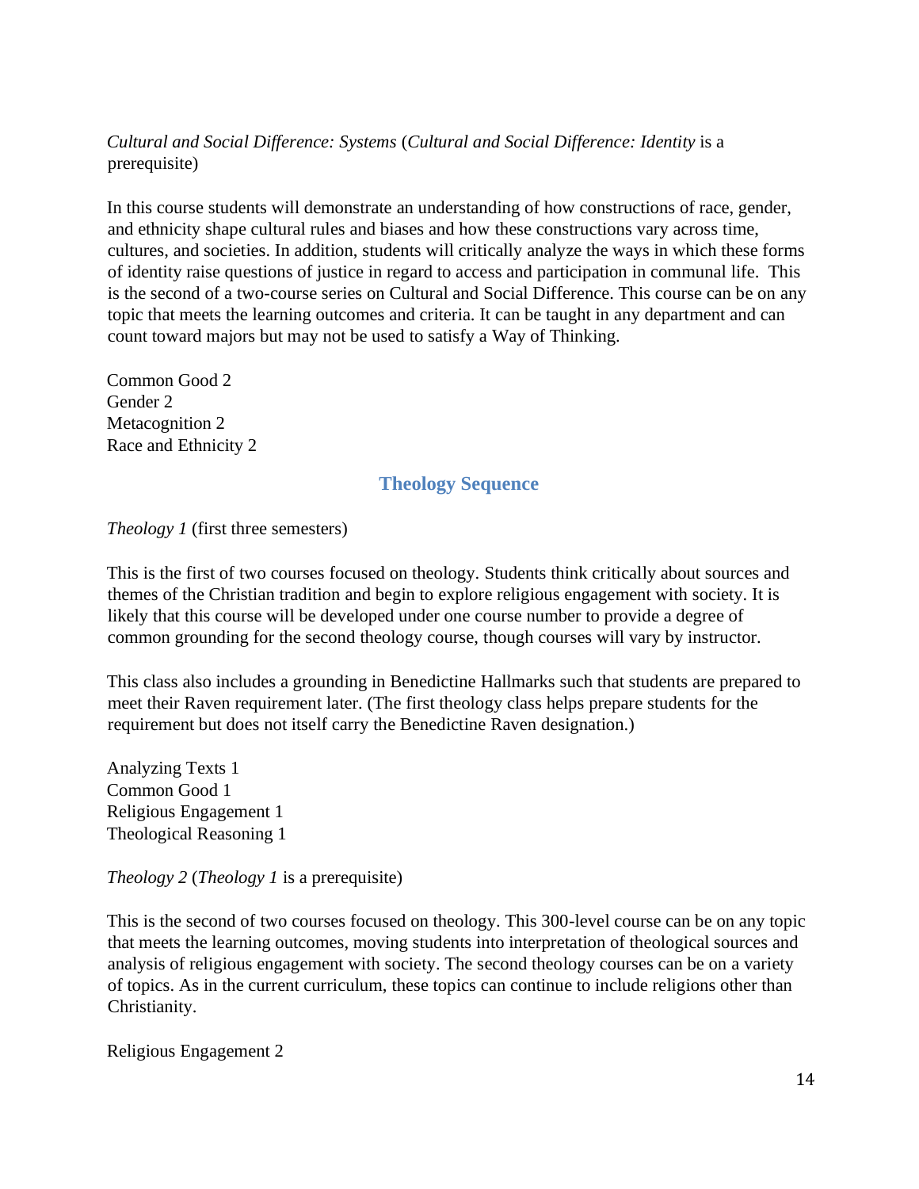*Cultural and Social Difference: Systems* (*Cultural and Social Difference: Identity* is a prerequisite)

In this course students will demonstrate an understanding of how constructions of race, gender, and ethnicity shape cultural rules and biases and how these constructions vary across time, cultures, and societies. In addition, students will critically analyze the ways in which these forms of identity raise questions of justice in regard to access and participation in communal life. This is the second of a two-course series on Cultural and Social Difference. This course can be on any topic that meets the learning outcomes and criteria. It can be taught in any department and can count toward majors but may not be used to satisfy a Way of Thinking.

Common Good 2
Gender 2
Metacognition 2
Race and Ethnicity 2

## Theology Sequence

*Theology 1* (first three semesters)

This is the first of two courses focused on theology. Students think critically about sources and themes of the Christian tradition and begin to explore religious engagement with society. It is likely that this course will be developed under one course number to provide a degree of common grounding for the second theology course, though courses will vary by instructor.

This class also includes a grounding in Benedictine Hallmarks such that students are prepared to meet their Raven requirement later. (The first theology class helps prepare students for the requirement but does not itself carry the Benedictine Raven designation.)

Analyzing Texts 1
Common Good 1
Religious Engagement 1
Theological Reasoning 1

*Theology 2* (*Theology 1* is a prerequisite)

This is the second of two courses focused on theology. This 300-level course can be on any topic that meets the learning outcomes, moving students into interpretation of theological sources and analysis of religious engagement with society. The second theology courses can be on a variety of topics. As in the current curriculum, these topics can continue to include religions other than Christianity.

Religious Engagement 2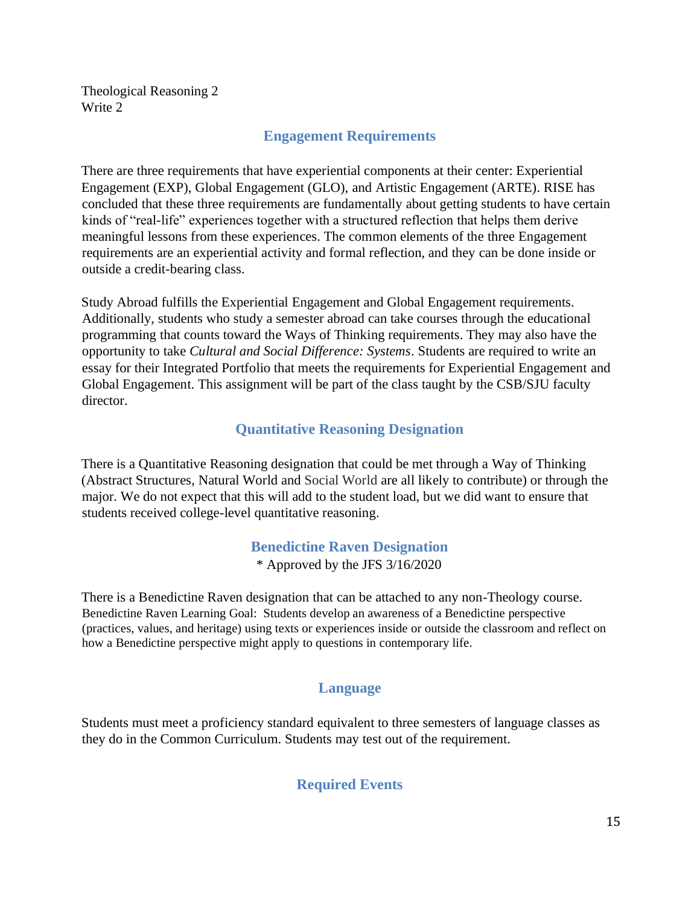Theological Reasoning 2
Write 2

## Engagement Requirements

There are three requirements that have experiential components at their center: Experiential Engagement (EXP), Global Engagement (GLO), and Artistic Engagement (ARTE). RISE has concluded that these three requirements are fundamentally about getting students to have certain kinds of "real-life" experiences together with a structured reflection that helps them derive meaningful lessons from these experiences. The common elements of the three Engagement requirements are an experiential activity and formal reflection, and they can be done inside or outside a credit-bearing class.

Study Abroad fulfills the Experiential Engagement and Global Engagement requirements. Additionally, students who study a semester abroad can take courses through the educational programming that counts toward the Ways of Thinking requirements. They may also have the opportunity to take *Cultural and Social Difference: Systems*. Students are required to write an essay for their Integrated Portfolio that meets the requirements for Experiential Engagement and Global Engagement. This assignment will be part of the class taught by the CSB/SJU faculty director.

## Quantitative Reasoning Designation

There is a Quantitative Reasoning designation that could be met through a Way of Thinking (Abstract Structures, Natural World and Social World are all likely to contribute) or through the major. We do not expect that this will add to the student load, but we did want to ensure that students received college-level quantitative reasoning.

## Benedictine Raven Designation

\* Approved by the JFS 3/16/2020

There is a Benedictine Raven designation that can be attached to any non-Theology course. Benedictine Raven Learning Goal: Students develop an awareness of a Benedictine perspective (practices, values, and heritage) using texts or experiences inside or outside the classroom and reflect on how a Benedictine perspective might apply to questions in contemporary life.

## Language

Students must meet a proficiency standard equivalent to three semesters of language classes as they do in the Common Curriculum. Students may test out of the requirement.

## Required Events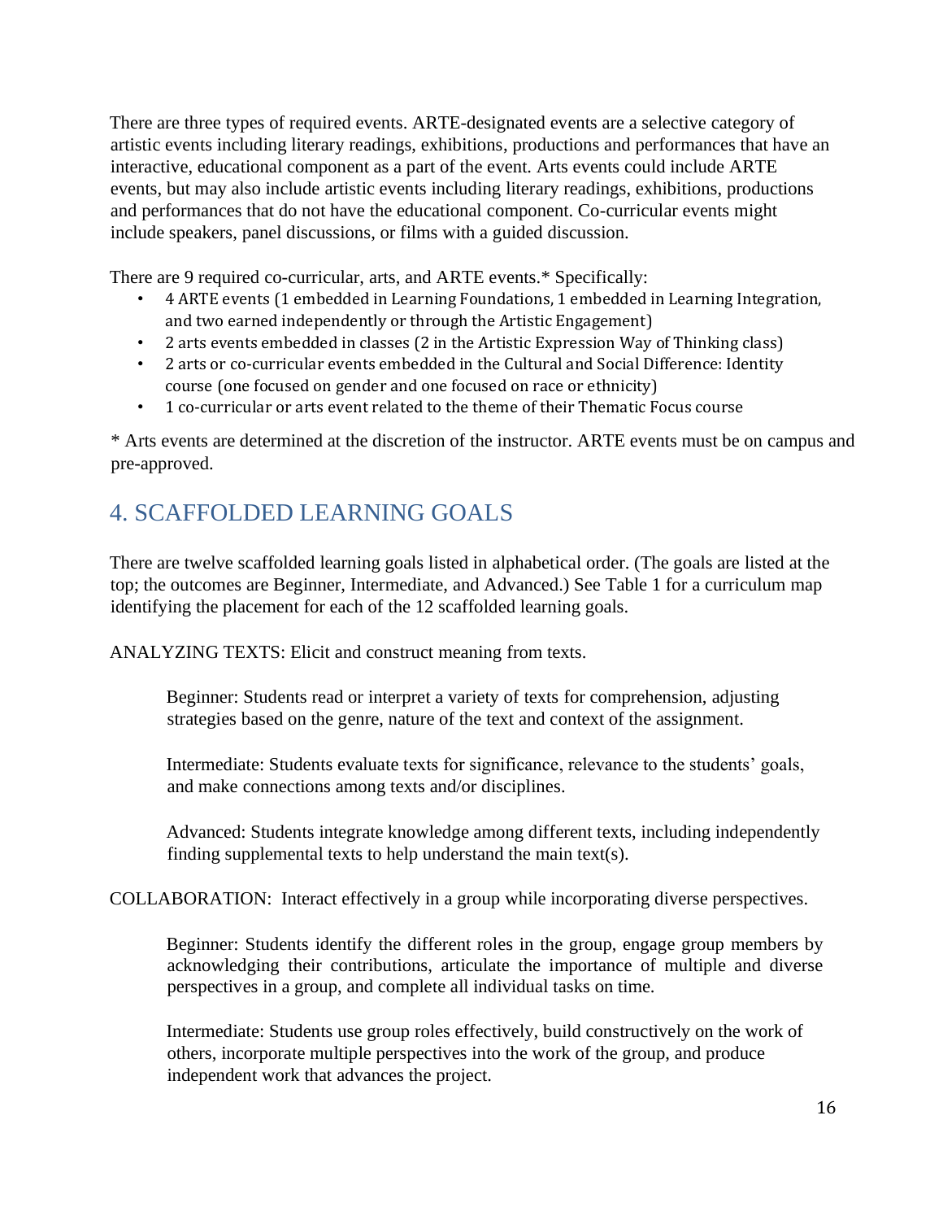There are three types of required events. ARTE-designated events are a selective category of artistic events including literary readings, exhibitions, productions and performances that have an interactive, educational component as a part of the event. Arts events could include ARTE events, but may also include artistic events including literary readings, exhibitions, productions and performances that do not have the educational component. Co-curricular events might include speakers, panel discussions, or films with a guided discussion.

There are 9 required co-curricular, arts, and ARTE events.* Specifically:

- 4 ARTE events (1 embedded in Learning Foundations, 1 embedded in Learning Integration, and two earned independently or through the Artistic Engagement)
- 2 arts events embedded in classes (2 in the Artistic Expression Way of Thinking class)
- 2 arts or co-curricular events embedded in the Cultural and Social Difference: Identity course (one focused on gender and one focused on race or ethnicity)
- 1 co-curricular or arts event related to the theme of their Thematic Focus course

* Arts events are determined at the discretion of the instructor. ARTE events must be on campus and pre-approved.

## 4. SCAFFOLDED LEARNING GOALS

There are twelve scaffolded learning goals listed in alphabetical order. (The goals are listed at the top; the outcomes are Beginner, Intermediate, and Advanced.) See Table 1 for a curriculum map identifying the placement for each of the 12 scaffolded learning goals.

ANALYZING TEXTS: Elicit and construct meaning from texts.

> Beginner: Students read or interpret a variety of texts for comprehension, adjusting strategies based on the genre, nature of the text and context of the assignment.
>
> Intermediate: Students evaluate texts for significance, relevance to the students' goals, and make connections among texts and/or disciplines.
>
> Advanced: Students integrate knowledge among different texts, including independently finding supplemental texts to help understand the main text(s).

COLLABORATION: Interact effectively in a group while incorporating diverse perspectives.

> Beginner: Students identify the different roles in the group, engage group members by acknowledging their contributions, articulate the importance of multiple and diverse perspectives in a group, and complete all individual tasks on time.
>
> Intermediate: Students use group roles effectively, build constructively on the work of others, incorporate multiple perspectives into the work of the group, and produce independent work that advances the project.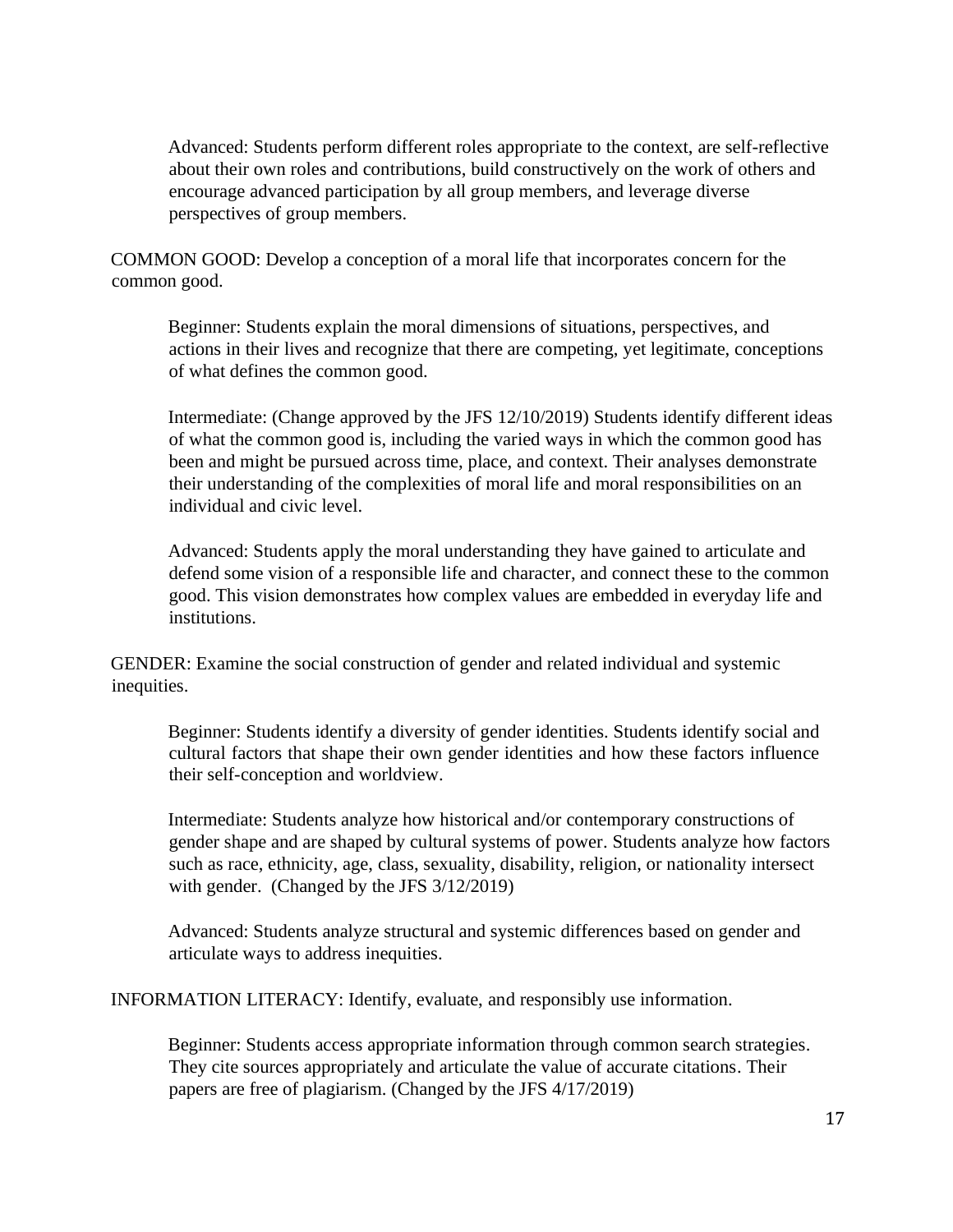Advanced: Students perform different roles appropriate to the context, are self-reflective about their own roles and contributions, build constructively on the work of others and encourage advanced participation by all group members, and leverage diverse perspectives of group members.

COMMON GOOD: Develop a conception of a moral life that incorporates concern for the common good.

Beginner: Students explain the moral dimensions of situations, perspectives, and actions in their lives and recognize that there are competing, yet legitimate, conceptions of what defines the common good.

Intermediate: (Change approved by the JFS 12/10/2019) Students identify different ideas of what the common good is, including the varied ways in which the common good has been and might be pursued across time, place, and context. Their analyses demonstrate their understanding of the complexities of moral life and moral responsibilities on an individual and civic level.

Advanced: Students apply the moral understanding they have gained to articulate and defend some vision of a responsible life and character, and connect these to the common good. This vision demonstrates how complex values are embedded in everyday life and institutions.

GENDER: Examine the social construction of gender and related individual and systemic inequities.

Beginner: Students identify a diversity of gender identities. Students identify social and cultural factors that shape their own gender identities and how these factors influence their self-conception and worldview.

Intermediate: Students analyze how historical and/or contemporary constructions of gender shape and are shaped by cultural systems of power. Students analyze how factors such as race, ethnicity, age, class, sexuality, disability, religion, or nationality intersect with gender. (Changed by the JFS 3/12/2019)

Advanced: Students analyze structural and systemic differences based on gender and articulate ways to address inequities.

INFORMATION LITERACY: Identify, evaluate, and responsibly use information.

Beginner: Students access appropriate information through common search strategies. They cite sources appropriately and articulate the value of accurate citations. Their papers are free of plagiarism. (Changed by the JFS 4/17/2019)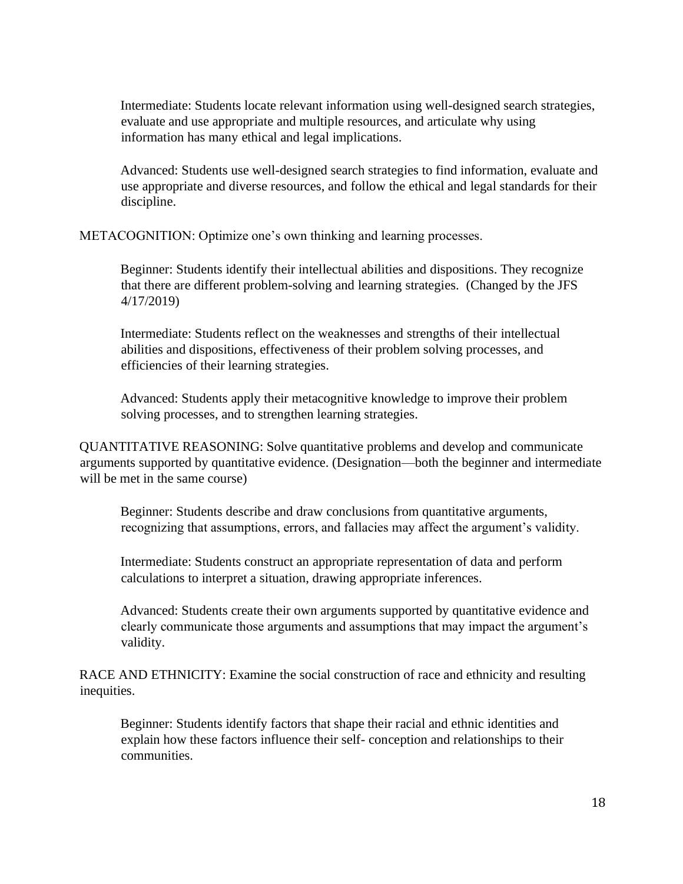Intermediate: Students locate relevant information using well-designed search strategies, evaluate and use appropriate and multiple resources, and articulate why using information has many ethical and legal implications.

Advanced: Students use well-designed search strategies to find information, evaluate and use appropriate and diverse resources, and follow the ethical and legal standards for their discipline.

METACOGNITION: Optimize one's own thinking and learning processes.

Beginner: Students identify their intellectual abilities and dispositions. They recognize that there are different problem-solving and learning strategies. (Changed by the JFS 4/17/2019)

Intermediate: Students reflect on the weaknesses and strengths of their intellectual abilities and dispositions, effectiveness of their problem solving processes, and efficiencies of their learning strategies.

Advanced: Students apply their metacognitive knowledge to improve their problem solving processes, and to strengthen learning strategies.

QUANTITATIVE REASONING: Solve quantitative problems and develop and communicate arguments supported by quantitative evidence. (Designation—both the beginner and intermediate will be met in the same course)

Beginner: Students describe and draw conclusions from quantitative arguments, recognizing that assumptions, errors, and fallacies may affect the argument's validity.

Intermediate: Students construct an appropriate representation of data and perform calculations to interpret a situation, drawing appropriate inferences.

Advanced: Students create their own arguments supported by quantitative evidence and clearly communicate those arguments and assumptions that may impact the argument's validity.

RACE AND ETHNICITY: Examine the social construction of race and ethnicity and resulting inequities.

Beginner: Students identify factors that shape their racial and ethnic identities and explain how these factors influence their self- conception and relationships to their communities.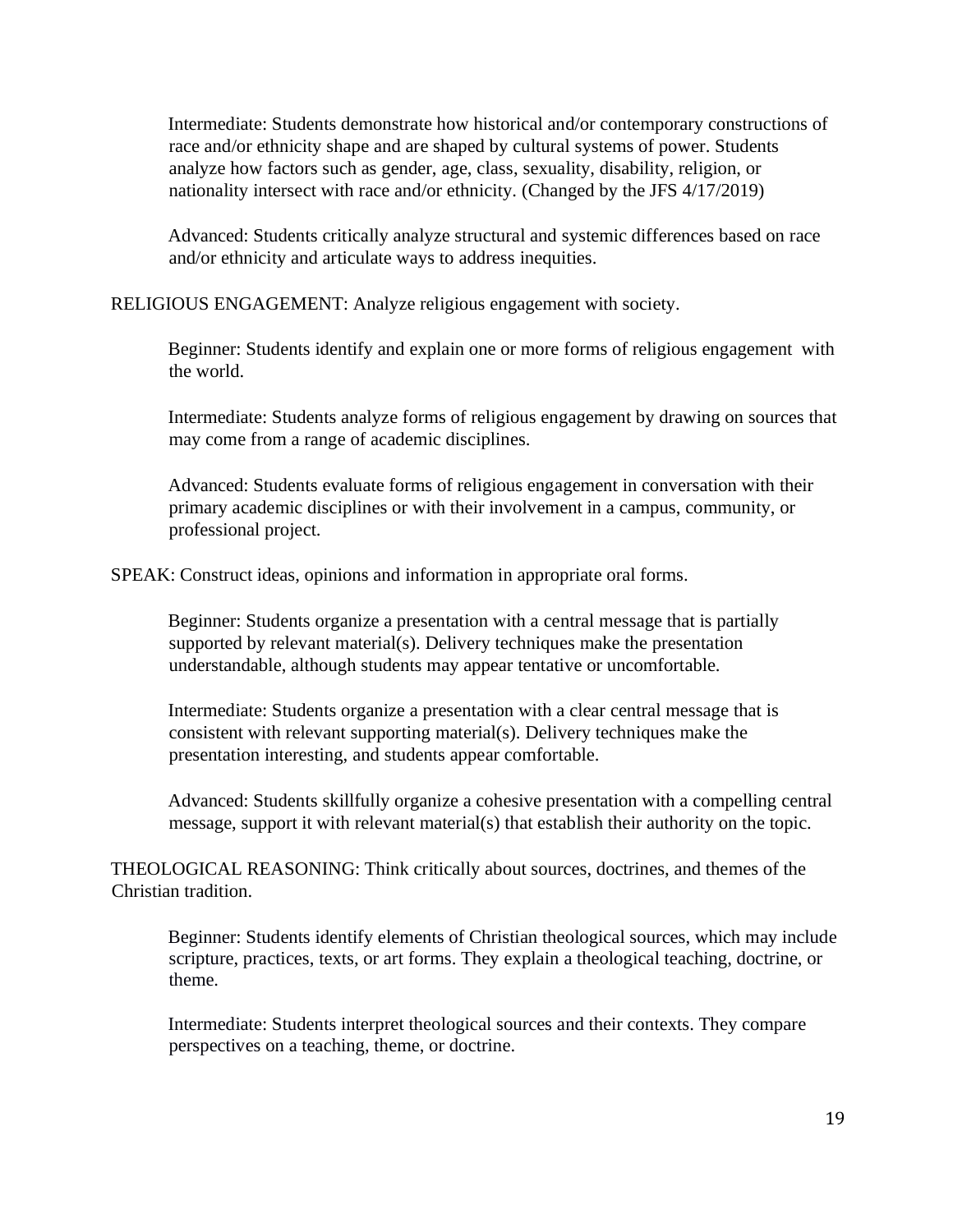Intermediate: Students demonstrate how historical and/or contemporary constructions of race and/or ethnicity shape and are shaped by cultural systems of power. Students analyze how factors such as gender, age, class, sexuality, disability, religion, or nationality intersect with race and/or ethnicity. (Changed by the JFS 4/17/2019)

Advanced: Students critically analyze structural and systemic differences based on race and/or ethnicity and articulate ways to address inequities.

RELIGIOUS ENGAGEMENT: Analyze religious engagement with society.

Beginner: Students identify and explain one or more forms of religious engagement with the world.

Intermediate: Students analyze forms of religious engagement by drawing on sources that may come from a range of academic disciplines.

Advanced: Students evaluate forms of religious engagement in conversation with their primary academic disciplines or with their involvement in a campus, community, or professional project.

SPEAK: Construct ideas, opinions and information in appropriate oral forms.

Beginner: Students organize a presentation with a central message that is partially supported by relevant material(s). Delivery techniques make the presentation understandable, although students may appear tentative or uncomfortable.

Intermediate: Students organize a presentation with a clear central message that is consistent with relevant supporting material(s). Delivery techniques make the presentation interesting, and students appear comfortable.

Advanced: Students skillfully organize a cohesive presentation with a compelling central message, support it with relevant material(s) that establish their authority on the topic.

THEOLOGICAL REASONING: Think critically about sources, doctrines, and themes of the Christian tradition.

Beginner: Students identify elements of Christian theological sources, which may include scripture, practices, texts, or art forms. They explain a theological teaching, doctrine, or theme.

Intermediate: Students interpret theological sources and their contexts. They compare perspectives on a teaching, theme, or doctrine.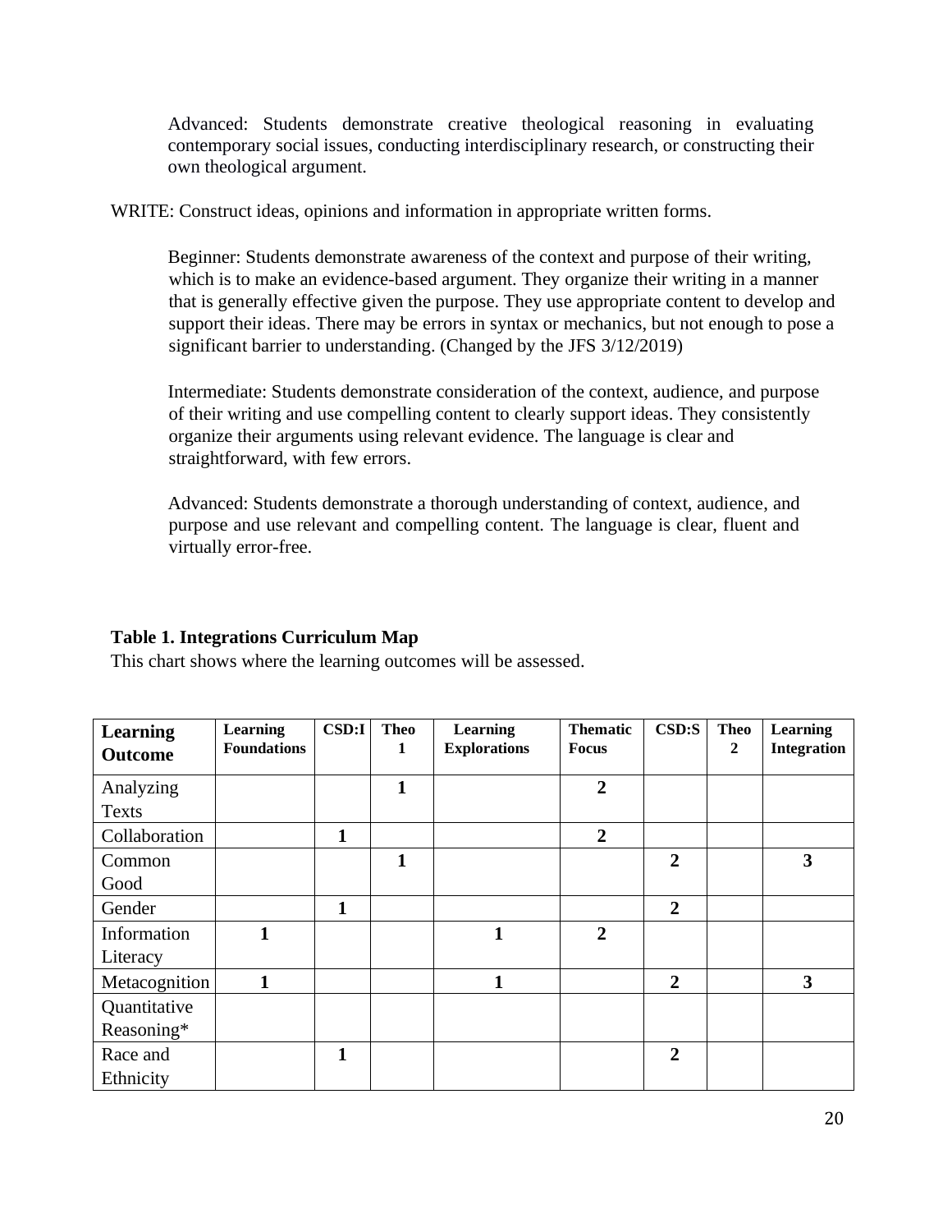Advanced: Students demonstrate creative theological reasoning in evaluating contemporary social issues, conducting interdisciplinary research, or constructing their own theological argument.

WRITE: Construct ideas, opinions and information in appropriate written forms.

Beginner: Students demonstrate awareness of the context and purpose of their writing, which is to make an evidence-based argument. They organize their writing in a manner that is generally effective given the purpose. They use appropriate content to develop and support their ideas. There may be errors in syntax or mechanics, but not enough to pose a significant barrier to understanding. (Changed by the JFS 3/12/2019)

Intermediate: Students demonstrate consideration of the context, audience, and purpose of their writing and use compelling content to clearly support ideas. They consistently organize their arguments using relevant evidence. The language is clear and straightforward, with few errors.

Advanced: Students demonstrate a thorough understanding of context, audience, and purpose and use relevant and compelling content. The language is clear, fluent and virtually error-free.

**Table 1. Integrations Curriculum Map**

This chart shows where the learning outcomes will be assessed.

| Learning Outcome | Learning Foundations | CSD:I | Theo 1 | Learning Explorations | Thematic Focus | CSD:S | Theo 2 | Learning Integration |
|---|---|---|---|---|---|---|---|---|
| Analyzing Texts | | | 1 | | 2 | | | |
| Collaboration | | 1 | | | 2 | | | |
| Common Good | | | 1 | | | 2 | | 3 |
| Gender | | 1 | | | | 2 | | |
| Information Literacy | 1 | | | 1 | 2 | | | |
| Metacognition | 1 | | | 1 | | 2 | | 3 |
| Quantitative Reasoning* | | | | | | | | |
| Race and Ethnicity | | 1 | | | | 2 | | |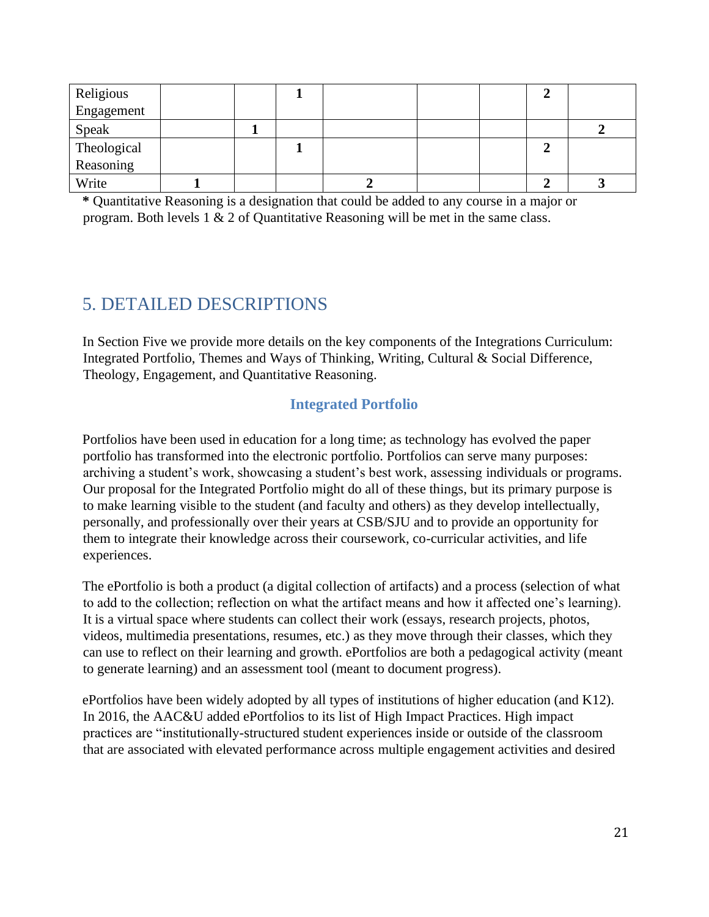| | | | | | | | | |
|---|---|---|---|---|---|---|---|---|
| Religious Engagement | | | **1** | | | | **2** | |
| Speak | | **1** | | | | | | **2** |
| Theological Reasoning | | | **1** | | | | **2** | |
| Write | **1** | | | **2** | | | **2** | **3** |

**\*** Quantitative Reasoning is a designation that could be added to any course in a major or program. Both levels 1 & 2 of Quantitative Reasoning will be met in the same class.

## 5. DETAILED DESCRIPTIONS

In Section Five we provide more details on the key components of the Integrations Curriculum: Integrated Portfolio, Themes and Ways of Thinking, Writing, Cultural & Social Difference, Theology, Engagement, and Quantitative Reasoning.

### Integrated Portfolio

Portfolios have been used in education for a long time; as technology has evolved the paper portfolio has transformed into the electronic portfolio. Portfolios can serve many purposes: archiving a student's work, showcasing a student's best work, assessing individuals or programs. Our proposal for the Integrated Portfolio might do all of these things, but its primary purpose is to make learning visible to the student (and faculty and others) as they develop intellectually, personally, and professionally over their years at CSB/SJU and to provide an opportunity for them to integrate their knowledge across their coursework, co-curricular activities, and life experiences.

The ePortfolio is both a product (a digital collection of artifacts) and a process (selection of what to add to the collection; reflection on what the artifact means and how it affected one's learning). It is a virtual space where students can collect their work (essays, research projects, photos, videos, multimedia presentations, resumes, etc.) as they move through their classes, which they can use to reflect on their learning and growth. ePortfolios are both a pedagogical activity (meant to generate learning) and an assessment tool (meant to document progress).

ePortfolios have been widely adopted by all types of institutions of higher education (and K12). In 2016, the AAC&U added ePortfolios to its list of High Impact Practices. High impact practices are "institutionally-structured student experiences inside or outside of the classroom that are associated with elevated performance across multiple engagement activities and desired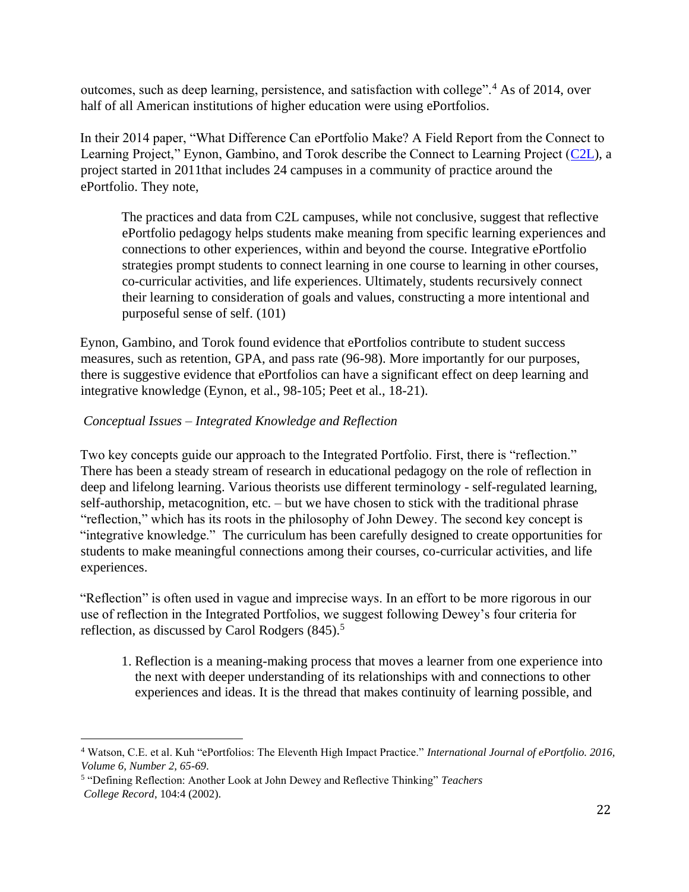outcomes, such as deep learning, persistence, and satisfaction with college".[4] As of 2014, over half of all American institutions of higher education were using ePortfolios.

In their 2014 paper, "What Difference Can ePortfolio Make? A Field Report from the Connect to Learning Project," Eynon, Gambino, and Torok describe the Connect to Learning Project (C2L), a project started in 2011that includes 24 campuses in a community of practice around the ePortfolio. They note,

> The practices and data from C2L campuses, while not conclusive, suggest that reflective ePortfolio pedagogy helps students make meaning from specific learning experiences and connections to other experiences, within and beyond the course. Integrative ePortfolio strategies prompt students to connect learning in one course to learning in other courses, co-curricular activities, and life experiences. Ultimately, students recursively connect their learning to consideration of goals and values, constructing a more intentional and purposeful sense of self. (101)

Eynon, Gambino, and Torok found evidence that ePortfolios contribute to student success measures, such as retention, GPA, and pass rate (96-98). More importantly for our purposes, there is suggestive evidence that ePortfolios can have a significant effect on deep learning and integrative knowledge (Eynon, et al., 98-105; Peet et al., 18-21).

*Conceptual Issues – Integrated Knowledge and Reflection*

Two key concepts guide our approach to the Integrated Portfolio. First, there is "reflection." There has been a steady stream of research in educational pedagogy on the role of reflection in deep and lifelong learning. Various theorists use different terminology - self-regulated learning, self-authorship, metacognition, etc. – but we have chosen to stick with the traditional phrase "reflection," which has its roots in the philosophy of John Dewey. The second key concept is "integrative knowledge." The curriculum has been carefully designed to create opportunities for students to make meaningful connections among their courses, co-curricular activities, and life experiences.

"Reflection" is often used in vague and imprecise ways. In an effort to be more rigorous in our use of reflection in the Integrated Portfolios, we suggest following Dewey's four criteria for reflection, as discussed by Carol Rodgers (845).[5]

1. Reflection is a meaning-making process that moves a learner from one experience into the next with deeper understanding of its relationships with and connections to other experiences and ideas. It is the thread that makes continuity of learning possible, and

---

[4] Watson, C.E. et al. Kuh "ePortfolios: The Eleventh High Impact Practice." *International Journal of ePortfolio. 2016, Volume 6, Number 2, 65-69.*

[5] "Defining Reflection: Another Look at John Dewey and Reflective Thinking" *Teachers College Record*, 104:4 (2002).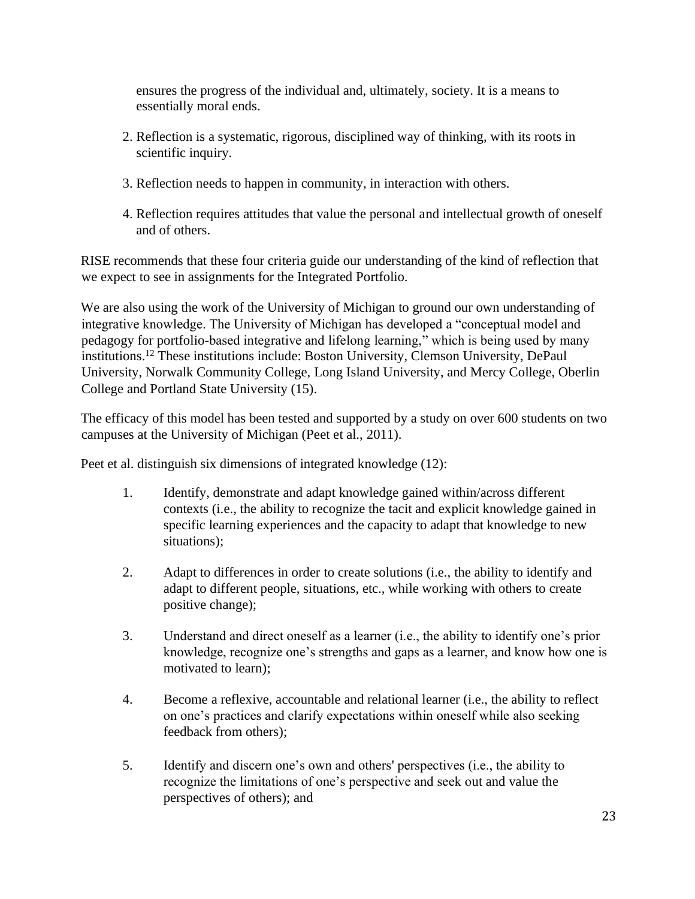ensures the progress of the individual and, ultimately, society. It is a means to essentially moral ends.

2. Reflection is a systematic, rigorous, disciplined way of thinking, with its roots in scientific inquiry.

3. Reflection needs to happen in community, in interaction with others.

4. Reflection requires attitudes that value the personal and intellectual growth of oneself and of others.

RISE recommends that these four criteria guide our understanding of the kind of reflection that we expect to see in assignments for the Integrated Portfolio.

We are also using the work of the University of Michigan to ground our own understanding of integrative knowledge. The University of Michigan has developed a "conceptual model and pedagogy for portfolio-based integrative and lifelong learning," which is being used by many institutions.[12] These institutions include: Boston University, Clemson University, DePaul University, Norwalk Community College, Long Island University, and Mercy College, Oberlin College and Portland State University (15).

The efficacy of this model has been tested and supported by a study on over 600 students on two campuses at the University of Michigan (Peet et al., 2011).

Peet et al. distinguish six dimensions of integrated knowledge (12):

1. Identify, demonstrate and adapt knowledge gained within/across different contexts (i.e., the ability to recognize the tacit and explicit knowledge gained in specific learning experiences and the capacity to adapt that knowledge to new situations);

2. Adapt to differences in order to create solutions (i.e., the ability to identify and adapt to different people, situations, etc., while working with others to create positive change);

3. Understand and direct oneself as a learner (i.e., the ability to identify one's prior knowledge, recognize one's strengths and gaps as a learner, and know how one is motivated to learn);

4. Become a reflexive, accountable and relational learner (i.e., the ability to reflect on one's practices and clarify expectations within oneself while also seeking feedback from others);

5. Identify and discern one's own and others' perspectives (i.e., the ability to recognize the limitations of one's perspective and seek out and value the perspectives of others); and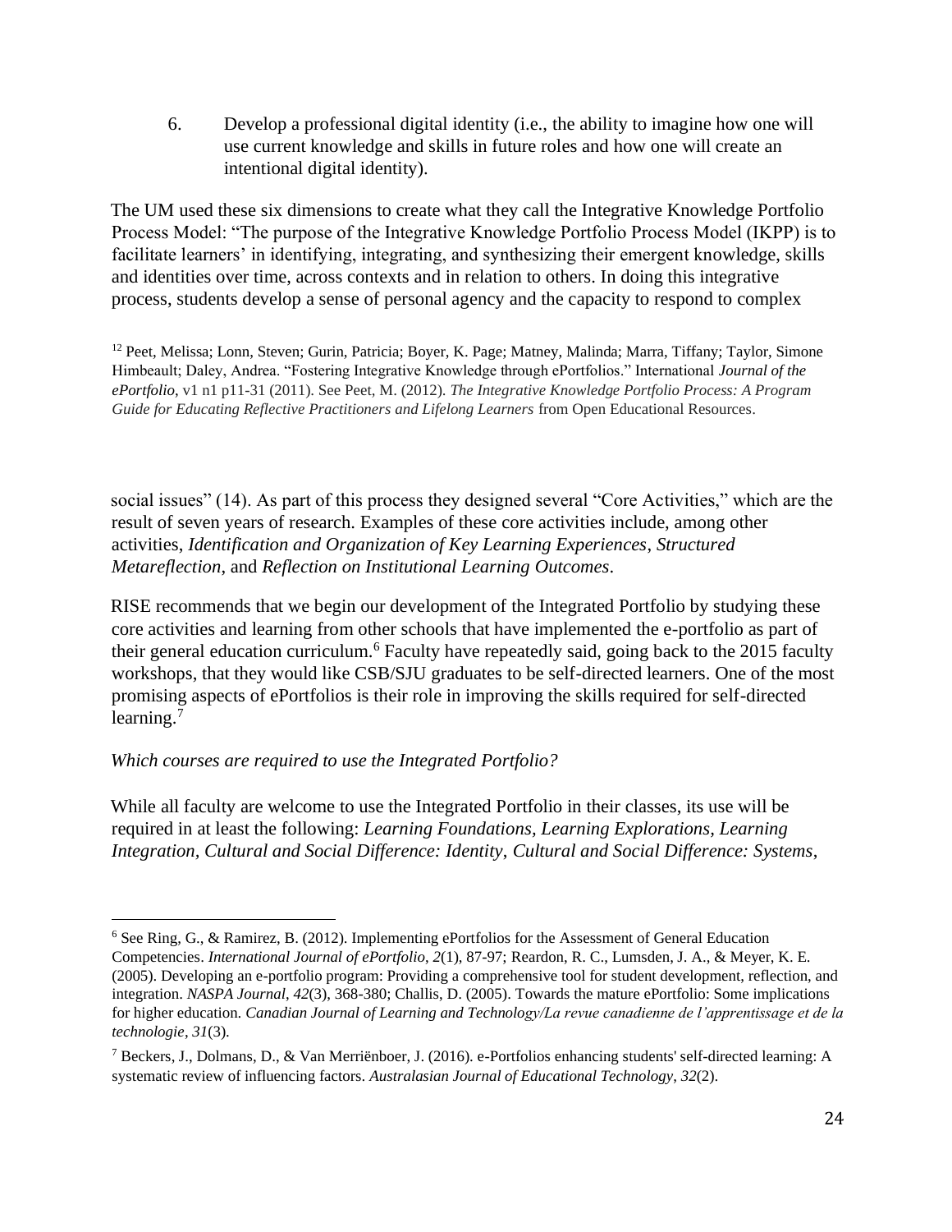6. Develop a professional digital identity (i.e., the ability to imagine how one will use current knowledge and skills in future roles and how one will create an intentional digital identity).

The UM used these six dimensions to create what they call the Integrative Knowledge Portfolio Process Model: "The purpose of the Integrative Knowledge Portfolio Process Model (IKPP) is to facilitate learners' in identifying, integrating, and synthesizing their emergent knowledge, skills and identities over time, across contexts and in relation to others. In doing this integrative process, students develop a sense of personal agency and the capacity to respond to complex social issues" (14). As part of this process they designed several "Core Activities," which are the result of seven years of research. Examples of these core activities include, among other activities, *Identification and Organization of Key Learning Experiences*, *Structured Metareflection*, and *Reflection on Institutional Learning Outcomes*.

[12] Peet, Melissa; Lonn, Steven; Gurin, Patricia; Boyer, K. Page; Matney, Malinda; Marra, Tiffany; Taylor, Simone Himbeault; Daley, Andrea. "Fostering Integrative Knowledge through ePortfolios." International *Journal of the ePortfolio*, v1 n1 p11-31 (2011). See Peet, M. (2012). *The Integrative Knowledge Portfolio Process: A Program Guide for Educating Reflective Practitioners and Lifelong Learners* from Open Educational Resources.

RISE recommends that we begin our development of the Integrated Portfolio by studying these core activities and learning from other schools that have implemented the e-portfolio as part of their general education curriculum.[6] Faculty have repeatedly said, going back to the 2015 faculty workshops, that they would like CSB/SJU graduates to be self-directed learners. One of the most promising aspects of ePortfolios is their role in improving the skills required for self-directed learning.[7]

*Which courses are required to use the Integrated Portfolio?*

While all faculty are welcome to use the Integrated Portfolio in their classes, its use will be required in at least the following: *Learning Foundations, Learning Explorations, Learning Integration, Cultural and Social Difference: Identity*, *Cultural and Social Difference: Systems*,

[6] See Ring, G., & Ramirez, B. (2012). Implementing ePortfolios for the Assessment of General Education Competencies. *International Journal of ePortfolio*, *2*(1), 87-97; Reardon, R. C., Lumsden, J. A., & Meyer, K. E. (2005). Developing an e-portfolio program: Providing a comprehensive tool for student development, reflection, and integration. *NASPA Journal*, *42*(3), 368-380; Challis, D. (2005). Towards the mature ePortfolio: Some implications for higher education. *Canadian Journal of Learning and Technology/La revue canadienne de l'apprentissage et de la technologie*, *31*(3).

[7] Beckers, J., Dolmans, D., & Van Merriënboer, J. (2016). e-Portfolios enhancing students' self-directed learning: A systematic review of influencing factors. *Australasian Journal of Educational Technology*, *32*(2).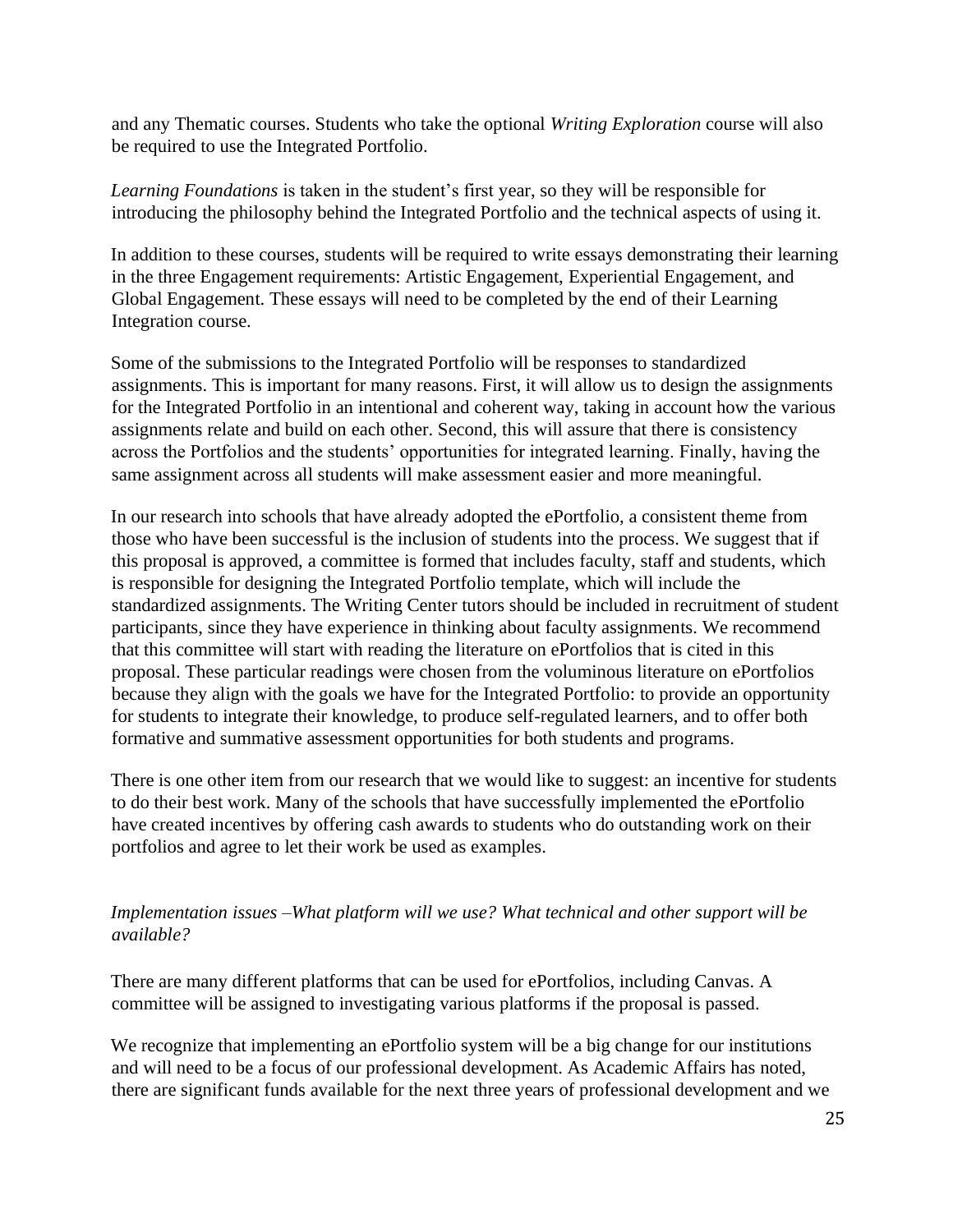and any Thematic courses. Students who take the optional *Writing Exploration* course will also be required to use the Integrated Portfolio.

*Learning Foundations* is taken in the student's first year, so they will be responsible for introducing the philosophy behind the Integrated Portfolio and the technical aspects of using it.

In addition to these courses, students will be required to write essays demonstrating their learning in the three Engagement requirements: Artistic Engagement, Experiential Engagement, and Global Engagement. These essays will need to be completed by the end of their Learning Integration course.

Some of the submissions to the Integrated Portfolio will be responses to standardized assignments. This is important for many reasons. First, it will allow us to design the assignments for the Integrated Portfolio in an intentional and coherent way, taking in account how the various assignments relate and build on each other. Second, this will assure that there is consistency across the Portfolios and the students' opportunities for integrated learning. Finally, having the same assignment across all students will make assessment easier and more meaningful.

In our research into schools that have already adopted the ePortfolio, a consistent theme from those who have been successful is the inclusion of students into the process. We suggest that if this proposal is approved, a committee is formed that includes faculty, staff and students, which is responsible for designing the Integrated Portfolio template, which will include the standardized assignments. The Writing Center tutors should be included in recruitment of student participants, since they have experience in thinking about faculty assignments. We recommend that this committee will start with reading the literature on ePortfolios that is cited in this proposal. These particular readings were chosen from the voluminous literature on ePortfolios because they align with the goals we have for the Integrated Portfolio: to provide an opportunity for students to integrate their knowledge, to produce self-regulated learners, and to offer both formative and summative assessment opportunities for both students and programs.

There is one other item from our research that we would like to suggest: an incentive for students to do their best work. Many of the schools that have successfully implemented the ePortfolio have created incentives by offering cash awards to students who do outstanding work on their portfolios and agree to let their work be used as examples.

*Implementation issues –What platform will we use? What technical and other support will be available?*

There are many different platforms that can be used for ePortfolios, including Canvas. A committee will be assigned to investigating various platforms if the proposal is passed.

We recognize that implementing an ePortfolio system will be a big change for our institutions and will need to be a focus of our professional development. As Academic Affairs has noted, there are significant funds available for the next three years of professional development and we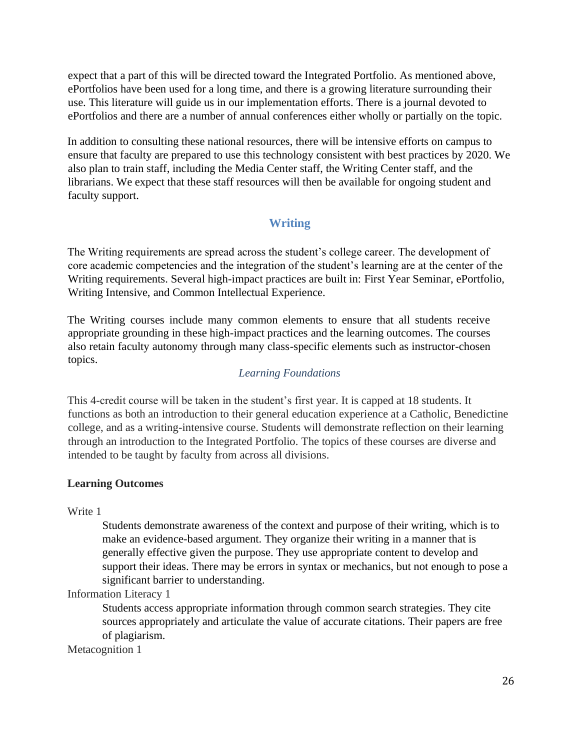expect that a part of this will be directed toward the Integrated Portfolio. As mentioned above, ePortfolios have been used for a long time, and there is a growing literature surrounding their use. This literature will guide us in our implementation efforts. There is a journal devoted to ePortfolios and there are a number of annual conferences either wholly or partially on the topic.

In addition to consulting these national resources, there will be intensive efforts on campus to ensure that faculty are prepared to use this technology consistent with best practices by 2020. We also plan to train staff, including the Media Center staff, the Writing Center staff, and the librarians. We expect that these staff resources will then be available for ongoing student and faculty support.

## Writing

The Writing requirements are spread across the student's college career. The development of core academic competencies and the integration of the student's learning are at the center of the Writing requirements. Several high-impact practices are built in: First Year Seminar, ePortfolio, Writing Intensive, and Common Intellectual Experience.

The Writing courses include many common elements to ensure that all students receive appropriate grounding in these high-impact practices and the learning outcomes. The courses also retain faculty autonomy through many class-specific elements such as instructor-chosen topics.

### *Learning Foundations*

This 4-credit course will be taken in the student's first year. It is capped at 18 students. It functions as both an introduction to their general education experience at a Catholic, Benedictine college, and as a writing-intensive course. Students will demonstrate reflection on their learning through an introduction to the Integrated Portfolio. The topics of these courses are diverse and intended to be taught by faculty from across all divisions.

**Learning Outcomes**

Write 1

> Students demonstrate awareness of the context and purpose of their writing, which is to make an evidence-based argument. They organize their writing in a manner that is generally effective given the purpose. They use appropriate content to develop and support their ideas. There may be errors in syntax or mechanics, but not enough to pose a significant barrier to understanding.

Information Literacy 1

> Students access appropriate information through common search strategies. They cite sources appropriately and articulate the value of accurate citations. Their papers are free of plagiarism.

Metacognition 1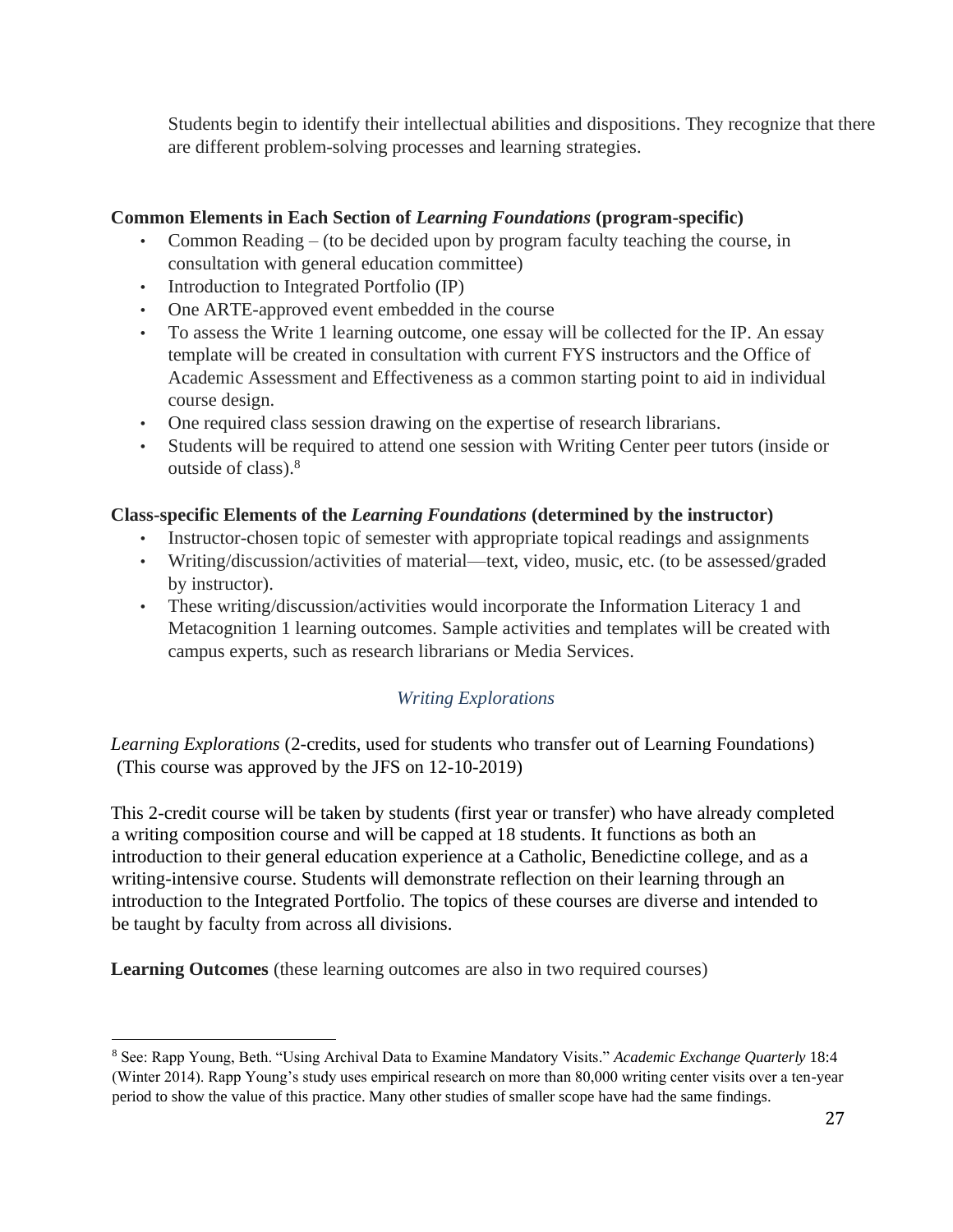Students begin to identify their intellectual abilities and dispositions. They recognize that there are different problem-solving processes and learning strategies.

**Common Elements in Each Section of *Learning Foundations* (program-specific)**

- Common Reading – (to be decided upon by program faculty teaching the course, in consultation with general education committee)
- Introduction to Integrated Portfolio (IP)
- One ARTE-approved event embedded in the course
- To assess the Write 1 learning outcome, one essay will be collected for the IP. An essay template will be created in consultation with current FYS instructors and the Office of Academic Assessment and Effectiveness as a common starting point to aid in individual course design.
- One required class session drawing on the expertise of research librarians.
- Students will be required to attend one session with Writing Center peer tutors (inside or outside of class).[8]

**Class-specific Elements of the *Learning Foundations* (determined by the instructor)**

- Instructor-chosen topic of semester with appropriate topical readings and assignments
- Writing/discussion/activities of material—text, video, music, etc. (to be assessed/graded by instructor).
- These writing/discussion/activities would incorporate the Information Literacy 1 and Metacognition 1 learning outcomes. Sample activities and templates will be created with campus experts, such as research librarians or Media Services.

### *Writing Explorations*

*Learning Explorations* (2-credits, used for students who transfer out of Learning Foundations) (This course was approved by the JFS on 12-10-2019)

This 2-credit course will be taken by students (first year or transfer) who have already completed a writing composition course and will be capped at 18 students. It functions as both an introduction to their general education experience at a Catholic, Benedictine college, and as a writing-intensive course. Students will demonstrate reflection on their learning through an introduction to the Integrated Portfolio. The topics of these courses are diverse and intended to be taught by faculty from across all divisions.

**Learning Outcomes** (these learning outcomes are also in two required courses)

---

[8] See: Rapp Young, Beth. "Using Archival Data to Examine Mandatory Visits." *Academic Exchange Quarterly* 18:4 (Winter 2014). Rapp Young's study uses empirical research on more than 80,000 writing center visits over a ten-year period to show the value of this practice. Many other studies of smaller scope have had the same findings.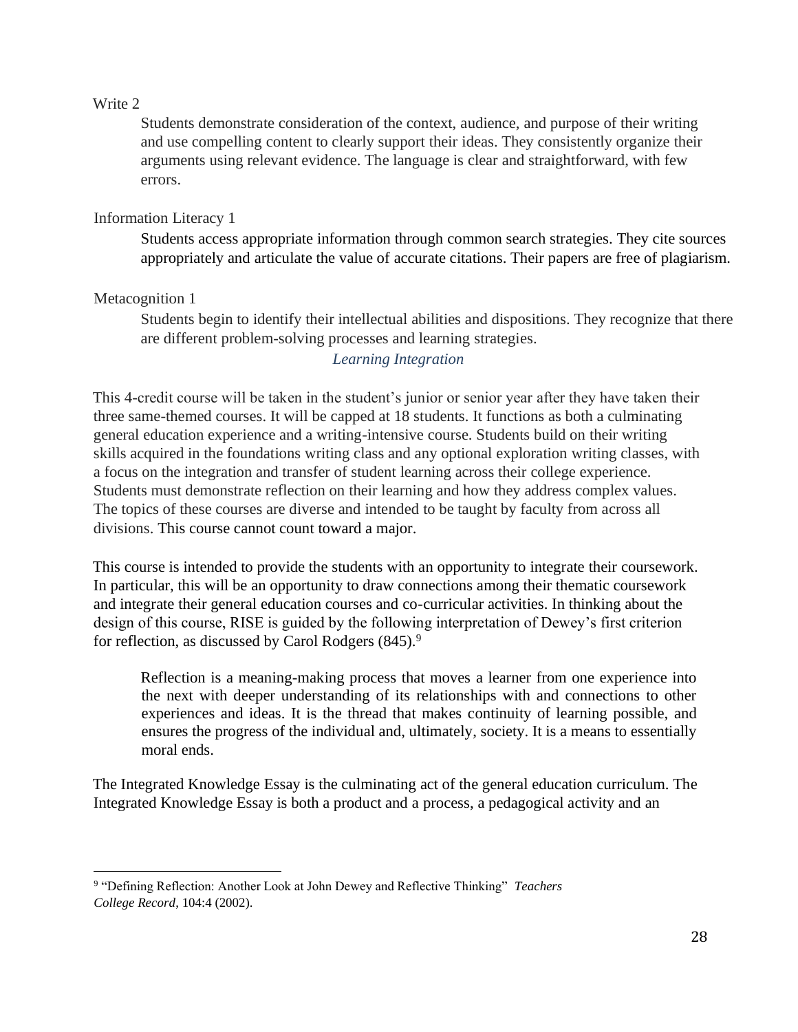Write 2

> Students demonstrate consideration of the context, audience, and purpose of their writing and use compelling content to clearly support their ideas. They consistently organize their arguments using relevant evidence. The language is clear and straightforward, with few errors.

Information Literacy 1

> Students access appropriate information through common search strategies. They cite sources appropriately and articulate the value of accurate citations. Their papers are free of plagiarism.

Metacognition 1

> Students begin to identify their intellectual abilities and dispositions. They recognize that there are different problem-solving processes and learning strategies.

### *Learning Integration*

This 4-credit course will be taken in the student's junior or senior year after they have taken their three same-themed courses. It will be capped at 18 students. It functions as both a culminating general education experience and a writing-intensive course. Students build on their writing skills acquired in the foundations writing class and any optional exploration writing classes, with a focus on the integration and transfer of student learning across their college experience. Students must demonstrate reflection on their learning and how they address complex values. The topics of these courses are diverse and intended to be taught by faculty from across all divisions. This course cannot count toward a major.

This course is intended to provide the students with an opportunity to integrate their coursework. In particular, this will be an opportunity to draw connections among their thematic coursework and integrate their general education courses and co-curricular activities. In thinking about the design of this course, RISE is guided by the following interpretation of Dewey's first criterion for reflection, as discussed by Carol Rodgers (845).[9]

> Reflection is a meaning-making process that moves a learner from one experience into the next with deeper understanding of its relationships with and connections to other experiences and ideas. It is the thread that makes continuity of learning possible, and ensures the progress of the individual and, ultimately, society. It is a means to essentially moral ends.

The Integrated Knowledge Essay is the culminating act of the general education curriculum. The Integrated Knowledge Essay is both a product and a process, a pedagogical activity and an

---

[9] "Defining Reflection: Another Look at John Dewey and Reflective Thinking" *Teachers College Record*, 104:4 (2002).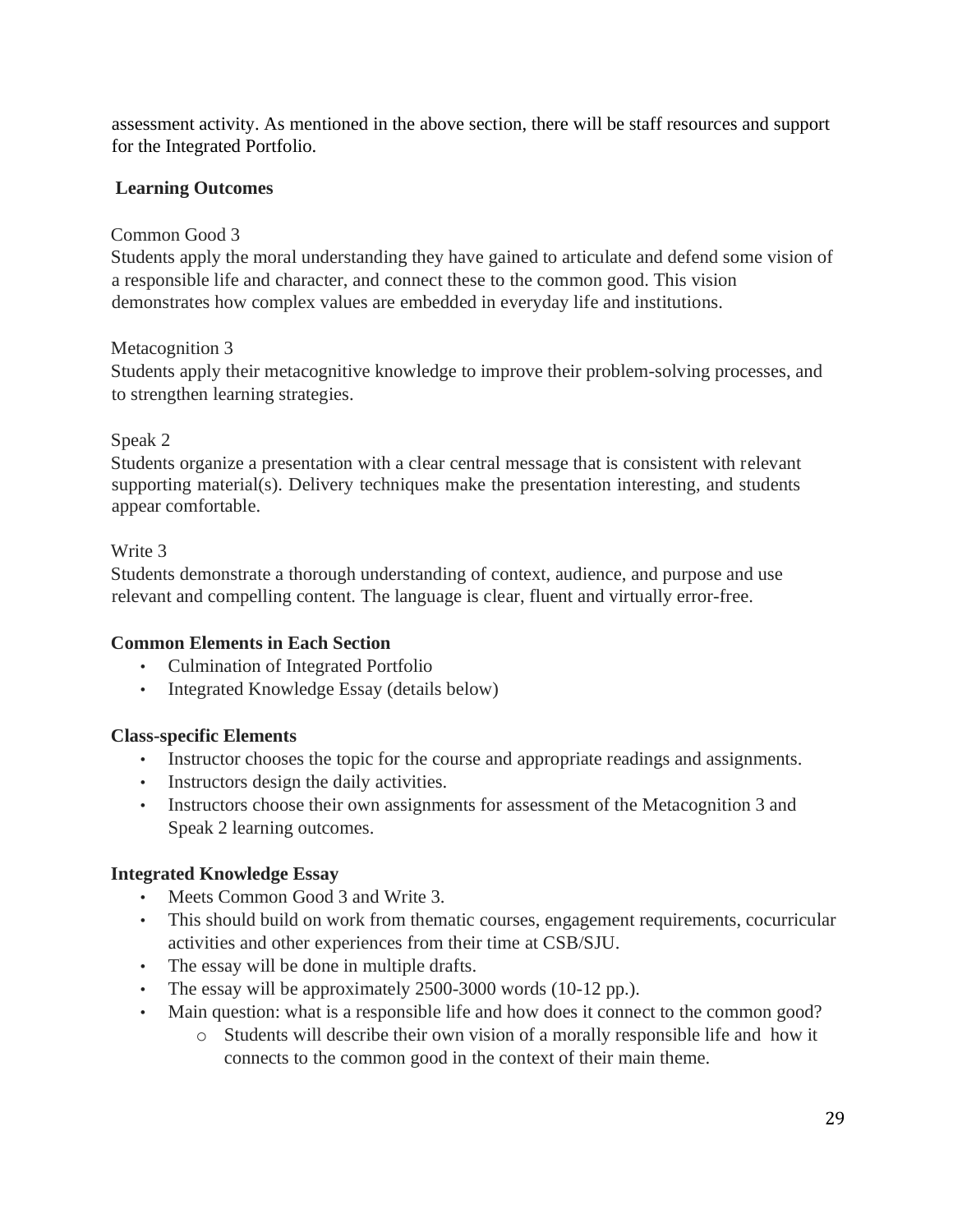assessment activity. As mentioned in the above section, there will be staff resources and support for the Integrated Portfolio.

**Learning Outcomes**

Common Good 3
Students apply the moral understanding they have gained to articulate and defend some vision of a responsible life and character, and connect these to the common good. This vision demonstrates how complex values are embedded in everyday life and institutions.

Metacognition 3
Students apply their metacognitive knowledge to improve their problem-solving processes, and to strengthen learning strategies.

Speak 2
Students organize a presentation with a clear central message that is consistent with relevant supporting material(s). Delivery techniques make the presentation interesting, and students appear comfortable.

Write 3
Students demonstrate a thorough understanding of context, audience, and purpose and use relevant and compelling content. The language is clear, fluent and virtually error-free.

**Common Elements in Each Section**

- Culmination of Integrated Portfolio
- Integrated Knowledge Essay (details below)

**Class-specific Elements**

- Instructor chooses the topic for the course and appropriate readings and assignments.
- Instructors design the daily activities.
- Instructors choose their own assignments for assessment of the Metacognition 3 and Speak 2 learning outcomes.

**Integrated Knowledge Essay**

- Meets Common Good 3 and Write 3.
- This should build on work from thematic courses, engagement requirements, cocurricular activities and other experiences from their time at CSB/SJU.
- The essay will be done in multiple drafts.
- The essay will be approximately 2500-3000 words (10-12 pp.).
- Main question: what is a responsible life and how does it connect to the common good?
    - Students will describe their own vision of a morally responsible life and how it connects to the common good in the context of their main theme.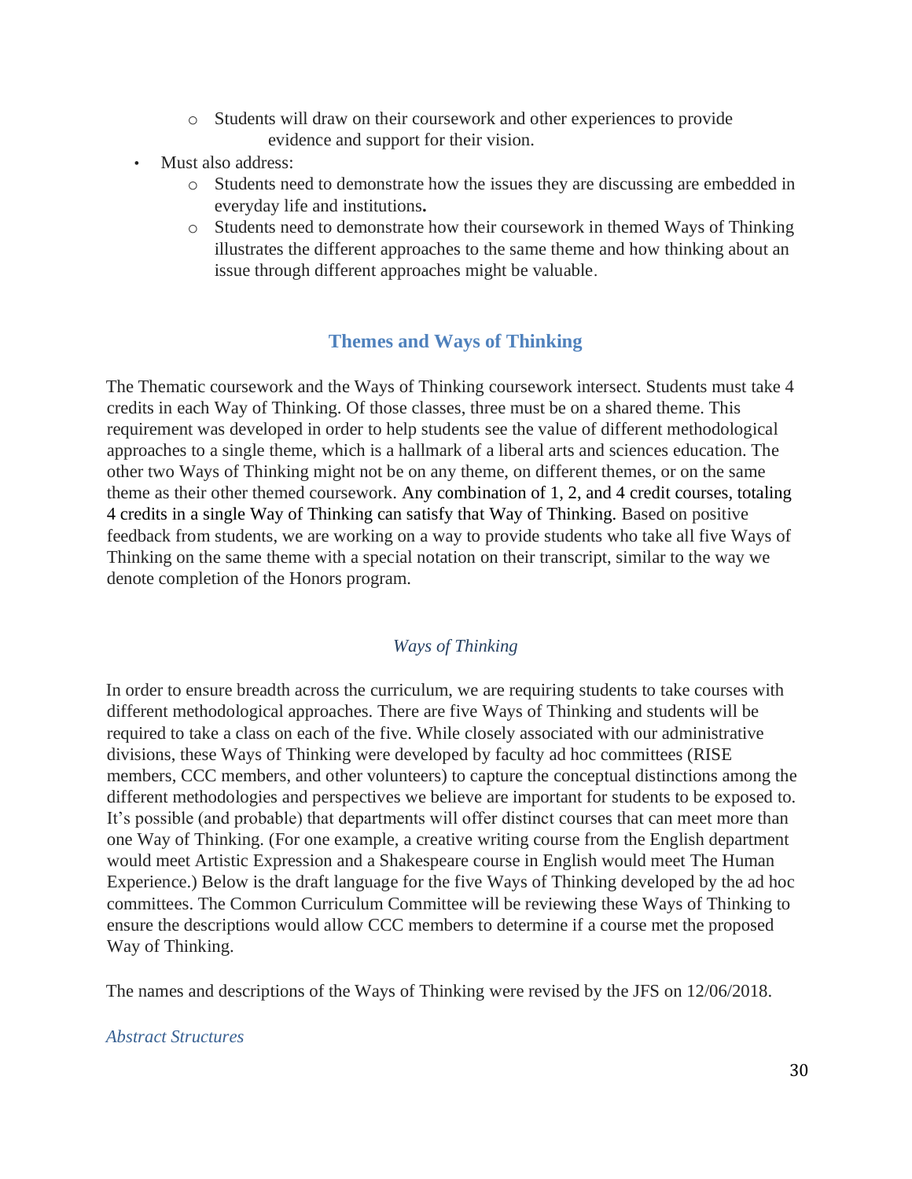- Students will draw on their coursework and other experiences to provide evidence and support for their vision.
- Must also address:
    - Students need to demonstrate how the issues they are discussing are embedded in everyday life and institutions**.**
    - Students need to demonstrate how their coursework in themed Ways of Thinking illustrates the different approaches to the same theme and how thinking about an issue through different approaches might be valuable.

## Themes and Ways of Thinking

The Thematic coursework and the Ways of Thinking coursework intersect. Students must take 4 credits in each Way of Thinking. Of those classes, three must be on a shared theme. This requirement was developed in order to help students see the value of different methodological approaches to a single theme, which is a hallmark of a liberal arts and sciences education. The other two Ways of Thinking might not be on any theme, on different themes, or on the same theme as their other themed coursework. Any combination of 1, 2, and 4 credit courses, totaling 4 credits in a single Way of Thinking can satisfy that Way of Thinking. Based on positive feedback from students, we are working on a way to provide students who take all five Ways of Thinking on the same theme with a special notation on their transcript, similar to the way we denote completion of the Honors program.

### *Ways of Thinking*

In order to ensure breadth across the curriculum, we are requiring students to take courses with different methodological approaches. There are five Ways of Thinking and students will be required to take a class on each of the five. While closely associated with our administrative divisions, these Ways of Thinking were developed by faculty ad hoc committees (RISE members, CCC members, and other volunteers) to capture the conceptual distinctions among the different methodologies and perspectives we believe are important for students to be exposed to. It's possible (and probable) that departments will offer distinct courses that can meet more than one Way of Thinking. (For one example, a creative writing course from the English department would meet Artistic Expression and a Shakespeare course in English would meet The Human Experience.) Below is the draft language for the five Ways of Thinking developed by the ad hoc committees. The Common Curriculum Committee will be reviewing these Ways of Thinking to ensure the descriptions would allow CCC members to determine if a course met the proposed Way of Thinking.

The names and descriptions of the Ways of Thinking were revised by the JFS on 12/06/2018.

#### *Abstract Structures*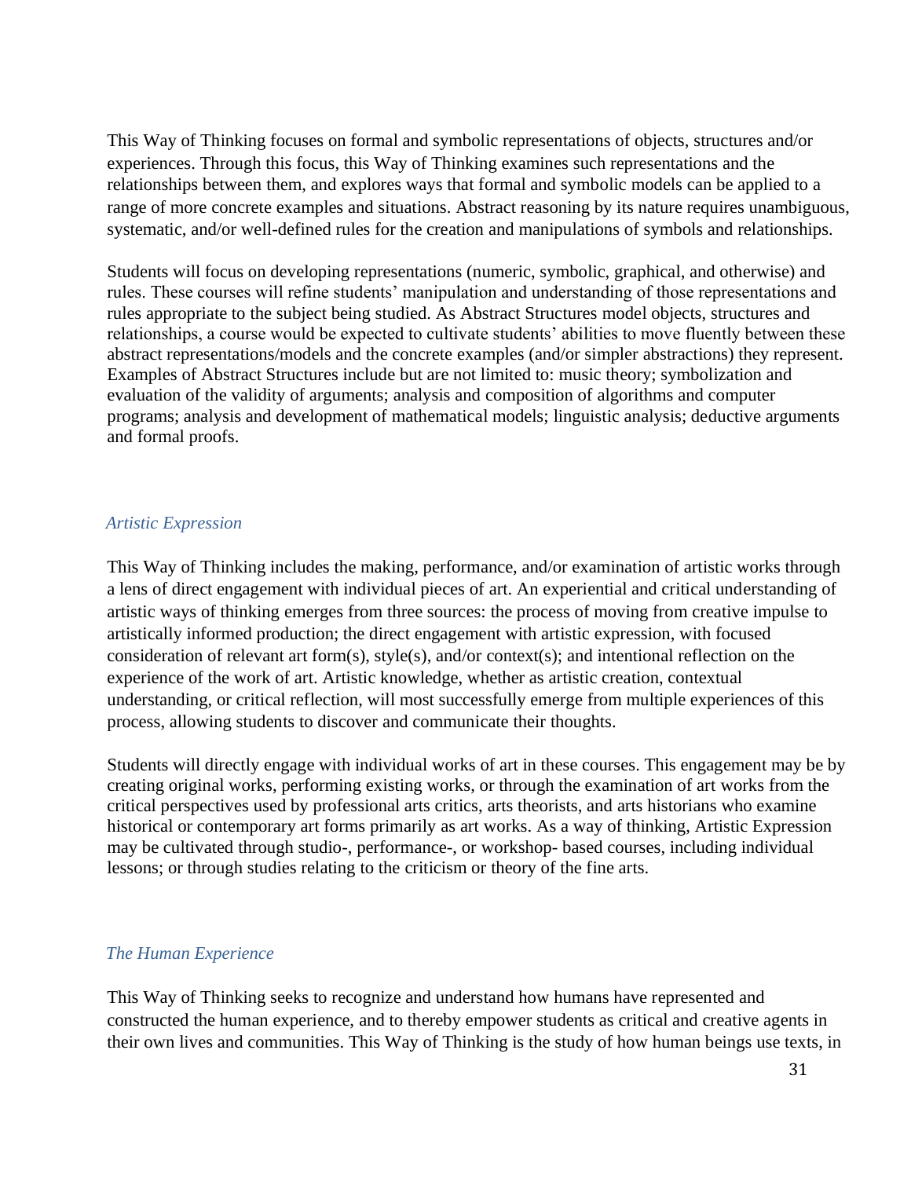This Way of Thinking focuses on formal and symbolic representations of objects, structures and/or experiences. Through this focus, this Way of Thinking examines such representations and the relationships between them, and explores ways that formal and symbolic models can be applied to a range of more concrete examples and situations. Abstract reasoning by its nature requires unambiguous, systematic, and/or well-defined rules for the creation and manipulations of symbols and relationships.

Students will focus on developing representations (numeric, symbolic, graphical, and otherwise) and rules. These courses will refine students' manipulation and understanding of those representations and rules appropriate to the subject being studied. As Abstract Structures model objects, structures and relationships, a course would be expected to cultivate students' abilities to move fluently between these abstract representations/models and the concrete examples (and/or simpler abstractions) they represent. Examples of Abstract Structures include but are not limited to: music theory; symbolization and evaluation of the validity of arguments; analysis and composition of algorithms and computer programs; analysis and development of mathematical models; linguistic analysis; deductive arguments and formal proofs.

### *Artistic Expression*

This Way of Thinking includes the making, performance, and/or examination of artistic works through a lens of direct engagement with individual pieces of art. An experiential and critical understanding of artistic ways of thinking emerges from three sources: the process of moving from creative impulse to artistically informed production; the direct engagement with artistic expression, with focused consideration of relevant art form(s), style(s), and/or context(s); and intentional reflection on the experience of the work of art. Artistic knowledge, whether as artistic creation, contextual understanding, or critical reflection, will most successfully emerge from multiple experiences of this process, allowing students to discover and communicate their thoughts.

Students will directly engage with individual works of art in these courses. This engagement may be by creating original works, performing existing works, or through the examination of art works from the critical perspectives used by professional arts critics, arts theorists, and arts historians who examine historical or contemporary art forms primarily as art works. As a way of thinking, Artistic Expression may be cultivated through studio-, performance-, or workshop- based courses, including individual lessons; or through studies relating to the criticism or theory of the fine arts.

### *The Human Experience*

This Way of Thinking seeks to recognize and understand how humans have represented and constructed the human experience, and to thereby empower students as critical and creative agents in their own lives and communities. This Way of Thinking is the study of how human beings use texts, in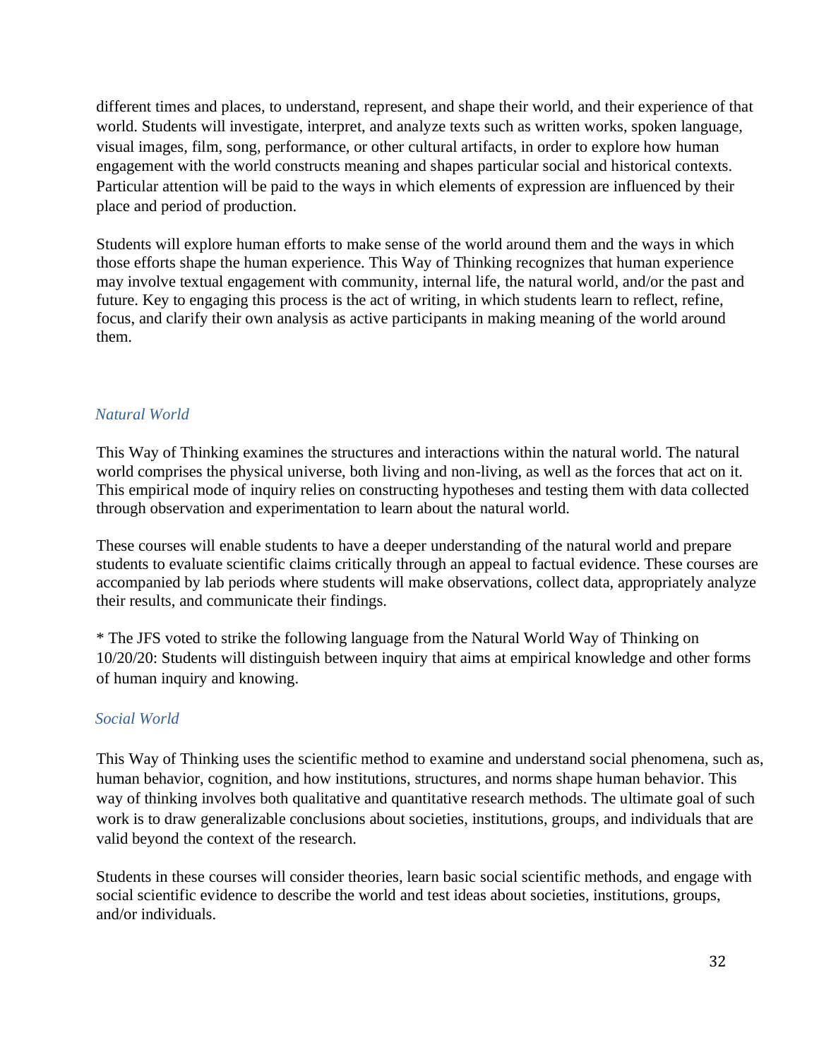different times and places, to understand, represent, and shape their world, and their experience of that world. Students will investigate, interpret, and analyze texts such as written works, spoken language, visual images, film, song, performance, or other cultural artifacts, in order to explore how human engagement with the world constructs meaning and shapes particular social and historical contexts. Particular attention will be paid to the ways in which elements of expression are influenced by their place and period of production.

Students will explore human efforts to make sense of the world around them and the ways in which those efforts shape the human experience. This Way of Thinking recognizes that human experience may involve textual engagement with community, internal life, the natural world, and/or the past and future. Key to engaging this process is the act of writing, in which students learn to reflect, refine, focus, and clarify their own analysis as active participants in making meaning of the world around them.

### *Natural World*

This Way of Thinking examines the structures and interactions within the natural world. The natural world comprises the physical universe, both living and non-living, as well as the forces that act on it. This empirical mode of inquiry relies on constructing hypotheses and testing them with data collected through observation and experimentation to learn about the natural world.

These courses will enable students to have a deeper understanding of the natural world and prepare students to evaluate scientific claims critically through an appeal to factual evidence. These courses are accompanied by lab periods where students will make observations, collect data, appropriately analyze their results, and communicate their findings.

* The JFS voted to strike the following language from the Natural World Way of Thinking on 10/20/20: Students will distinguish between inquiry that aims at empirical knowledge and other forms of human inquiry and knowing.

### *Social World*

This Way of Thinking uses the scientific method to examine and understand social phenomena, such as, human behavior, cognition, and how institutions, structures, and norms shape human behavior. This way of thinking involves both qualitative and quantitative research methods. The ultimate goal of such work is to draw generalizable conclusions about societies, institutions, groups, and individuals that are valid beyond the context of the research.

Students in these courses will consider theories, learn basic social scientific methods, and engage with social scientific evidence to describe the world and test ideas about societies, institutions, groups, and/or individuals.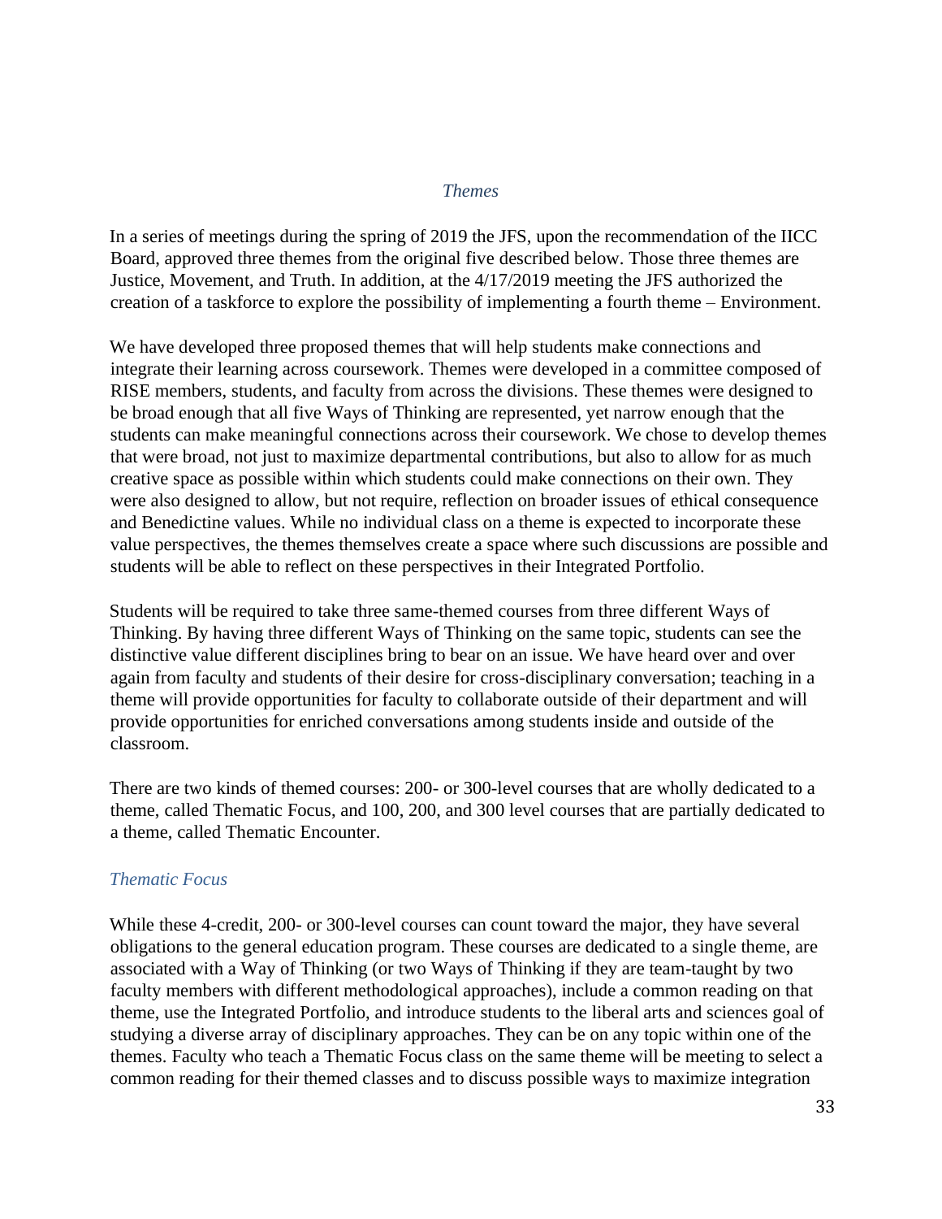### *Themes*

In a series of meetings during the spring of 2019 the JFS, upon the recommendation of the IICC Board, approved three themes from the original five described below. Those three themes are Justice, Movement, and Truth. In addition, at the 4/17/2019 meeting the JFS authorized the creation of a taskforce to explore the possibility of implementing a fourth theme – Environment.

We have developed three proposed themes that will help students make connections and integrate their learning across coursework. Themes were developed in a committee composed of RISE members, students, and faculty from across the divisions. These themes were designed to be broad enough that all five Ways of Thinking are represented, yet narrow enough that the students can make meaningful connections across their coursework. We chose to develop themes that were broad, not just to maximize departmental contributions, but also to allow for as much creative space as possible within which students could make connections on their own. They were also designed to allow, but not require, reflection on broader issues of ethical consequence and Benedictine values. While no individual class on a theme is expected to incorporate these value perspectives, the themes themselves create a space where such discussions are possible and students will be able to reflect on these perspectives in their Integrated Portfolio.

Students will be required to take three same-themed courses from three different Ways of Thinking. By having three different Ways of Thinking on the same topic, students can see the distinctive value different disciplines bring to bear on an issue. We have heard over and over again from faculty and students of their desire for cross-disciplinary conversation; teaching in a theme will provide opportunities for faculty to collaborate outside of their department and will provide opportunities for enriched conversations among students inside and outside of the classroom.

There are two kinds of themed courses: 200- or 300-level courses that are wholly dedicated to a theme, called Thematic Focus, and 100, 200, and 300 level courses that are partially dedicated to a theme, called Thematic Encounter.

#### *Thematic Focus*

While these 4-credit, 200- or 300-level courses can count toward the major, they have several obligations to the general education program. These courses are dedicated to a single theme, are associated with a Way of Thinking (or two Ways of Thinking if they are team-taught by two faculty members with different methodological approaches), include a common reading on that theme, use the Integrated Portfolio, and introduce students to the liberal arts and sciences goal of studying a diverse array of disciplinary approaches. They can be on any topic within one of the themes. Faculty who teach a Thematic Focus class on the same theme will be meeting to select a common reading for their themed classes and to discuss possible ways to maximize integration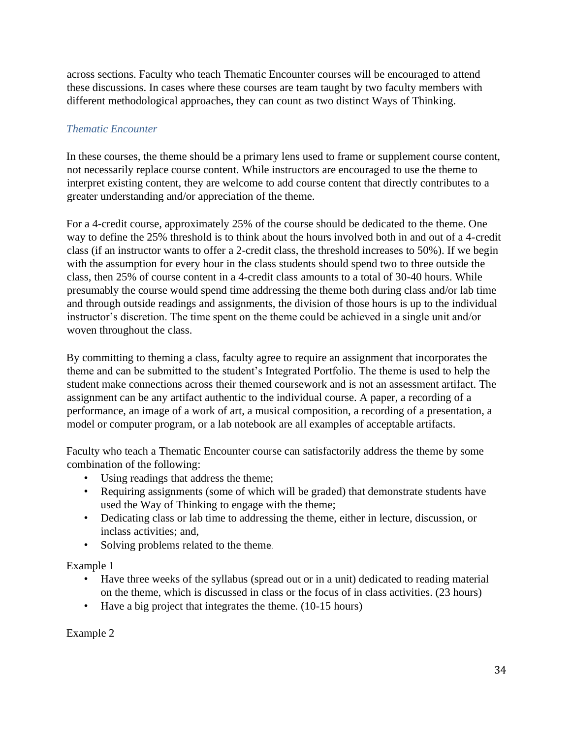across sections. Faculty who teach Thematic Encounter courses will be encouraged to attend these discussions. In cases where these courses are team taught by two faculty members with different methodological approaches, they can count as two distinct Ways of Thinking.

### *Thematic Encounter*

In these courses, the theme should be a primary lens used to frame or supplement course content, not necessarily replace course content. While instructors are encouraged to use the theme to interpret existing content, they are welcome to add course content that directly contributes to a greater understanding and/or appreciation of the theme.

For a 4-credit course, approximately 25% of the course should be dedicated to the theme. One way to define the 25% threshold is to think about the hours involved both in and out of a 4-credit class (if an instructor wants to offer a 2-credit class, the threshold increases to 50%). If we begin with the assumption for every hour in the class students should spend two to three outside the class, then 25% of course content in a 4-credit class amounts to a total of 30-40 hours. While presumably the course would spend time addressing the theme both during class and/or lab time and through outside readings and assignments, the division of those hours is up to the individual instructor's discretion. The time spent on the theme could be achieved in a single unit and/or woven throughout the class.

By committing to theming a class, faculty agree to require an assignment that incorporates the theme and can be submitted to the student's Integrated Portfolio. The theme is used to help the student make connections across their themed coursework and is not an assessment artifact. The assignment can be any artifact authentic to the individual course. A paper, a recording of a performance, an image of a work of art, a musical composition, a recording of a presentation, a model or computer program, or a lab notebook are all examples of acceptable artifacts.

Faculty who teach a Thematic Encounter course can satisfactorily address the theme by some combination of the following:

- Using readings that address the theme;
- Requiring assignments (some of which will be graded) that demonstrate students have used the Way of Thinking to engage with the theme;
- Dedicating class or lab time to addressing the theme, either in lecture, discussion, or inclass activities; and,
- Solving problems related to the theme.

Example 1

- Have three weeks of the syllabus (spread out or in a unit) dedicated to reading material on the theme, which is discussed in class or the focus of in class activities. (23 hours)
- Have a big project that integrates the theme. (10-15 hours)

Example 2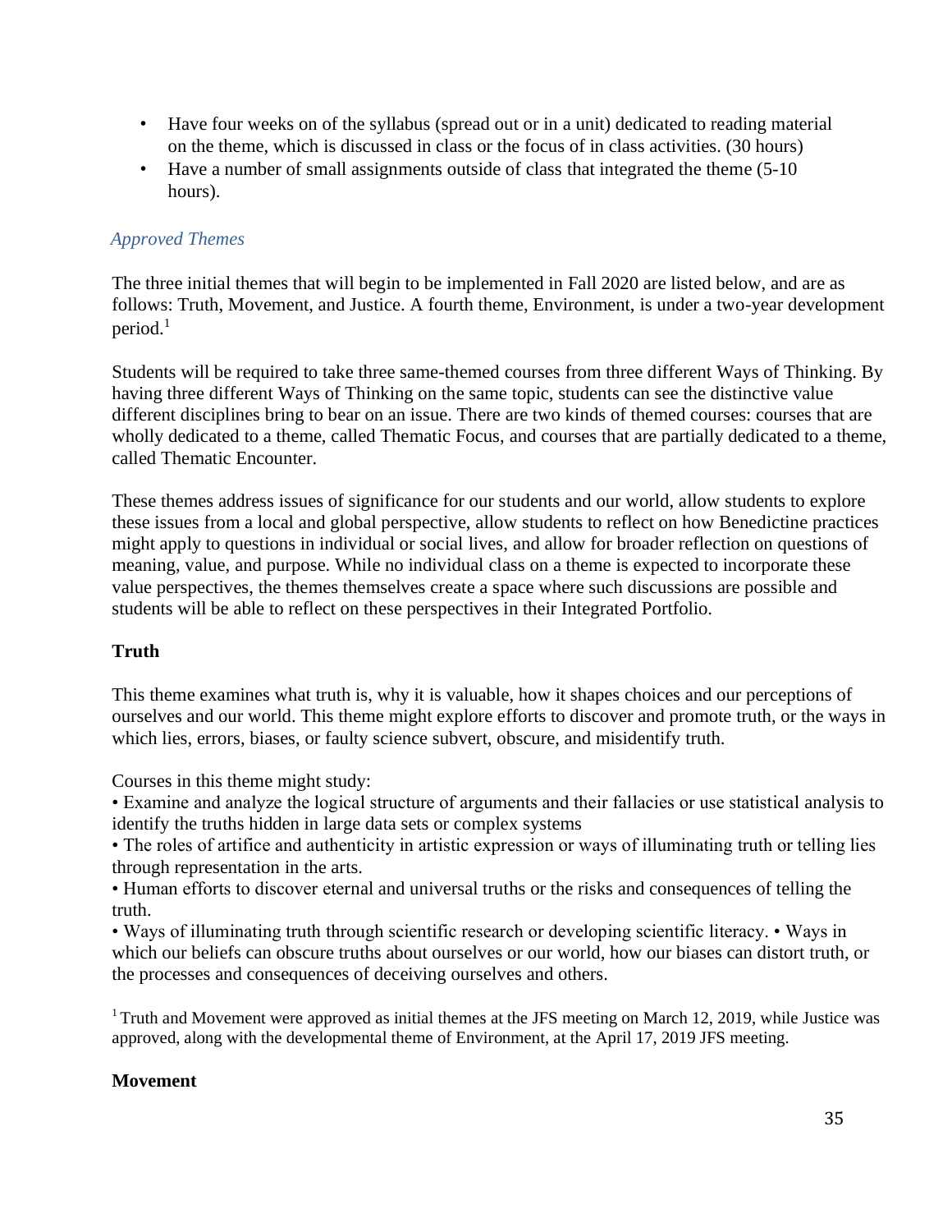- Have four weeks on of the syllabus (spread out or in a unit) dedicated to reading material on the theme, which is discussed in class or the focus of in class activities. (30 hours)
- Have a number of small assignments outside of class that integrated the theme (5-10 hours).

### *Approved Themes*

The three initial themes that will begin to be implemented in Fall 2020 are listed below, and are as follows: Truth, Movement, and Justice. A fourth theme, Environment, is under a two-year development period.[1]

Students will be required to take three same-themed courses from three different Ways of Thinking. By having three different Ways of Thinking on the same topic, students can see the distinctive value different disciplines bring to bear on an issue. There are two kinds of themed courses: courses that are wholly dedicated to a theme, called Thematic Focus, and courses that are partially dedicated to a theme, called Thematic Encounter.

These themes address issues of significance for our students and our world, allow students to explore these issues from a local and global perspective, allow students to reflect on how Benedictine practices might apply to questions in individual or social lives, and allow for broader reflection on questions of meaning, value, and purpose. While no individual class on a theme is expected to incorporate these value perspectives, the themes themselves create a space where such discussions are possible and students will be able to reflect on these perspectives in their Integrated Portfolio.

**Truth**

This theme examines what truth is, why it is valuable, how it shapes choices and our perceptions of ourselves and our world. This theme might explore efforts to discover and promote truth, or the ways in which lies, errors, biases, or faulty science subvert, obscure, and misidentify truth.

Courses in this theme might study:

- Examine and analyze the logical structure of arguments and their fallacies or use statistical analysis to identify the truths hidden in large data sets or complex systems
- The roles of artifice and authenticity in artistic expression or ways of illuminating truth or telling lies through representation in the arts.
- Human efforts to discover eternal and universal truths or the risks and consequences of telling the truth.
- Ways of illuminating truth through scientific research or developing scientific literacy.
- Ways in which our beliefs can obscure truths about ourselves or our world, how our biases can distort truth, or the processes and consequences of deceiving ourselves and others.

[1] Truth and Movement were approved as initial themes at the JFS meeting on March 12, 2019, while Justice was approved, along with the developmental theme of Environment, at the April 17, 2019 JFS meeting.

**Movement**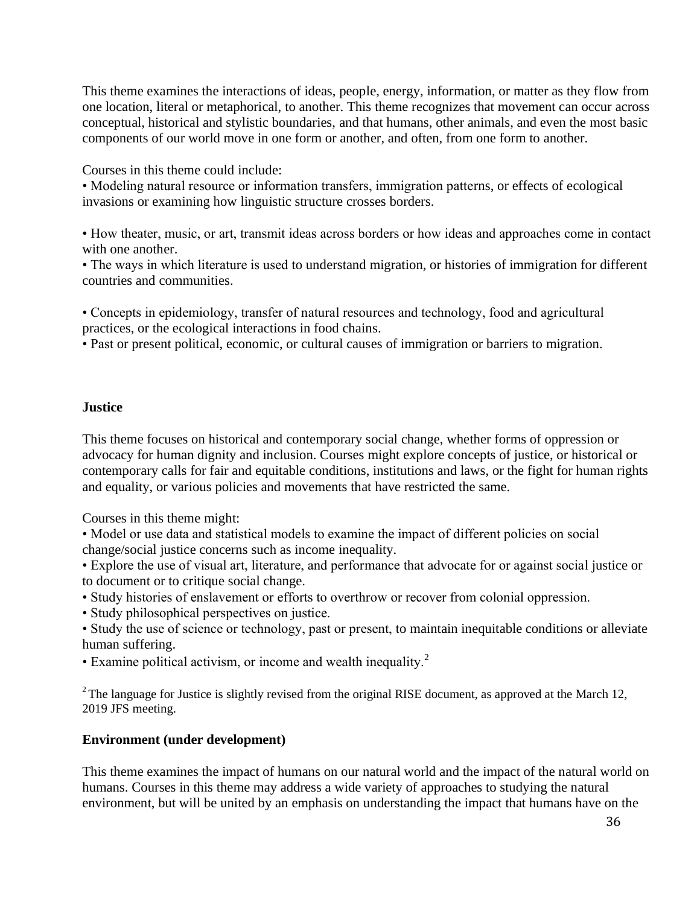This theme examines the interactions of ideas, people, energy, information, or matter as they flow from one location, literal or metaphorical, to another. This theme recognizes that movement can occur across conceptual, historical and stylistic boundaries, and that humans, other animals, and even the most basic components of our world move in one form or another, and often, from one form to another.

Courses in this theme could include:

- Modeling natural resource or information transfers, immigration patterns, or effects of ecological invasions or examining how linguistic structure crosses borders.
- How theater, music, or art, transmit ideas across borders or how ideas and approaches come in contact with one another.
- The ways in which literature is used to understand migration, or histories of immigration for different countries and communities.
- Concepts in epidemiology, transfer of natural resources and technology, food and agricultural practices, or the ecological interactions in food chains.
- Past or present political, economic, or cultural causes of immigration or barriers to migration.

**Justice**

This theme focuses on historical and contemporary social change, whether forms of oppression or advocacy for human dignity and inclusion. Courses might explore concepts of justice, or historical or contemporary calls for fair and equitable conditions, institutions and laws, or the fight for human rights and equality, or various policies and movements that have restricted the same.

Courses in this theme might:

- Model or use data and statistical models to examine the impact of different policies on social change/social justice concerns such as income inequality.
- Explore the use of visual art, literature, and performance that advocate for or against social justice or to document or to critique social change.
- Study histories of enslavement or efforts to overthrow or recover from colonial oppression.
- Study philosophical perspectives on justice.
- Study the use of science or technology, past or present, to maintain inequitable conditions or alleviate human suffering.
- Examine political activism, or income and wealth inequality.[2]

[2] The language for Justice is slightly revised from the original RISE document, as approved at the March 12, 2019 JFS meeting.

**Environment (under development)**

This theme examines the impact of humans on our natural world and the impact of the natural world on humans. Courses in this theme may address a wide variety of approaches to studying the natural environment, but will be united by an emphasis on understanding the impact that humans have on the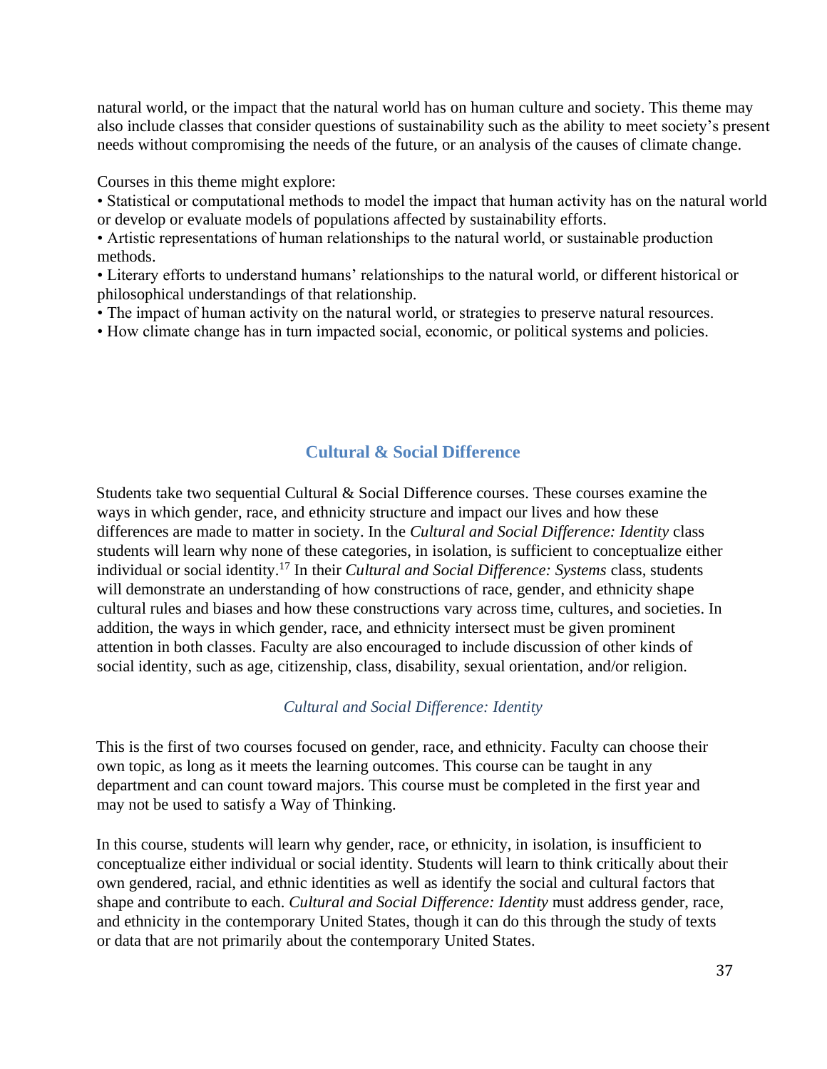natural world, or the impact that the natural world has on human culture and society. This theme may also include classes that consider questions of sustainability such as the ability to meet society's present needs without compromising the needs of the future, or an analysis of the causes of climate change.

Courses in this theme might explore:

- Statistical or computational methods to model the impact that human activity has on the natural world or develop or evaluate models of populations affected by sustainability efforts.
- Artistic representations of human relationships to the natural world, or sustainable production methods.
- Literary efforts to understand humans' relationships to the natural world, or different historical or philosophical understandings of that relationship.
- The impact of human activity on the natural world, or strategies to preserve natural resources.
- How climate change has in turn impacted social, economic, or political systems and policies.

## Cultural & Social Difference

Students take two sequential Cultural & Social Difference courses. These courses examine the ways in which gender, race, and ethnicity structure and impact our lives and how these differences are made to matter in society. In the *Cultural and Social Difference: Identity* class students will learn why none of these categories, in isolation, is sufficient to conceptualize either individual or social identity.[17] In their *Cultural and Social Difference: Systems* class, students will demonstrate an understanding of how constructions of race, gender, and ethnicity shape cultural rules and biases and how these constructions vary across time, cultures, and societies. In addition, the ways in which gender, race, and ethnicity intersect must be given prominent attention in both classes. Faculty are also encouraged to include discussion of other kinds of social identity, such as age, citizenship, class, disability, sexual orientation, and/or religion.

### *Cultural and Social Difference: Identity*

This is the first of two courses focused on gender, race, and ethnicity. Faculty can choose their own topic, as long as it meets the learning outcomes. This course can be taught in any department and can count toward majors. This course must be completed in the first year and may not be used to satisfy a Way of Thinking.

In this course, students will learn why gender, race, or ethnicity, in isolation, is insufficient to conceptualize either individual or social identity. Students will learn to think critically about their own gendered, racial, and ethnic identities as well as identify the social and cultural factors that shape and contribute to each. *Cultural and Social Difference: Identity* must address gender, race, and ethnicity in the contemporary United States, though it can do this through the study of texts or data that are not primarily about the contemporary United States.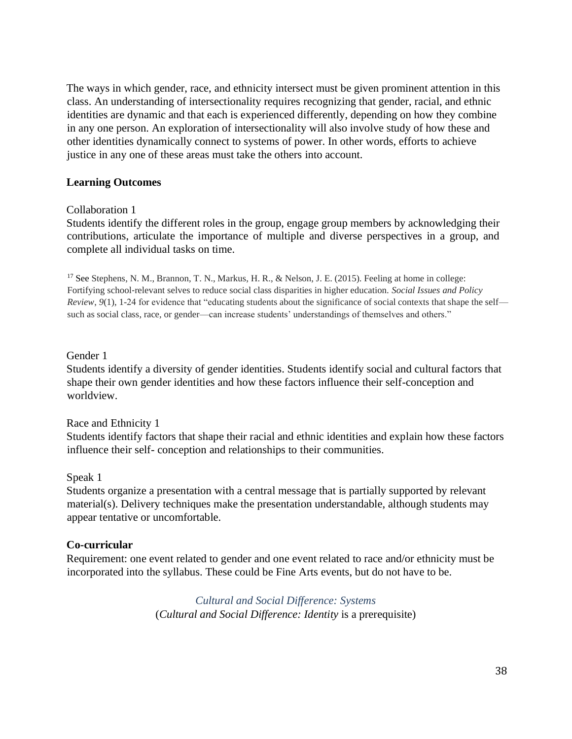The ways in which gender, race, and ethnicity intersect must be given prominent attention in this class. An understanding of intersectionality requires recognizing that gender, racial, and ethnic identities are dynamic and that each is experienced differently, depending on how they combine in any one person. An exploration of intersectionality will also involve study of how these and other identities dynamically connect to systems of power. In other words, efforts to achieve justice in any one of these areas must take the others into account.

### Learning Outcomes

Collaboration 1
Students identify the different roles in the group, engage group members by acknowledging their contributions, articulate the importance of multiple and diverse perspectives in a group, and complete all individual tasks on time.

[17] See Stephens, N. M., Brannon, T. N., Markus, H. R., & Nelson, J. E. (2015). Feeling at home in college: Fortifying school-relevant selves to reduce social class disparities in higher education. *Social Issues and Policy Review*, *9*(1), 1-24 for evidence that "educating students about the significance of social contexts that shape the self—such as social class, race, or gender—can increase students' understandings of themselves and others."

Gender 1
Students identify a diversity of gender identities. Students identify social and cultural factors that shape their own gender identities and how these factors influence their self-conception and worldview.

Race and Ethnicity 1
Students identify factors that shape their racial and ethnic identities and explain how these factors influence their self- conception and relationships to their communities.

Speak 1
Students organize a presentation with a central message that is partially supported by relevant material(s). Delivery techniques make the presentation understandable, although students may appear tentative or uncomfortable.

### Co-curricular

Requirement: one event related to gender and one event related to race and/or ethnicity must be incorporated into the syllabus. These could be Fine Arts events, but do not have to be.

## *Cultural and Social Difference: Systems*

(*Cultural and Social Difference: Identity* is a prerequisite)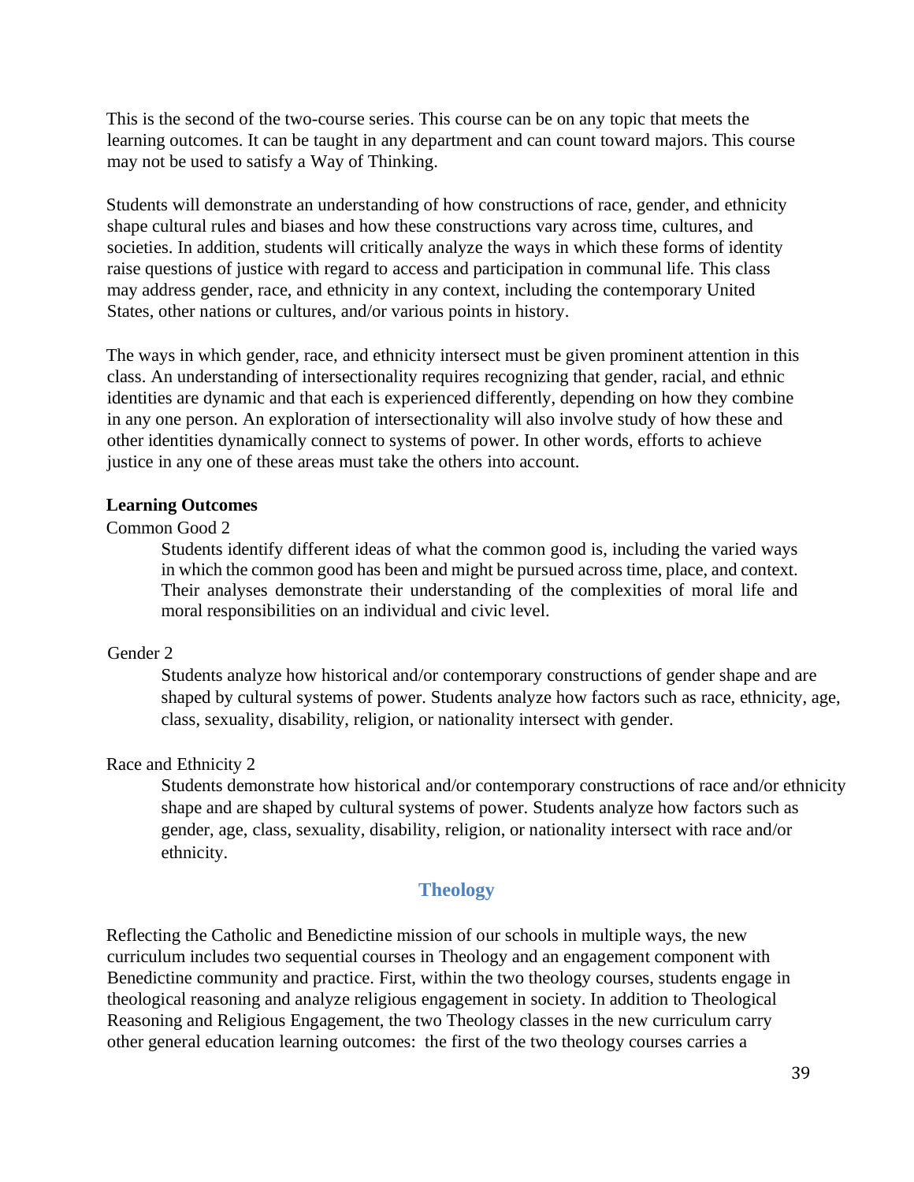This is the second of the two-course series. This course can be on any topic that meets the learning outcomes. It can be taught in any department and can count toward majors. This course may not be used to satisfy a Way of Thinking.

Students will demonstrate an understanding of how constructions of race, gender, and ethnicity shape cultural rules and biases and how these constructions vary across time, cultures, and societies. In addition, students will critically analyze the ways in which these forms of identity raise questions of justice with regard to access and participation in communal life. This class may address gender, race, and ethnicity in any context, including the contemporary United States, other nations or cultures, and/or various points in history.

The ways in which gender, race, and ethnicity intersect must be given prominent attention in this class. An understanding of intersectionality requires recognizing that gender, racial, and ethnic identities are dynamic and that each is experienced differently, depending on how they combine in any one person. An exploration of intersectionality will also involve study of how these and other identities dynamically connect to systems of power. In other words, efforts to achieve justice in any one of these areas must take the others into account.

**Learning Outcomes**

Common Good 2

> Students identify different ideas of what the common good is, including the varied ways in which the common good has been and might be pursued across time, place, and context. Their analyses demonstrate their understanding of the complexities of moral life and moral responsibilities on an individual and civic level.

Gender 2

> Students analyze how historical and/or contemporary constructions of gender shape and are shaped by cultural systems of power. Students analyze how factors such as race, ethnicity, age, class, sexuality, disability, religion, or nationality intersect with gender.

Race and Ethnicity 2

> Students demonstrate how historical and/or contemporary constructions of race and/or ethnicity shape and are shaped by cultural systems of power. Students analyze how factors such as gender, age, class, sexuality, disability, religion, or nationality intersect with race and/or ethnicity.

## Theology

Reflecting the Catholic and Benedictine mission of our schools in multiple ways, the new curriculum includes two sequential courses in Theology and an engagement component with Benedictine community and practice. First, within the two theology courses, students engage in theological reasoning and analyze religious engagement in society. In addition to Theological Reasoning and Religious Engagement, the two Theology classes in the new curriculum carry other general education learning outcomes: the first of the two theology courses carries a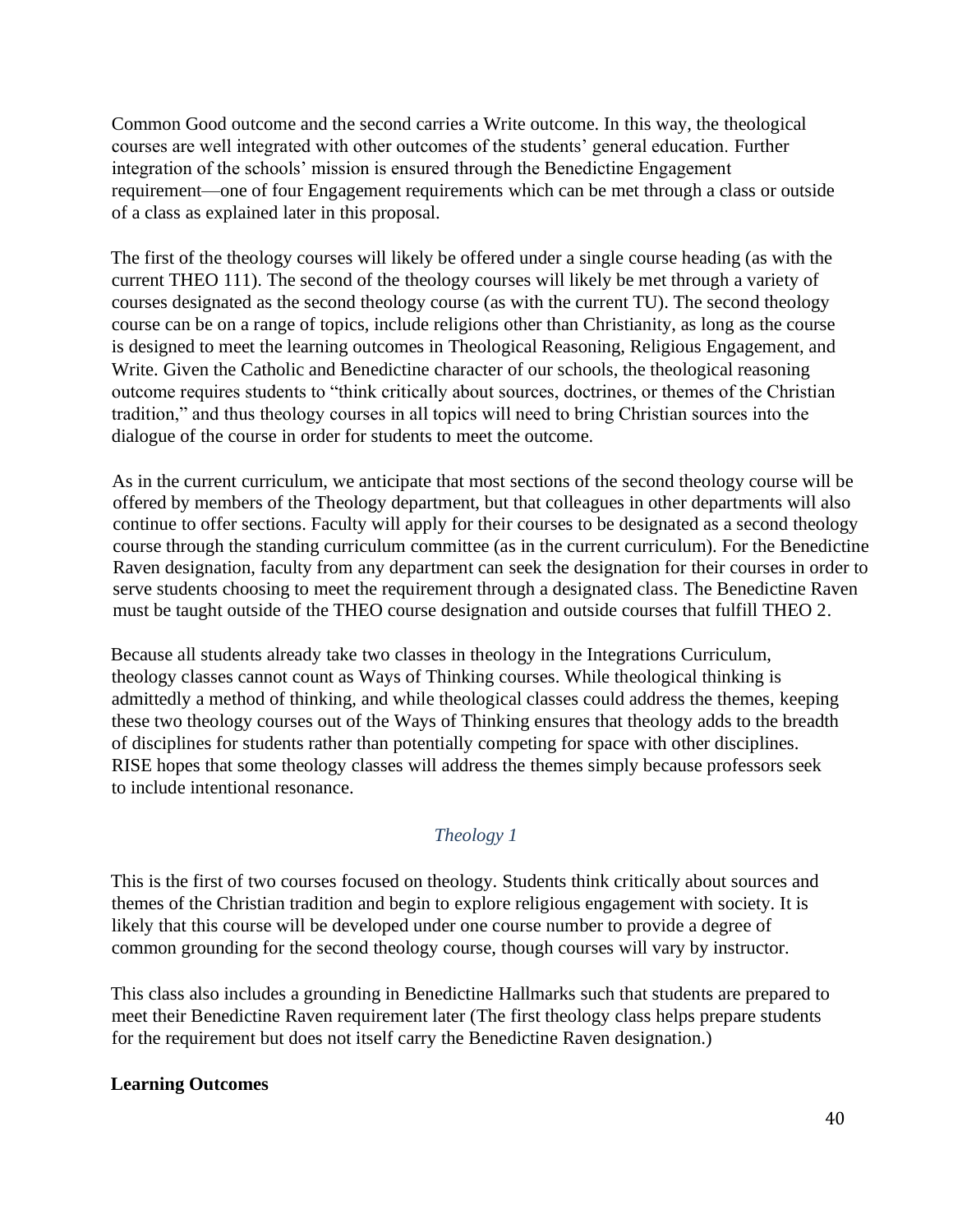Common Good outcome and the second carries a Write outcome. In this way, the theological courses are well integrated with other outcomes of the students' general education. Further integration of the schools' mission is ensured through the Benedictine Engagement requirement—one of four Engagement requirements which can be met through a class or outside of a class as explained later in this proposal.

The first of the theology courses will likely be offered under a single course heading (as with the current THEO 111). The second of the theology courses will likely be met through a variety of courses designated as the second theology course (as with the current TU). The second theology course can be on a range of topics, include religions other than Christianity, as long as the course is designed to meet the learning outcomes in Theological Reasoning, Religious Engagement, and Write. Given the Catholic and Benedictine character of our schools, the theological reasoning outcome requires students to "think critically about sources, doctrines, or themes of the Christian tradition," and thus theology courses in all topics will need to bring Christian sources into the dialogue of the course in order for students to meet the outcome.

As in the current curriculum, we anticipate that most sections of the second theology course will be offered by members of the Theology department, but that colleagues in other departments will also continue to offer sections. Faculty will apply for their courses to be designated as a second theology course through the standing curriculum committee (as in the current curriculum). For the Benedictine Raven designation, faculty from any department can seek the designation for their courses in order to serve students choosing to meet the requirement through a designated class. The Benedictine Raven must be taught outside of the THEO course designation and outside courses that fulfill THEO 2.

Because all students already take two classes in theology in the Integrations Curriculum, theology classes cannot count as Ways of Thinking courses. While theological thinking is admittedly a method of thinking, and while theological classes could address the themes, keeping these two theology courses out of the Ways of Thinking ensures that theology adds to the breadth of disciplines for students rather than potentially competing for space with other disciplines. RISE hopes that some theology classes will address the themes simply because professors seek to include intentional resonance.

### *Theology 1*

This is the first of two courses focused on theology. Students think critically about sources and themes of the Christian tradition and begin to explore religious engagement with society. It is likely that this course will be developed under one course number to provide a degree of common grounding for the second theology course, though courses will vary by instructor.

This class also includes a grounding in Benedictine Hallmarks such that students are prepared to meet their Benedictine Raven requirement later (The first theology class helps prepare students for the requirement but does not itself carry the Benedictine Raven designation.)

**Learning Outcomes**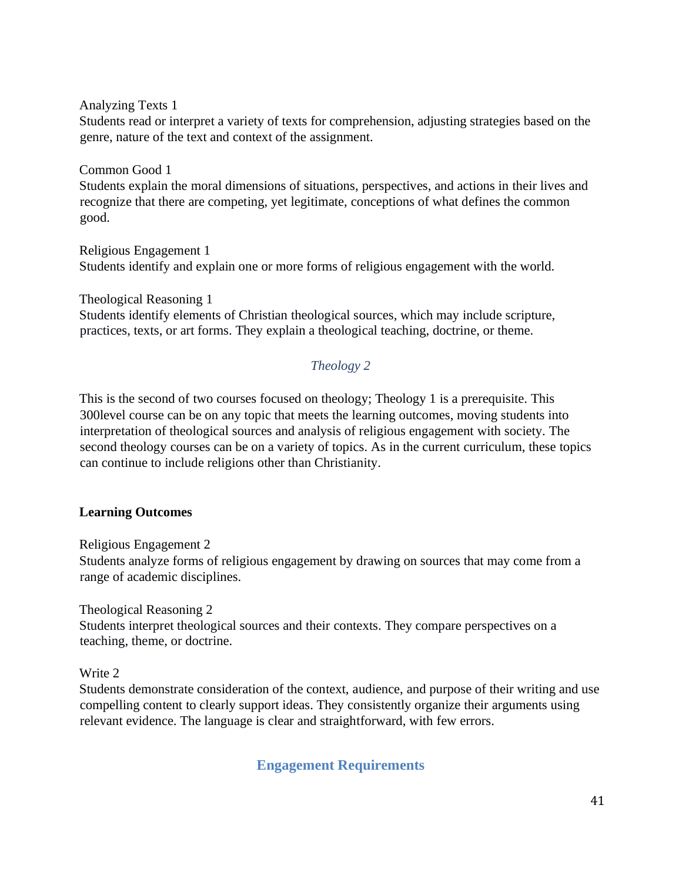Analyzing Texts 1
Students read or interpret a variety of texts for comprehension, adjusting strategies based on the genre, nature of the text and context of the assignment.

Common Good 1
Students explain the moral dimensions of situations, perspectives, and actions in their lives and recognize that there are competing, yet legitimate, conceptions of what defines the common good.

Religious Engagement 1
Students identify and explain one or more forms of religious engagement with the world.

Theological Reasoning 1
Students identify elements of Christian theological sources, which may include scripture, practices, texts, or art forms. They explain a theological teaching, doctrine, or theme.

### *Theology 2*

This is the second of two courses focused on theology; Theology 1 is a prerequisite. This 300level course can be on any topic that meets the learning outcomes, moving students into interpretation of theological sources and analysis of religious engagement with society. The second theology courses can be on a variety of topics. As in the current curriculum, these topics can continue to include religions other than Christianity.

**Learning Outcomes**

Religious Engagement 2
Students analyze forms of religious engagement by drawing on sources that may come from a range of academic disciplines.

Theological Reasoning 2
Students interpret theological sources and their contexts. They compare perspectives on a teaching, theme, or doctrine.

Write 2
Students demonstrate consideration of the context, audience, and purpose of their writing and use compelling content to clearly support ideas. They consistently organize their arguments using relevant evidence. The language is clear and straightforward, with few errors.

## Engagement Requirements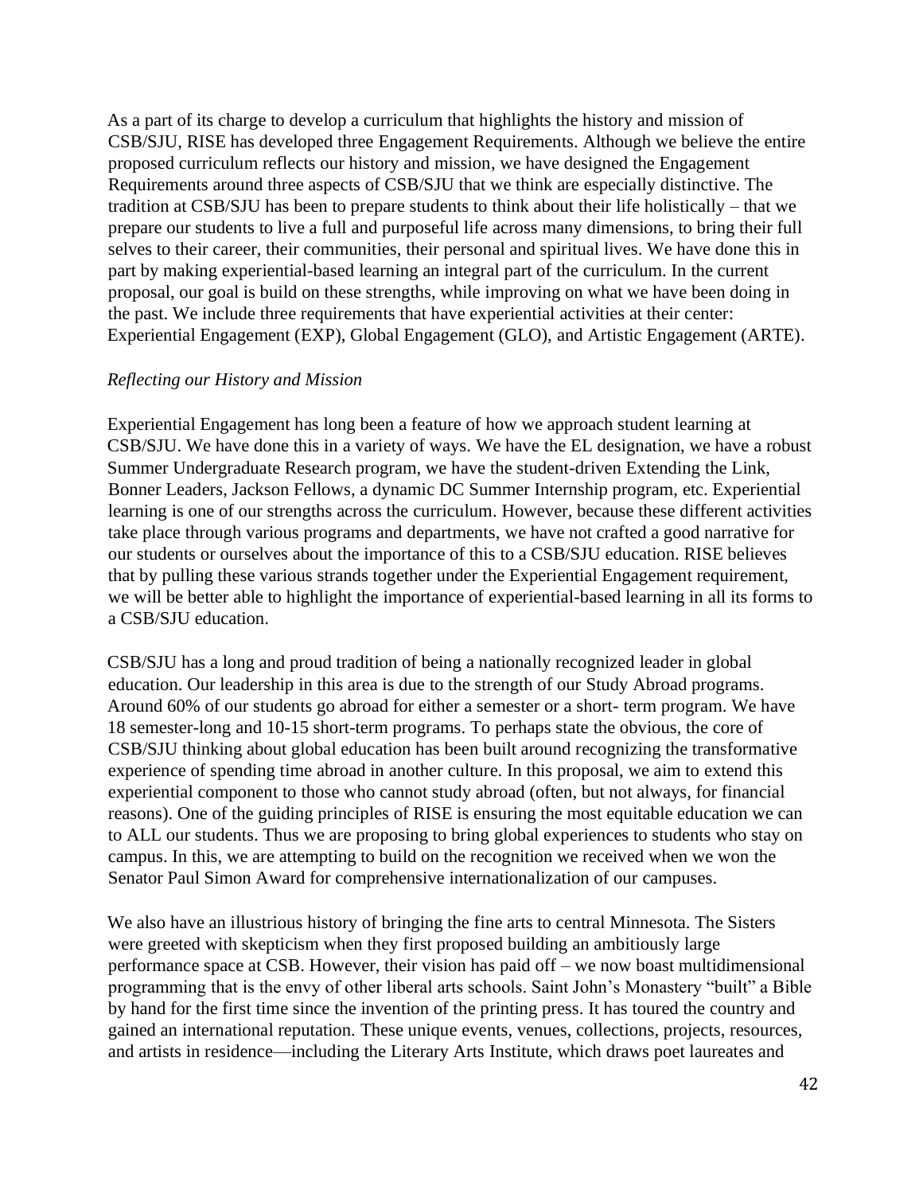As a part of its charge to develop a curriculum that highlights the history and mission of CSB/SJU, RISE has developed three Engagement Requirements. Although we believe the entire proposed curriculum reflects our history and mission, we have designed the Engagement Requirements around three aspects of CSB/SJU that we think are especially distinctive. The tradition at CSB/SJU has been to prepare students to think about their life holistically – that we prepare our students to live a full and purposeful life across many dimensions, to bring their full selves to their career, their communities, their personal and spiritual lives. We have done this in part by making experiential-based learning an integral part of the curriculum. In the current proposal, our goal is build on these strengths, while improving on what we have been doing in the past. We include three requirements that have experiential activities at their center: Experiential Engagement (EXP), Global Engagement (GLO), and Artistic Engagement (ARTE).

*Reflecting our History and Mission*

Experiential Engagement has long been a feature of how we approach student learning at CSB/SJU. We have done this in a variety of ways. We have the EL designation, we have a robust Summer Undergraduate Research program, we have the student-driven Extending the Link, Bonner Leaders, Jackson Fellows, a dynamic DC Summer Internship program, etc. Experiential learning is one of our strengths across the curriculum. However, because these different activities take place through various programs and departments, we have not crafted a good narrative for our students or ourselves about the importance of this to a CSB/SJU education. RISE believes that by pulling these various strands together under the Experiential Engagement requirement, we will be better able to highlight the importance of experiential-based learning in all its forms to a CSB/SJU education.

CSB/SJU has a long and proud tradition of being a nationally recognized leader in global education. Our leadership in this area is due to the strength of our Study Abroad programs. Around 60% of our students go abroad for either a semester or a short- term program. We have 18 semester-long and 10-15 short-term programs. To perhaps state the obvious, the core of CSB/SJU thinking about global education has been built around recognizing the transformative experience of spending time abroad in another culture. In this proposal, we aim to extend this experiential component to those who cannot study abroad (often, but not always, for financial reasons). One of the guiding principles of RISE is ensuring the most equitable education we can to ALL our students. Thus we are proposing to bring global experiences to students who stay on campus. In this, we are attempting to build on the recognition we received when we won the Senator Paul Simon Award for comprehensive internationalization of our campuses.

We also have an illustrious history of bringing the fine arts to central Minnesota. The Sisters were greeted with skepticism when they first proposed building an ambitiously large performance space at CSB. However, their vision has paid off – we now boast multidimensional programming that is the envy of other liberal arts schools. Saint John's Monastery "built" a Bible by hand for the first time since the invention of the printing press. It has toured the country and gained an international reputation. These unique events, venues, collections, projects, resources, and artists in residence—including the Literary Arts Institute, which draws poet laureates and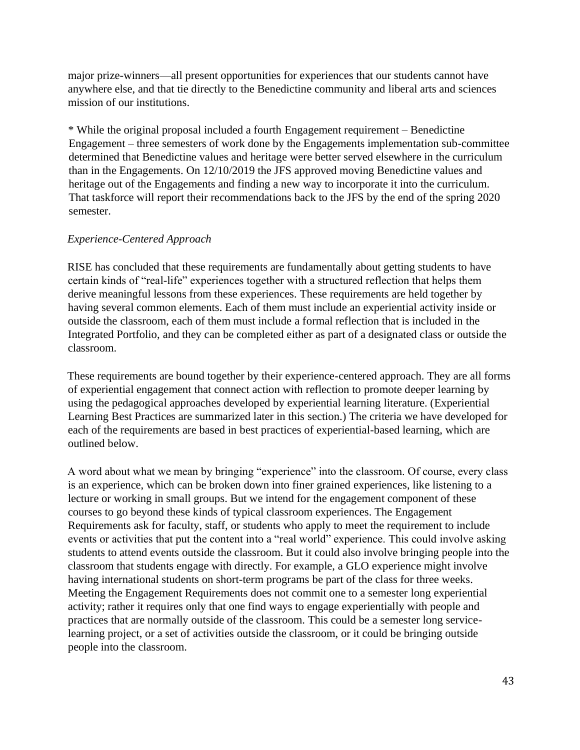major prize-winners—all present opportunities for experiences that our students cannot have anywhere else, and that tie directly to the Benedictine community and liberal arts and sciences mission of our institutions.

* While the original proposal included a fourth Engagement requirement – Benedictine Engagement – three semesters of work done by the Engagements implementation sub-committee determined that Benedictine values and heritage were better served elsewhere in the curriculum than in the Engagements. On 12/10/2019 the JFS approved moving Benedictine values and heritage out of the Engagements and finding a new way to incorporate it into the curriculum. That taskforce will report their recommendations back to the JFS by the end of the spring 2020 semester.

*Experience-Centered Approach*

RISE has concluded that these requirements are fundamentally about getting students to have certain kinds of "real-life" experiences together with a structured reflection that helps them derive meaningful lessons from these experiences. These requirements are held together by having several common elements. Each of them must include an experiential activity inside or outside the classroom, each of them must include a formal reflection that is included in the Integrated Portfolio, and they can be completed either as part of a designated class or outside the classroom.

These requirements are bound together by their experience-centered approach. They are all forms of experiential engagement that connect action with reflection to promote deeper learning by using the pedagogical approaches developed by experiential learning literature. (Experiential Learning Best Practices are summarized later in this section.) The criteria we have developed for each of the requirements are based in best practices of experiential-based learning, which are outlined below.

A word about what we mean by bringing "experience" into the classroom. Of course, every class is an experience, which can be broken down into finer grained experiences, like listening to a lecture or working in small groups. But we intend for the engagement component of these courses to go beyond these kinds of typical classroom experiences. The Engagement Requirements ask for faculty, staff, or students who apply to meet the requirement to include events or activities that put the content into a "real world" experience. This could involve asking students to attend events outside the classroom. But it could also involve bringing people into the classroom that students engage with directly. For example, a GLO experience might involve having international students on short-term programs be part of the class for three weeks. Meeting the Engagement Requirements does not commit one to a semester long experiential activity; rather it requires only that one find ways to engage experientially with people and practices that are normally outside of the classroom. This could be a semester long service-learning project, or a set of activities outside the classroom, or it could be bringing outside people into the classroom.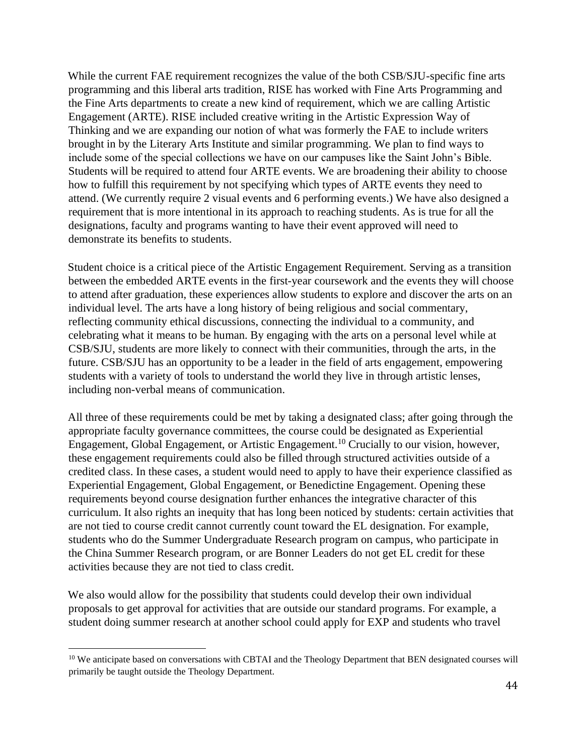While the current FAE requirement recognizes the value of the both CSB/SJU-specific fine arts programming and this liberal arts tradition, RISE has worked with Fine Arts Programming and the Fine Arts departments to create a new kind of requirement, which we are calling Artistic Engagement (ARTE). RISE included creative writing in the Artistic Expression Way of Thinking and we are expanding our notion of what was formerly the FAE to include writers brought in by the Literary Arts Institute and similar programming. We plan to find ways to include some of the special collections we have on our campuses like the Saint John's Bible. Students will be required to attend four ARTE events. We are broadening their ability to choose how to fulfill this requirement by not specifying which types of ARTE events they need to attend. (We currently require 2 visual events and 6 performing events.) We have also designed a requirement that is more intentional in its approach to reaching students. As is true for all the designations, faculty and programs wanting to have their event approved will need to demonstrate its benefits to students.

Student choice is a critical piece of the Artistic Engagement Requirement. Serving as a transition between the embedded ARTE events in the first-year coursework and the events they will choose to attend after graduation, these experiences allow students to explore and discover the arts on an individual level. The arts have a long history of being religious and social commentary, reflecting community ethical discussions, connecting the individual to a community, and celebrating what it means to be human. By engaging with the arts on a personal level while at CSB/SJU, students are more likely to connect with their communities, through the arts, in the future. CSB/SJU has an opportunity to be a leader in the field of arts engagement, empowering students with a variety of tools to understand the world they live in through artistic lenses, including non-verbal means of communication.

All three of these requirements could be met by taking a designated class; after going through the appropriate faculty governance committees, the course could be designated as Experiential Engagement, Global Engagement, or Artistic Engagement.[10] Crucially to our vision, however, these engagement requirements could also be filled through structured activities outside of a credited class. In these cases, a student would need to apply to have their experience classified as Experiential Engagement, Global Engagement, or Benedictine Engagement. Opening these requirements beyond course designation further enhances the integrative character of this curriculum. It also rights an inequity that has long been noticed by students: certain activities that are not tied to course credit cannot currently count toward the EL designation. For example, students who do the Summer Undergraduate Research program on campus, who participate in the China Summer Research program, or are Bonner Leaders do not get EL credit for these activities because they are not tied to class credit.

We also would allow for the possibility that students could develop their own individual proposals to get approval for activities that are outside our standard programs. For example, a student doing summer research at another school could apply for EXP and students who travel

[10] We anticipate based on conversations with CBTAI and the Theology Department that BEN designated courses will primarily be taught outside the Theology Department.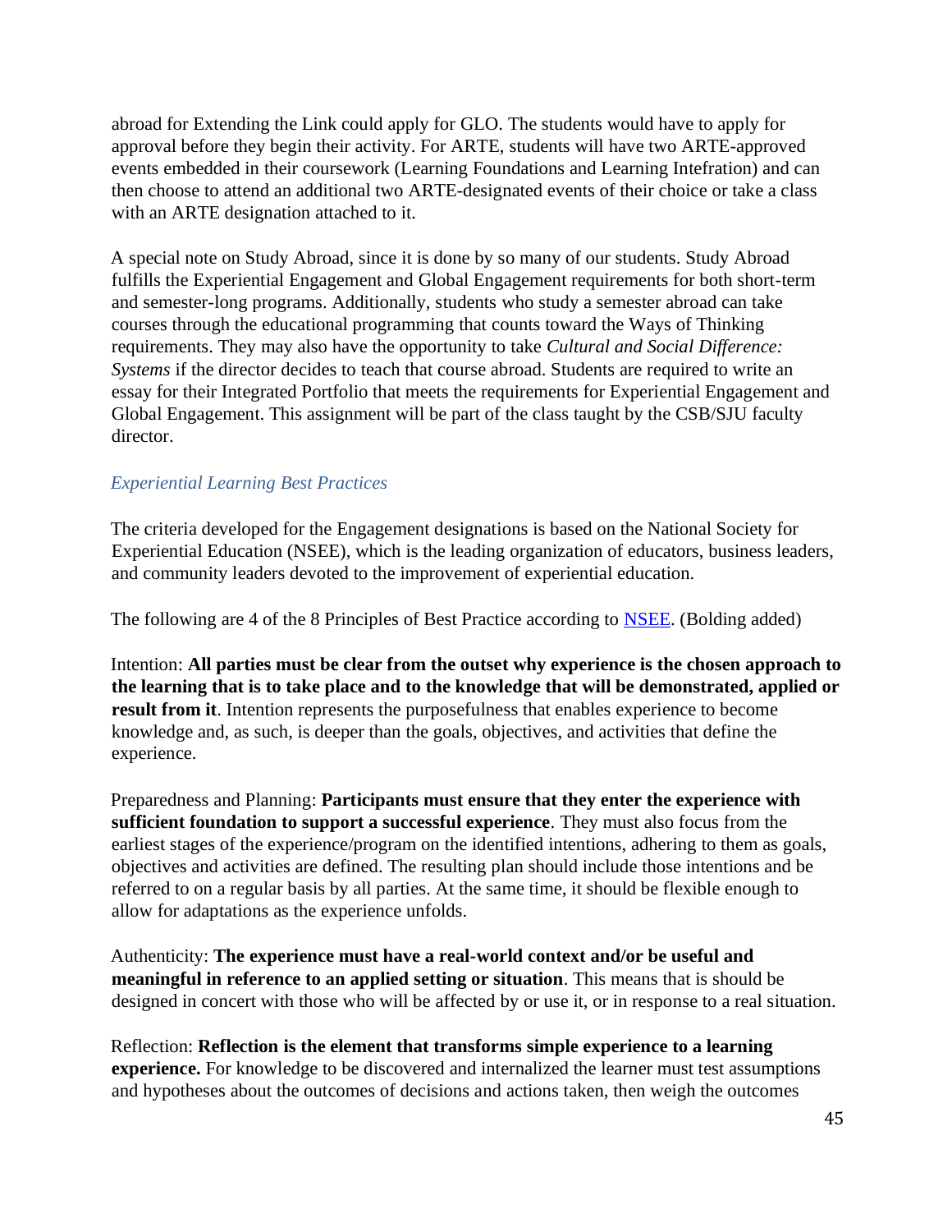abroad for Extending the Link could apply for GLO. The students would have to apply for approval before they begin their activity. For ARTE, students will have two ARTE-approved events embedded in their coursework (Learning Foundations and Learning Intefration) and can then choose to attend an additional two ARTE-designated events of their choice or take a class with an ARTE designation attached to it.

A special note on Study Abroad, since it is done by so many of our students. Study Abroad fulfills the Experiential Engagement and Global Engagement requirements for both short-term and semester-long programs. Additionally, students who study a semester abroad can take courses through the educational programming that counts toward the Ways of Thinking requirements. They may also have the opportunity to take *Cultural and Social Difference: Systems* if the director decides to teach that course abroad. Students are required to write an essay for their Integrated Portfolio that meets the requirements for Experiential Engagement and Global Engagement. This assignment will be part of the class taught by the CSB/SJU faculty director.

### *Experiential Learning Best Practices*

The criteria developed for the Engagement designations is based on the National Society for Experiential Education (NSEE), which is the leading organization of educators, business leaders, and community leaders devoted to the improvement of experiential education.

The following are 4 of the 8 Principles of Best Practice according to NSEE. (Bolding added)

Intention: **All parties must be clear from the outset why experience is the chosen approach to the learning that is to take place and to the knowledge that will be demonstrated, applied or result from it**. Intention represents the purposefulness that enables experience to become knowledge and, as such, is deeper than the goals, objectives, and activities that define the experience.

Preparedness and Planning: **Participants must ensure that they enter the experience with sufficient foundation to support a successful experience**. They must also focus from the earliest stages of the experience/program on the identified intentions, adhering to them as goals, objectives and activities are defined. The resulting plan should include those intentions and be referred to on a regular basis by all parties. At the same time, it should be flexible enough to allow for adaptations as the experience unfolds.

Authenticity: **The experience must have a real-world context and/or be useful and meaningful in reference to an applied setting or situation**. This means that is should be designed in concert with those who will be affected by or use it, or in response to a real situation.

Reflection: **Reflection is the element that transforms simple experience to a learning experience.** For knowledge to be discovered and internalized the learner must test assumptions and hypotheses about the outcomes of decisions and actions taken, then weigh the outcomes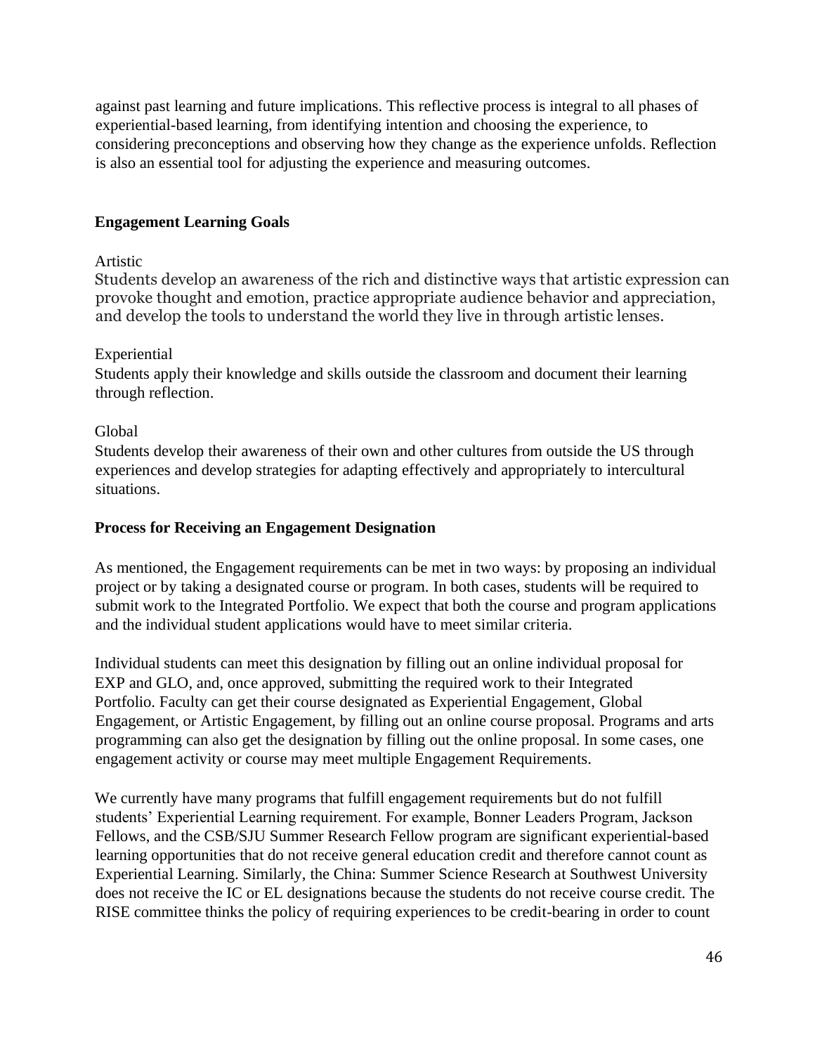against past learning and future implications. This reflective process is integral to all phases of experiential-based learning, from identifying intention and choosing the experience, to considering preconceptions and observing how they change as the experience unfolds. Reflection is also an essential tool for adjusting the experience and measuring outcomes.

## Engagement Learning Goals

Artistic

Students develop an awareness of the rich and distinctive ways that artistic expression can provoke thought and emotion, practice appropriate audience behavior and appreciation, and develop the tools to understand the world they live in through artistic lenses.

Experiential

Students apply their knowledge and skills outside the classroom and document their learning through reflection.

Global

Students develop their awareness of their own and other cultures from outside the US through experiences and develop strategies for adapting effectively and appropriately to intercultural situations.

## Process for Receiving an Engagement Designation

As mentioned, the Engagement requirements can be met in two ways: by proposing an individual project or by taking a designated course or program. In both cases, students will be required to submit work to the Integrated Portfolio. We expect that both the course and program applications and the individual student applications would have to meet similar criteria.

Individual students can meet this designation by filling out an online individual proposal for EXP and GLO, and, once approved, submitting the required work to their Integrated Portfolio. Faculty can get their course designated as Experiential Engagement, Global Engagement, or Artistic Engagement, by filling out an online course proposal. Programs and arts programming can also get the designation by filling out the online proposal. In some cases, one engagement activity or course may meet multiple Engagement Requirements.

We currently have many programs that fulfill engagement requirements but do not fulfill students' Experiential Learning requirement. For example, Bonner Leaders Program, Jackson Fellows, and the CSB/SJU Summer Research Fellow program are significant experiential-based learning opportunities that do not receive general education credit and therefore cannot count as Experiential Learning. Similarly, the China: Summer Science Research at Southwest University does not receive the IC or EL designations because the students do not receive course credit. The RISE committee thinks the policy of requiring experiences to be credit-bearing in order to count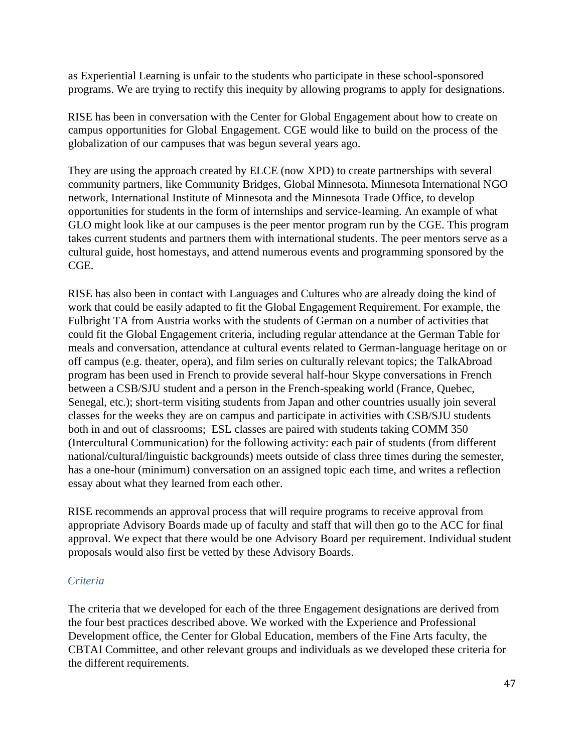as Experiential Learning is unfair to the students who participate in these school-sponsored programs. We are trying to rectify this inequity by allowing programs to apply for designations.

RISE has been in conversation with the Center for Global Engagement about how to create on campus opportunities for Global Engagement. CGE would like to build on the process of the globalization of our campuses that was begun several years ago.

They are using the approach created by ELCE (now XPD) to create partnerships with several community partners, like Community Bridges, Global Minnesota, Minnesota International NGO network, International Institute of Minnesota and the Minnesota Trade Office, to develop opportunities for students in the form of internships and service-learning. An example of what GLO might look like at our campuses is the peer mentor program run by the CGE. This program takes current students and partners them with international students. The peer mentors serve as a cultural guide, host homestays, and attend numerous events and programming sponsored by the CGE.

RISE has also been in contact with Languages and Cultures who are already doing the kind of work that could be easily adapted to fit the Global Engagement Requirement. For example, the Fulbright TA from Austria works with the students of German on a number of activities that could fit the Global Engagement criteria, including regular attendance at the German Table for meals and conversation, attendance at cultural events related to German-language heritage on or off campus (e.g. theater, opera), and film series on culturally relevant topics; the TalkAbroad program has been used in French to provide several half-hour Skype conversations in French between a CSB/SJU student and a person in the French-speaking world (France, Quebec, Senegal, etc.); short-term visiting students from Japan and other countries usually join several classes for the weeks they are on campus and participate in activities with CSB/SJU students both in and out of classrooms; ESL classes are paired with students taking COMM 350 (Intercultural Communication) for the following activity: each pair of students (from different national/cultural/linguistic backgrounds) meets outside of class three times during the semester, has a one-hour (minimum) conversation on an assigned topic each time, and writes a reflection essay about what they learned from each other.

RISE recommends an approval process that will require programs to receive approval from appropriate Advisory Boards made up of faculty and staff that will then go to the ACC for final approval. We expect that there would be one Advisory Board per requirement. Individual student proposals would also first be vetted by these Advisory Boards.

### *Criteria*

The criteria that we developed for each of the three Engagement designations are derived from the four best practices described above. We worked with the Experience and Professional Development office, the Center for Global Education, members of the Fine Arts faculty, the CBTAI Committee, and other relevant groups and individuals as we developed these criteria for the different requirements.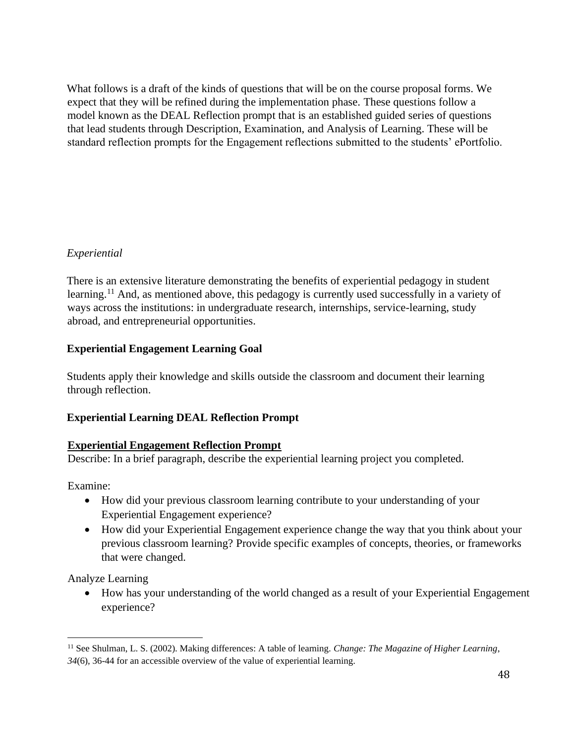What follows is a draft of the kinds of questions that will be on the course proposal forms. We expect that they will be refined during the implementation phase. These questions follow a model known as the DEAL Reflection prompt that is an established guided series of questions that lead students through Description, Examination, and Analysis of Learning. These will be standard reflection prompts for the Engagement reflections submitted to the students' ePortfolio.

*Experiential*

There is an extensive literature demonstrating the benefits of experiential pedagogy in student learning.[11] And, as mentioned above, this pedagogy is currently used successfully in a variety of ways across the institutions: in undergraduate research, internships, service-learning, study abroad, and entrepreneurial opportunities.

**Experiential Engagement Learning Goal**

Students apply their knowledge and skills outside the classroom and document their learning through reflection.

**Experiential Learning DEAL Reflection Prompt**

<u>**Experiential Engagement Reflection Prompt**</u>

Describe: In a brief paragraph, describe the experiential learning project you completed.

Examine:

- How did your previous classroom learning contribute to your understanding of your Experiential Engagement experience?
- How did your Experiential Engagement experience change the way that you think about your previous classroom learning? Provide specific examples of concepts, theories, or frameworks that were changed.

Analyze Learning

- How has your understanding of the world changed as a result of your Experiential Engagement experience?

---

[11] See Shulman, L. S. (2002). Making differences: A table of learning. *Change: The Magazine of Higher Learning*, *34*(6), 36-44 for an accessible overview of the value of experiential learning.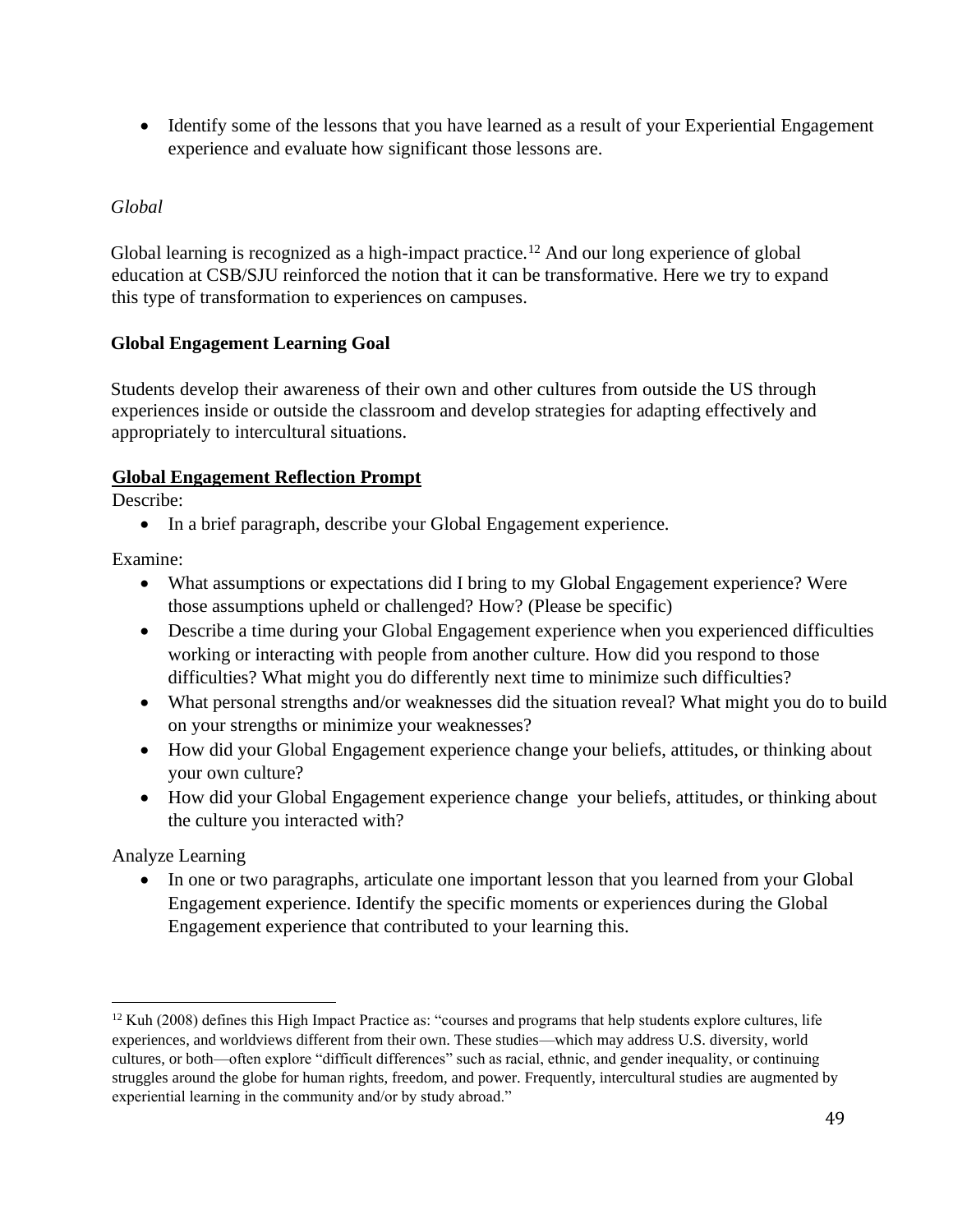- Identify some of the lessons that you have learned as a result of your Experiential Engagement experience and evaluate how significant those lessons are.

*Global*

Global learning is recognized as a high-impact practice.[12] And our long experience of global education at CSB/SJU reinforced the notion that it can be transformative. Here we try to expand this type of transformation to experiences on campuses.

**Global Engagement Learning Goal**

Students develop their awareness of their own and other cultures from outside the US through experiences inside or outside the classroom and develop strategies for adapting effectively and appropriately to intercultural situations.

**Global Engagement Reflection Prompt**

Describe:

- In a brief paragraph, describe your Global Engagement experience.

Examine:

- What assumptions or expectations did I bring to my Global Engagement experience? Were those assumptions upheld or challenged? How? (Please be specific)
- Describe a time during your Global Engagement experience when you experienced difficulties working or interacting with people from another culture. How did you respond to those difficulties? What might you do differently next time to minimize such difficulties?
- What personal strengths and/or weaknesses did the situation reveal? What might you do to build on your strengths or minimize your weaknesses?
- How did your Global Engagement experience change your beliefs, attitudes, or thinking about your own culture?
- How did your Global Engagement experience change your beliefs, attitudes, or thinking about the culture you interacted with?

Analyze Learning

- In one or two paragraphs, articulate one important lesson that you learned from your Global Engagement experience. Identify the specific moments or experiences during the Global Engagement experience that contributed to your learning this.

---

[12] Kuh (2008) defines this High Impact Practice as: "courses and programs that help students explore cultures, life experiences, and worldviews different from their own. These studies—which may address U.S. diversity, world cultures, or both—often explore "difficult differences" such as racial, ethnic, and gender inequality, or continuing struggles around the globe for human rights, freedom, and power. Frequently, intercultural studies are augmented by experiential learning in the community and/or by study abroad."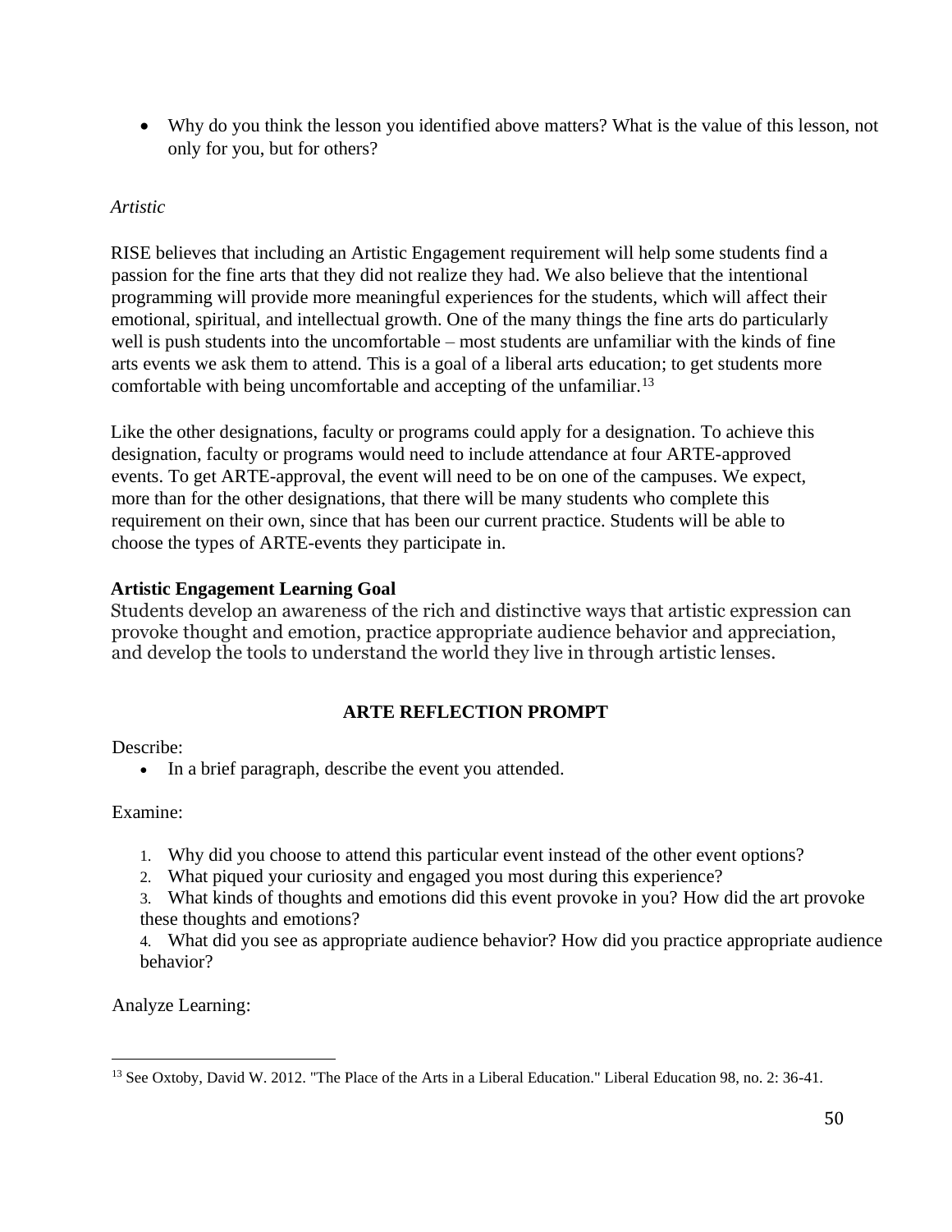- Why do you think the lesson you identified above matters? What is the value of this lesson, not only for you, but for others?

*Artistic*

RISE believes that including an Artistic Engagement requirement will help some students find a passion for the fine arts that they did not realize they had. We also believe that the intentional programming will provide more meaningful experiences for the students, which will affect their emotional, spiritual, and intellectual growth. One of the many things the fine arts do particularly well is push students into the uncomfortable – most students are unfamiliar with the kinds of fine arts events we ask them to attend. This is a goal of a liberal arts education; to get students more comfortable with being uncomfortable and accepting of the unfamiliar.[13]

Like the other designations, faculty or programs could apply for a designation. To achieve this designation, faculty or programs would need to include attendance at four ARTE-approved events. To get ARTE-approval, the event will need to be on one of the campuses. We expect, more than for the other designations, that there will be many students who complete this requirement on their own, since that has been our current practice. Students will be able to choose the types of ARTE-events they participate in.

**Artistic Engagement Learning Goal**

Students develop an awareness of the rich and distinctive ways that artistic expression can provoke thought and emotion, practice appropriate audience behavior and appreciation, and develop the tools to understand the world they live in through artistic lenses.

**ARTE REFLECTION PROMPT**

Describe:

- In a brief paragraph, describe the event you attended.

Examine:

1. Why did you choose to attend this particular event instead of the other event options?
2. What piqued your curiosity and engaged you most during this experience?
3. What kinds of thoughts and emotions did this event provoke in you? How did the art provoke these thoughts and emotions?
4. What did you see as appropriate audience behavior? How did you practice appropriate audience behavior?

Analyze Learning:

[13] See Oxtoby, David W. 2012. "The Place of the Arts in a Liberal Education." Liberal Education 98, no. 2: 36-41.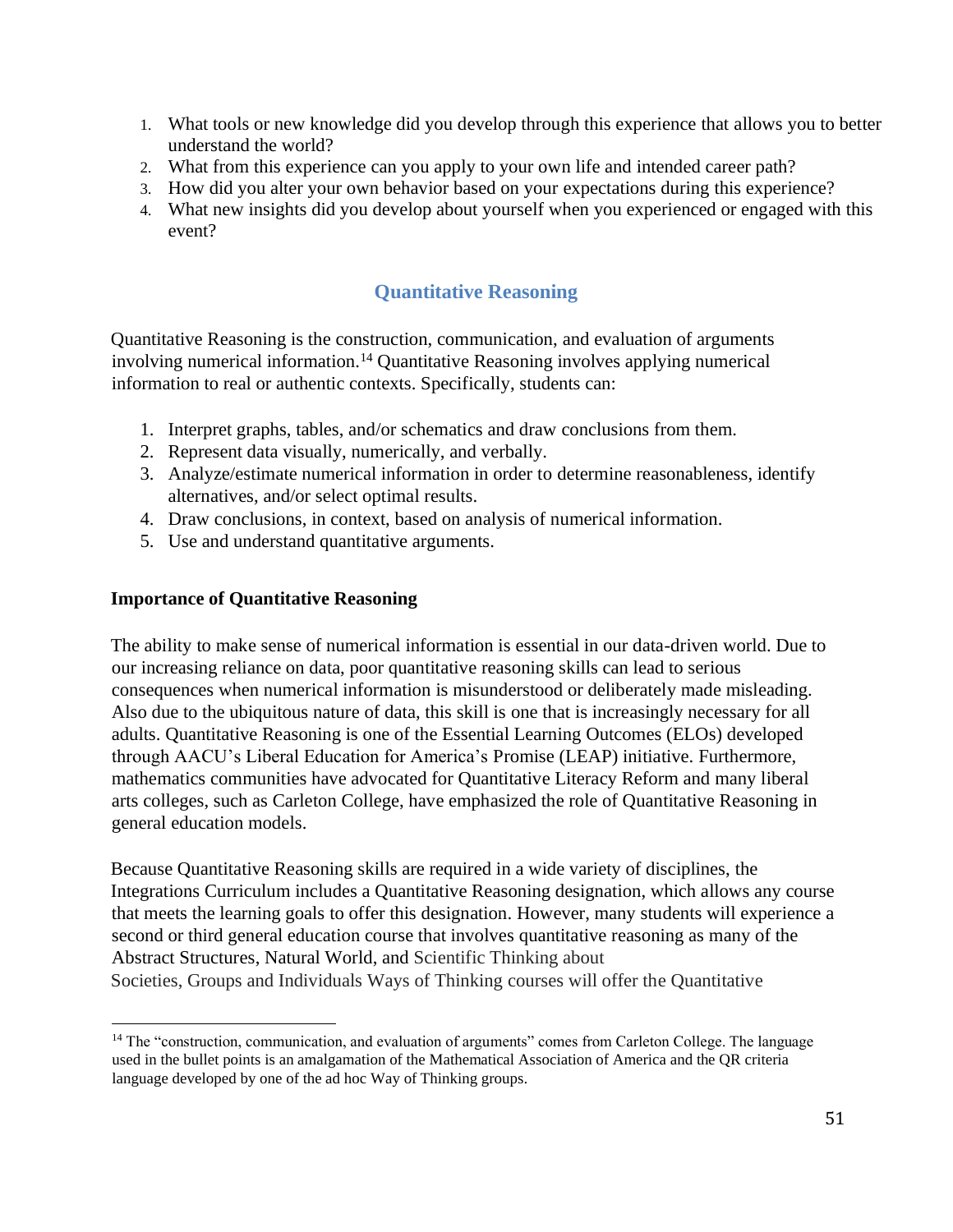1. What tools or new knowledge did you develop through this experience that allows you to better understand the world?
2. What from this experience can you apply to your own life and intended career path?
3. How did you alter your own behavior based on your expectations during this experience?
4. What new insights did you develop about yourself when you experienced or engaged with this event?

## Quantitative Reasoning

Quantitative Reasoning is the construction, communication, and evaluation of arguments involving numerical information.[14] Quantitative Reasoning involves applying numerical information to real or authentic contexts. Specifically, students can:

1. Interpret graphs, tables, and/or schematics and draw conclusions from them.
2. Represent data visually, numerically, and verbally.
3. Analyze/estimate numerical information in order to determine reasonableness, identify alternatives, and/or select optimal results.
4. Draw conclusions, in context, based on analysis of numerical information.
5. Use and understand quantitative arguments.

**Importance of Quantitative Reasoning**

The ability to make sense of numerical information is essential in our data-driven world. Due to our increasing reliance on data, poor quantitative reasoning skills can lead to serious consequences when numerical information is misunderstood or deliberately made misleading. Also due to the ubiquitous nature of data, this skill is one that is increasingly necessary for all adults. Quantitative Reasoning is one of the Essential Learning Outcomes (ELOs) developed through AACU's Liberal Education for America's Promise (LEAP) initiative. Furthermore, mathematics communities have advocated for Quantitative Literacy Reform and many liberal arts colleges, such as Carleton College, have emphasized the role of Quantitative Reasoning in general education models.

Because Quantitative Reasoning skills are required in a wide variety of disciplines, the Integrations Curriculum includes a Quantitative Reasoning designation, which allows any course that meets the learning goals to offer this designation. However, many students will experience a second or third general education course that involves quantitative reasoning as many of the Abstract Structures, Natural World, and Scientific Thinking about Societies, Groups and Individuals Ways of Thinking courses will offer the Quantitative

[14] The "construction, communication, and evaluation of arguments" comes from Carleton College. The language used in the bullet points is an amalgamation of the Mathematical Association of America and the QR criteria language developed by one of the ad hoc Way of Thinking groups.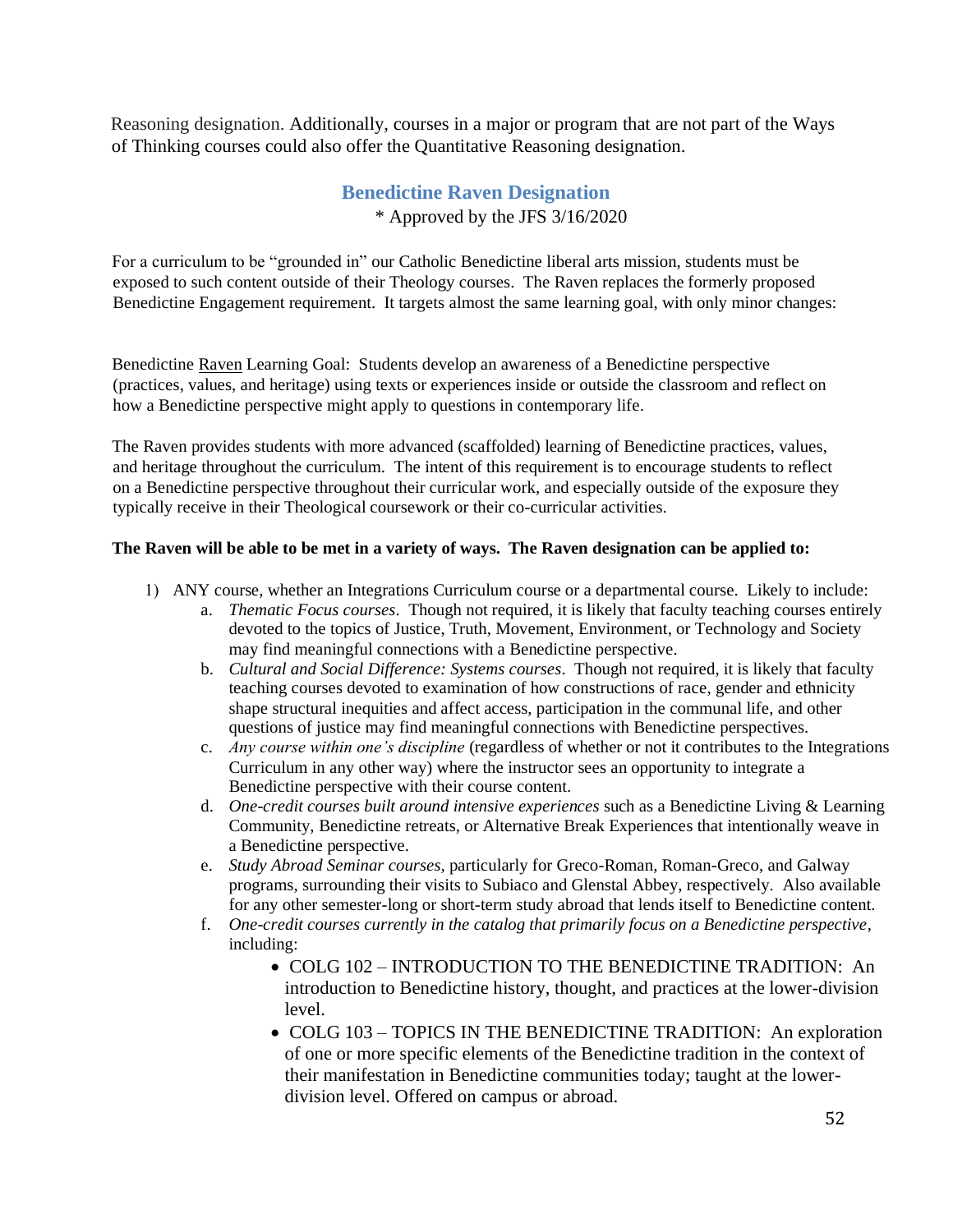Reasoning designation. Additionally, courses in a major or program that are not part of the Ways of Thinking courses could also offer the Quantitative Reasoning designation.

## Benedictine Raven Designation

\* Approved by the JFS 3/16/2020

For a curriculum to be "grounded in" our Catholic Benedictine liberal arts mission, students must be exposed to such content outside of their Theology courses. The Raven replaces the formerly proposed Benedictine Engagement requirement. It targets almost the same learning goal, with only minor changes:

Benedictine Raven Learning Goal: Students develop an awareness of a Benedictine perspective (practices, values, and heritage) using texts or experiences inside or outside the classroom and reflect on how a Benedictine perspective might apply to questions in contemporary life.

The Raven provides students with more advanced (scaffolded) learning of Benedictine practices, values, and heritage throughout the curriculum. The intent of this requirement is to encourage students to reflect on a Benedictine perspective throughout their curricular work, and especially outside of the exposure they typically receive in their Theological coursework or their co-curricular activities.

**The Raven will be able to be met in a variety of ways. The Raven designation can be applied to:**

1) ANY course, whether an Integrations Curriculum course or a departmental course. Likely to include:
   a. *Thematic Focus courses*. Though not required, it is likely that faculty teaching courses entirely devoted to the topics of Justice, Truth, Movement, Environment, or Technology and Society may find meaningful connections with a Benedictine perspective.
   b. *Cultural and Social Difference: Systems courses*. Though not required, it is likely that faculty teaching courses devoted to examination of how constructions of race, gender and ethnicity shape structural inequities and affect access, participation in the communal life, and other questions of justice may find meaningful connections with Benedictine perspectives.
   c. *Any course within one's discipline* (regardless of whether or not it contributes to the Integrations Curriculum in any other way) where the instructor sees an opportunity to integrate a Benedictine perspective with their course content.
   d. *One-credit courses built around intensive experiences* such as a Benedictine Living & Learning Community, Benedictine retreats, or Alternative Break Experiences that intentionally weave in a Benedictine perspective.
   e. *Study Abroad Seminar courses*, particularly for Greco-Roman, Roman-Greco, and Galway programs, surrounding their visits to Subiaco and Glenstal Abbey, respectively. Also available for any other semester-long or short-term study abroad that lends itself to Benedictine content.
   f. *One-credit courses currently in the catalog that primarily focus on a Benedictine perspective*, including:
      - COLG 102 – INTRODUCTION TO THE BENEDICTINE TRADITION: An introduction to Benedictine history, thought, and practices at the lower-division level.
      - COLG 103 – TOPICS IN THE BENEDICTINE TRADITION: An exploration of one or more specific elements of the Benedictine tradition in the context of their manifestation in Benedictine communities today; taught at the lower-division level. Offered on campus or abroad.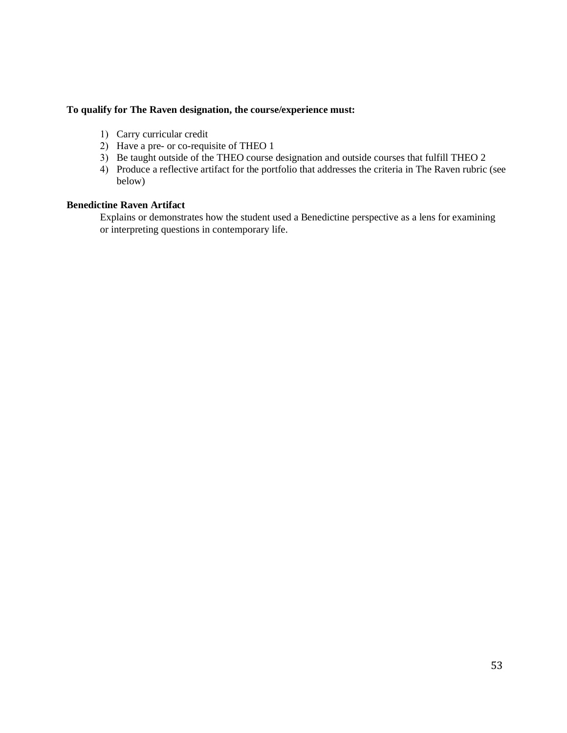**To qualify for The Raven designation, the course/experience must:**

1) Carry curricular credit
2) Have a pre- or co-requisite of THEO 1
3) Be taught outside of the THEO course designation and outside courses that fulfill THEO 2
4) Produce a reflective artifact for the portfolio that addresses the criteria in The Raven rubric (see below)

**Benedictine Raven Artifact**

Explains or demonstrates how the student used a Benedictine perspective as a lens for examining or interpreting questions in contemporary life.